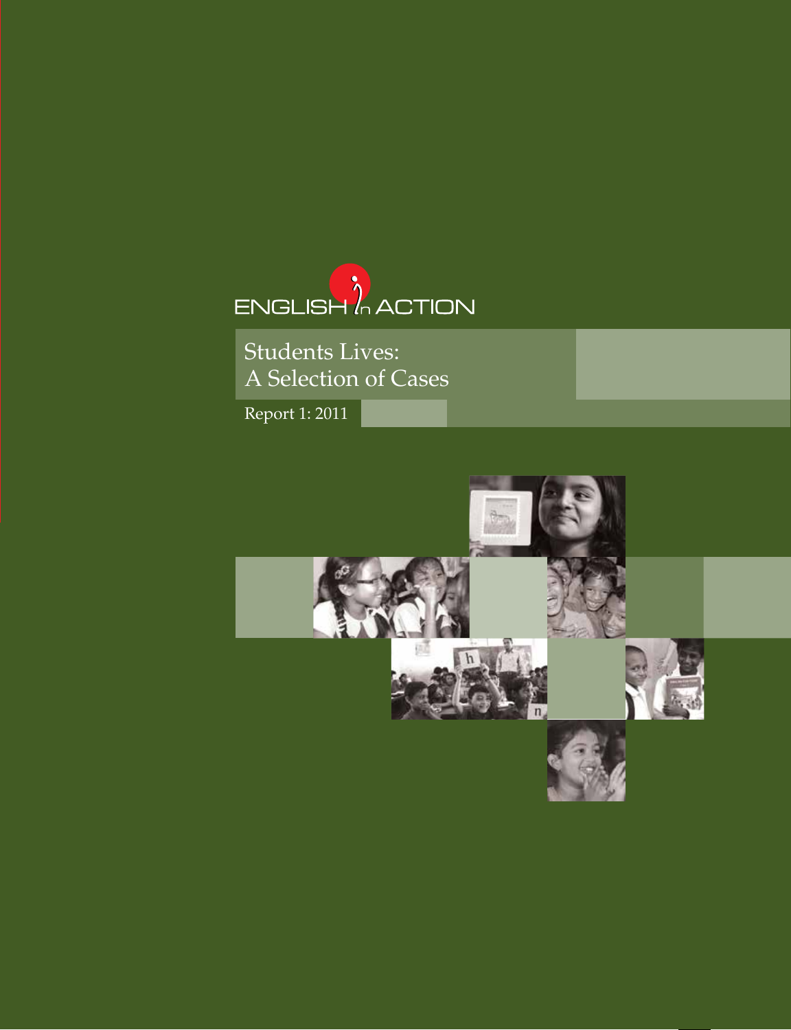ENGLISH in ACTION

# Students Lives: A Selection of Cases

Report 1: 2011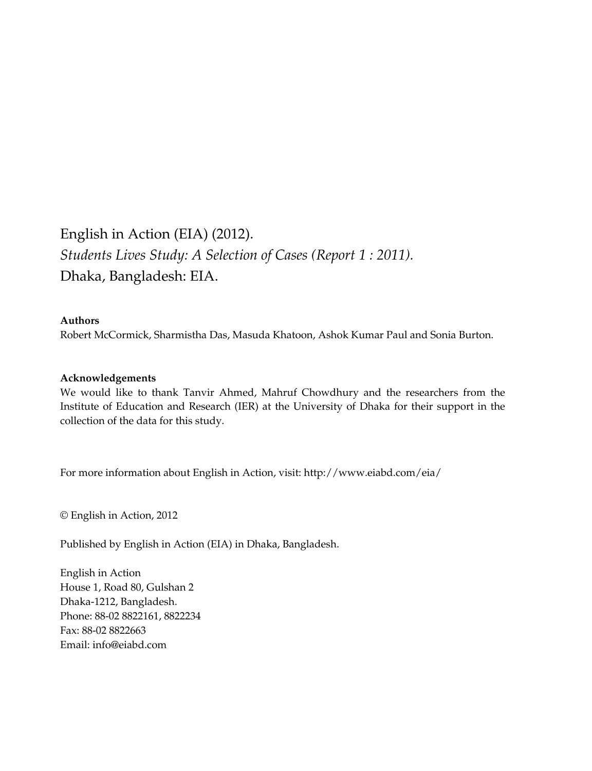English in Action (EIA) (2012).
*Students Lives Study: A Selection of Cases (Report 1 : 2011).*
Dhaka, Bangladesh: EIA.

**Authors**
Robert McCormick, Sharmistha Das, Masuda Khatoon, Ashok Kumar Paul and Sonia Burton.

**Acknowledgements**
We would like to thank Tanvir Ahmed, Mahruf Chowdhury and the researchers from the Institute of Education and Research (IER) at the University of Dhaka for their support in the collection of the data for this study.

For more information about English in Action, visit: http://www.eiabd.com/eia/

© English in Action, 2012

Published by English in Action (EIA) in Dhaka, Bangladesh.

English in Action
House 1, Road 80, Gulshan 2
Dhaka-1212, Bangladesh.
Phone: 88-02 8822161, 8822234
Fax: 88-02 8822663
Email: info@eiabd.com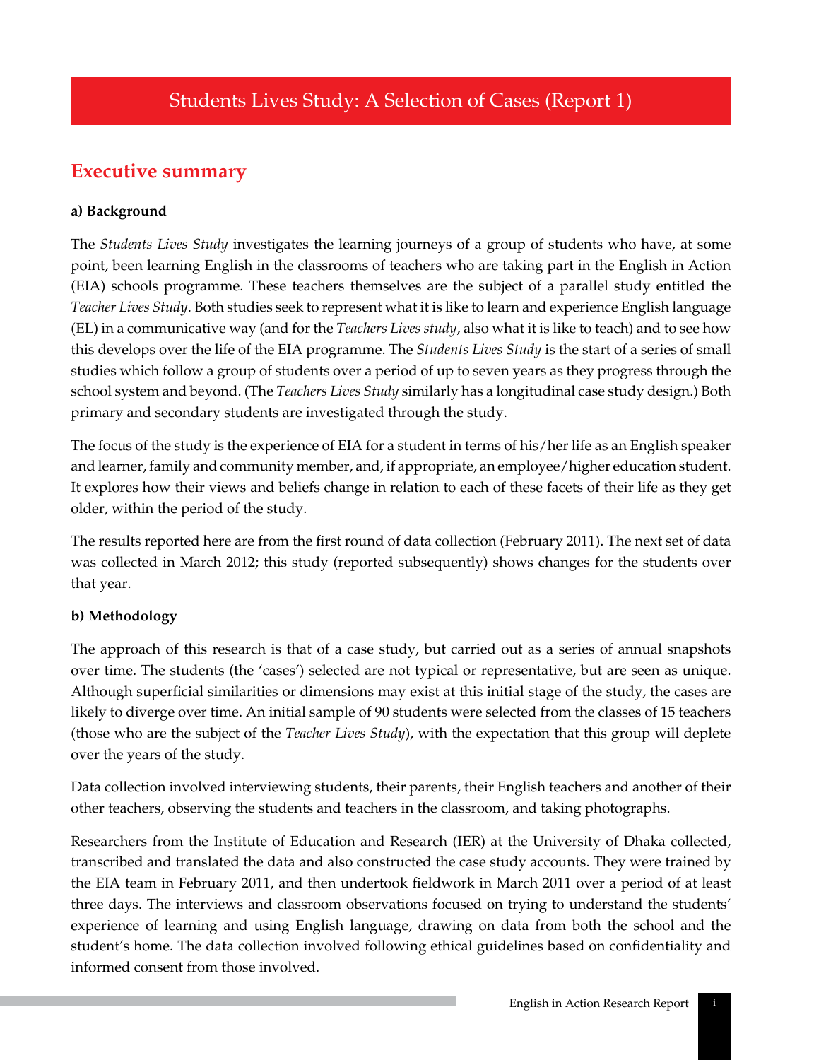# Students Lives Study: A Selection of Cases (Report 1)

## Executive summary

**a) Background**

The *Students Lives Study* investigates the learning journeys of a group of students who have, at some point, been learning English in the classrooms of teachers who are taking part in the English in Action (EIA) schools programme. These teachers themselves are the subject of a parallel study entitled the *Teacher Lives Study*. Both studies seek to represent what it is like to learn and experience English language (EL) in a communicative way (and for the *Teachers Lives study*, also what it is like to teach) and to see how this develops over the life of the EIA programme. The *Students Lives Study* is the start of a series of small studies which follow a group of students over a period of up to seven years as they progress through the school system and beyond. (The *Teachers Lives Study* similarly has a longitudinal case study design.) Both primary and secondary students are investigated through the study.

The focus of the study is the experience of EIA for a student in terms of his/her life as an English speaker and learner, family and community member, and, if appropriate, an employee/higher education student. It explores how their views and beliefs change in relation to each of these facets of their life as they get older, within the period of the study.

The results reported here are from the first round of data collection (February 2011). The next set of data was collected in March 2012; this study (reported subsequently) shows changes for the students over that year.

**b) Methodology**

The approach of this research is that of a case study, but carried out as a series of annual snapshots over time. The students (the 'cases') selected are not typical or representative, but are seen as unique. Although superficial similarities or dimensions may exist at this initial stage of the study, the cases are likely to diverge over time. An initial sample of 90 students were selected from the classes of 15 teachers (those who are the subject of the *Teacher Lives Study*), with the expectation that this group will deplete over the years of the study.

Data collection involved interviewing students, their parents, their English teachers and another of their other teachers, observing the students and teachers in the classroom, and taking photographs.

Researchers from the Institute of Education and Research (IER) at the University of Dhaka collected, transcribed and translated the data and also constructed the case study accounts. They were trained by the EIA team in February 2011, and then undertook fieldwork in March 2011 over a period of at least three days. The interviews and classroom observations focused on trying to understand the students' experience of learning and using English language, drawing on data from both the school and the student's home. The data collection involved following ethical guidelines based on confidentiality and informed consent from those involved.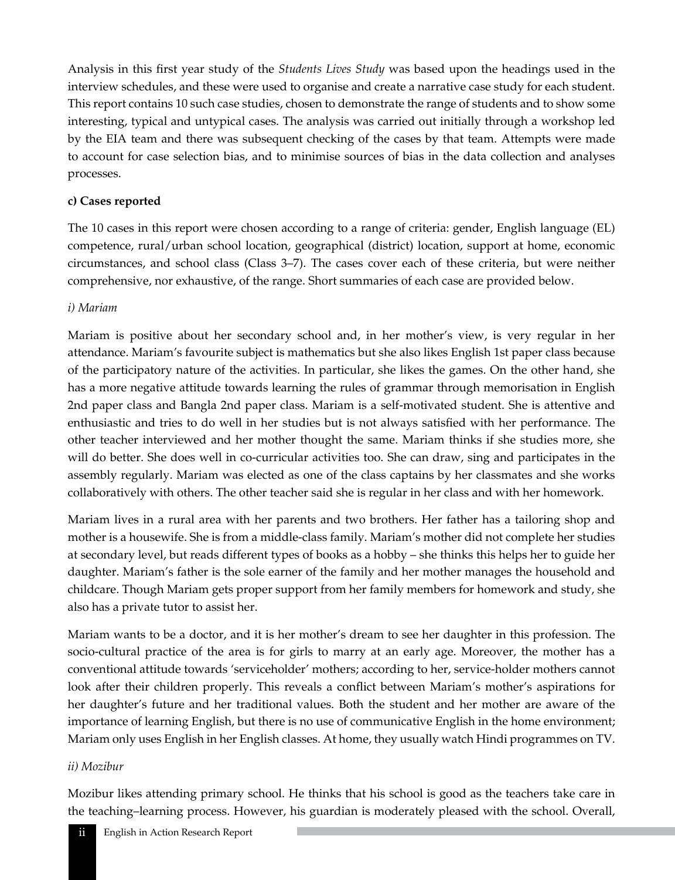Analysis in this first year study of the *Students Lives Study* was based upon the headings used in the interview schedules, and these were used to organise and create a narrative case study for each student. This report contains 10 such case studies, chosen to demonstrate the range of students and to show some interesting, typical and untypical cases. The analysis was carried out initially through a workshop led by the EIA team and there was subsequent checking of the cases by that team. Attempts were made to account for case selection bias, and to minimise sources of bias in the data collection and analyses processes.

**c) Cases reported**

The 10 cases in this report were chosen according to a range of criteria: gender, English language (EL) competence, rural/urban school location, geographical (district) location, support at home, economic circumstances, and school class (Class 3–7). The cases cover each of these criteria, but were neither comprehensive, nor exhaustive, of the range. Short summaries of each case are provided below.

*i) Mariam*

Mariam is positive about her secondary school and, in her mother's view, is very regular in her attendance. Mariam's favourite subject is mathematics but she also likes English 1st paper class because of the participatory nature of the activities. In particular, she likes the games. On the other hand, she has a more negative attitude towards learning the rules of grammar through memorisation in English 2nd paper class and Bangla 2nd paper class. Mariam is a self-motivated student. She is attentive and enthusiastic and tries to do well in her studies but is not always satisfied with her performance. The other teacher interviewed and her mother thought the same. Mariam thinks if she studies more, she will do better. She does well in co-curricular activities too. She can draw, sing and participates in the assembly regularly. Mariam was elected as one of the class captains by her classmates and she works collaboratively with others. The other teacher said she is regular in her class and with her homework.

Mariam lives in a rural area with her parents and two brothers. Her father has a tailoring shop and mother is a housewife. She is from a middle-class family. Mariam's mother did not complete her studies at secondary level, but reads different types of books as a hobby – she thinks this helps her to guide her daughter. Mariam's father is the sole earner of the family and her mother manages the household and childcare. Though Mariam gets proper support from her family members for homework and study, she also has a private tutor to assist her.

Mariam wants to be a doctor, and it is her mother's dream to see her daughter in this profession. The socio-cultural practice of the area is for girls to marry at an early age. Moreover, the mother has a conventional attitude towards 'serviceholder' mothers; according to her, service-holder mothers cannot look after their children properly. This reveals a conflict between Mariam's mother's aspirations for her daughter's future and her traditional values. Both the student and her mother are aware of the importance of learning English, but there is no use of communicative English in the home environment; Mariam only uses English in her English classes. At home, they usually watch Hindi programmes on TV.

*ii) Mozibur*

Mozibur likes attending primary school. He thinks that his school is good as the teachers take care in the teaching–learning process. However, his guardian is moderately pleased with the school. Overall,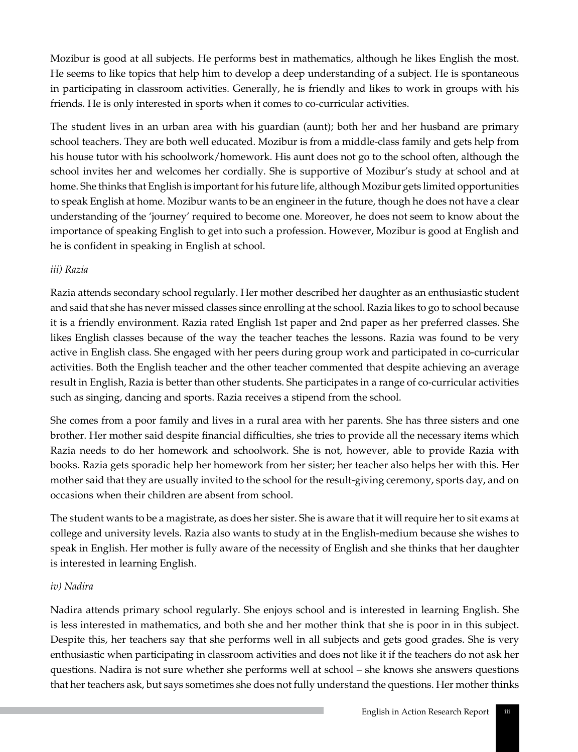Mozibur is good at all subjects. He performs best in mathematics, although he likes English the most. He seems to like topics that help him to develop a deep understanding of a subject. He is spontaneous in participating in classroom activities. Generally, he is friendly and likes to work in groups with his friends. He is only interested in sports when it comes to co-curricular activities.

The student lives in an urban area with his guardian (aunt); both her and her husband are primary school teachers. They are both well educated. Mozibur is from a middle-class family and gets help from his house tutor with his schoolwork/homework. His aunt does not go to the school often, although the school invites her and welcomes her cordially. She is supportive of Mozibur's study at school and at home. She thinks that English is important for his future life, although Mozibur gets limited opportunities to speak English at home. Mozibur wants to be an engineer in the future, though he does not have a clear understanding of the 'journey' required to become one. Moreover, he does not seem to know about the importance of speaking English to get into such a profession. However, Mozibur is good at English and he is confident in speaking in English at school.

*iii) Razia*

Razia attends secondary school regularly. Her mother described her daughter as an enthusiastic student and said that she has never missed classes since enrolling at the school. Razia likes to go to school because it is a friendly environment. Razia rated English 1st paper and 2nd paper as her preferred classes. She likes English classes because of the way the teacher teaches the lessons. Razia was found to be very active in English class. She engaged with her peers during group work and participated in co-curricular activities. Both the English teacher and the other teacher commented that despite achieving an average result in English, Razia is better than other students. She participates in a range of co-curricular activities such as singing, dancing and sports. Razia receives a stipend from the school.

She comes from a poor family and lives in a rural area with her parents. She has three sisters and one brother. Her mother said despite financial difficulties, she tries to provide all the necessary items which Razia needs to do her homework and schoolwork. She is not, however, able to provide Razia with books. Razia gets sporadic help her homework from her sister; her teacher also helps her with this. Her mother said that they are usually invited to the school for the result-giving ceremony, sports day, and on occasions when their children are absent from school.

The student wants to be a magistrate, as does her sister. She is aware that it will require her to sit exams at college and university levels. Razia also wants to study at in the English-medium because she wishes to speak in English. Her mother is fully aware of the necessity of English and she thinks that her daughter is interested in learning English.

*iv) Nadira*

Nadira attends primary school regularly. She enjoys school and is interested in learning English. She is less interested in mathematics, and both she and her mother think that she is poor in in this subject. Despite this, her teachers say that she performs well in all subjects and gets good grades. She is very enthusiastic when participating in classroom activities and does not like it if the teachers do not ask her questions. Nadira is not sure whether she performs well at school – she knows she answers questions that her teachers ask, but says sometimes she does not fully understand the questions. Her mother thinks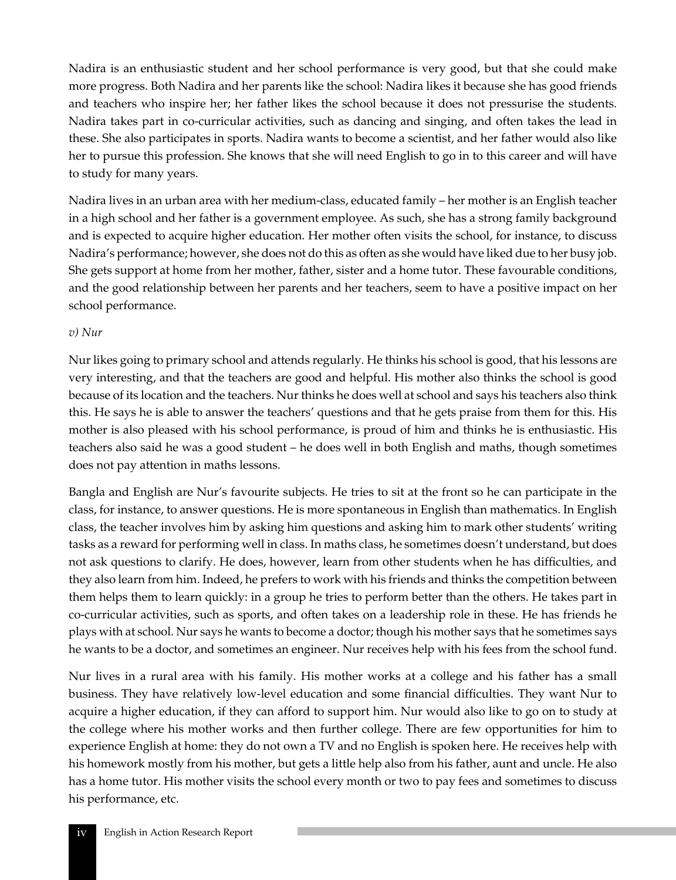Nadira is an enthusiastic student and her school performance is very good, but that she could make more progress. Both Nadira and her parents like the school: Nadira likes it because she has good friends and teachers who inspire her; her father likes the school because it does not pressurise the students. Nadira takes part in co-curricular activities, such as dancing and singing, and often takes the lead in these. She also participates in sports. Nadira wants to become a scientist, and her father would also like her to pursue this profession. She knows that she will need English to go in to this career and will have to study for many years.

Nadira lives in an urban area with her medium-class, educated family – her mother is an English teacher in a high school and her father is a government employee. As such, she has a strong family background and is expected to acquire higher education. Her mother often visits the school, for instance, to discuss Nadira's performance; however, she does not do this as often as she would have liked due to her busy job. She gets support at home from her mother, father, sister and a home tutor. These favourable conditions, and the good relationship between her parents and her teachers, seem to have a positive impact on her school performance.

*v) Nur*

Nur likes going to primary school and attends regularly. He thinks his school is good, that his lessons are very interesting, and that the teachers are good and helpful. His mother also thinks the school is good because of its location and the teachers. Nur thinks he does well at school and says his teachers also think this. He says he is able to answer the teachers' questions and that he gets praise from them for this. His mother is also pleased with his school performance, is proud of him and thinks he is enthusiastic. His teachers also said he was a good student – he does well in both English and maths, though sometimes does not pay attention in maths lessons.

Bangla and English are Nur's favourite subjects. He tries to sit at the front so he can participate in the class, for instance, to answer questions. He is more spontaneous in English than mathematics. In English class, the teacher involves him by asking him questions and asking him to mark other students' writing tasks as a reward for performing well in class. In maths class, he sometimes doesn't understand, but does not ask questions to clarify. He does, however, learn from other students when he has difficulties, and they also learn from him. Indeed, he prefers to work with his friends and thinks the competition between them helps them to learn quickly: in a group he tries to perform better than the others. He takes part in co-curricular activities, such as sports, and often takes on a leadership role in these. He has friends he plays with at school. Nur says he wants to become a doctor; though his mother says that he sometimes says he wants to be a doctor, and sometimes an engineer. Nur receives help with his fees from the school fund.

Nur lives in a rural area with his family. His mother works at a college and his father has a small business. They have relatively low-level education and some financial difficulties. They want Nur to acquire a higher education, if they can afford to support him. Nur would also like to go on to study at the college where his mother works and then further college. There are few opportunities for him to experience English at home: they do not own a TV and no English is spoken here. He receives help with his homework mostly from his mother, but gets a little help also from his father, aunt and uncle. He also has a home tutor. His mother visits the school every month or two to pay fees and sometimes to discuss his performance, etc.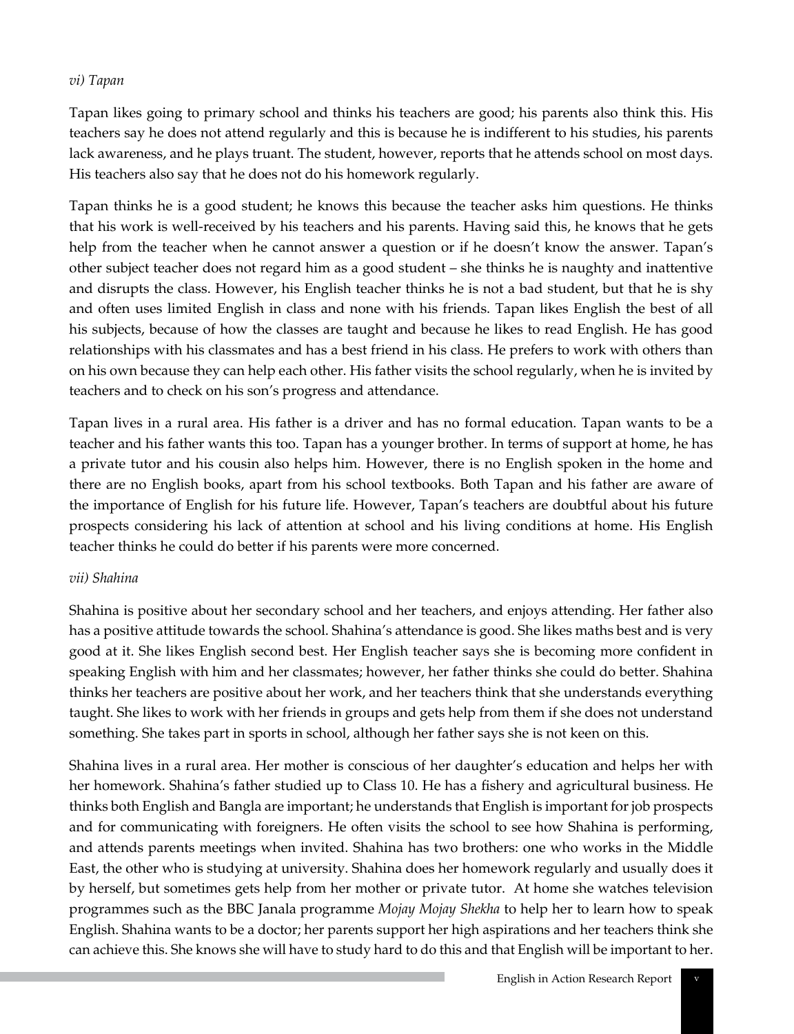*vi) Tapan*

Tapan likes going to primary school and thinks his teachers are good; his parents also think this. His teachers say he does not attend regularly and this is because he is indifferent to his studies, his parents lack awareness, and he plays truant. The student, however, reports that he attends school on most days. His teachers also say that he does not do his homework regularly.

Tapan thinks he is a good student; he knows this because the teacher asks him questions. He thinks that his work is well-received by his teachers and his parents. Having said this, he knows that he gets help from the teacher when he cannot answer a question or if he doesn't know the answer. Tapan's other subject teacher does not regard him as a good student – she thinks he is naughty and inattentive and disrupts the class. However, his English teacher thinks he is not a bad student, but that he is shy and often uses limited English in class and none with his friends. Tapan likes English the best of all his subjects, because of how the classes are taught and because he likes to read English. He has good relationships with his classmates and has a best friend in his class. He prefers to work with others than on his own because they can help each other. His father visits the school regularly, when he is invited by teachers and to check on his son's progress and attendance.

Tapan lives in a rural area. His father is a driver and has no formal education. Tapan wants to be a teacher and his father wants this too. Tapan has a younger brother. In terms of support at home, he has a private tutor and his cousin also helps him. However, there is no English spoken in the home and there are no English books, apart from his school textbooks. Both Tapan and his father are aware of the importance of English for his future life. However, Tapan's teachers are doubtful about his future prospects considering his lack of attention at school and his living conditions at home. His English teacher thinks he could do better if his parents were more concerned.

*vii) Shahina*

Shahina is positive about her secondary school and her teachers, and enjoys attending. Her father also has a positive attitude towards the school. Shahina's attendance is good. She likes maths best and is very good at it. She likes English second best. Her English teacher says she is becoming more confident in speaking English with him and her classmates; however, her father thinks she could do better. Shahina thinks her teachers are positive about her work, and her teachers think that she understands everything taught. She likes to work with her friends in groups and gets help from them if she does not understand something. She takes part in sports in school, although her father says she is not keen on this.

Shahina lives in a rural area. Her mother is conscious of her daughter's education and helps her with her homework. Shahina's father studied up to Class 10. He has a fishery and agricultural business. He thinks both English and Bangla are important; he understands that English is important for job prospects and for communicating with foreigners. He often visits the school to see how Shahina is performing, and attends parents meetings when invited. Shahina has two brothers: one who works in the Middle East, the other who is studying at university. Shahina does her homework regularly and usually does it by herself, but sometimes gets help from her mother or private tutor. At home she watches television programmes such as the BBC Janala programme *Mojay Mojay Shekha* to help her to learn how to speak English. Shahina wants to be a doctor; her parents support her high aspirations and her teachers think she can achieve this. She knows she will have to study hard to do this and that English will be important to her.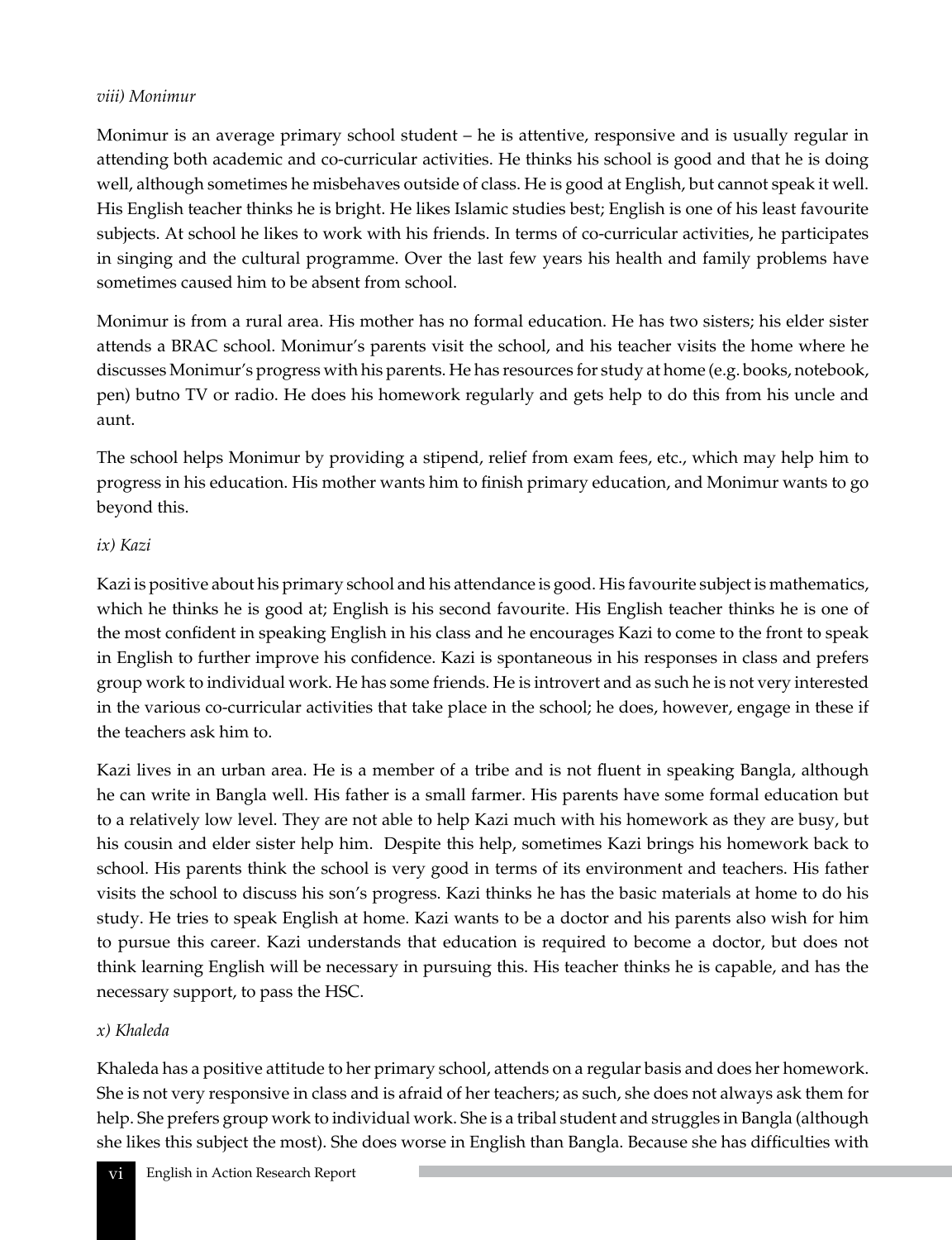*viii) Monimur*

Monimur is an average primary school student – he is attentive, responsive and is usually regular in attending both academic and co-curricular activities. He thinks his school is good and that he is doing well, although sometimes he misbehaves outside of class. He is good at English, but cannot speak it well. His English teacher thinks he is bright. He likes Islamic studies best; English is one of his least favourite subjects. At school he likes to work with his friends. In terms of co-curricular activities, he participates in singing and the cultural programme. Over the last few years his health and family problems have sometimes caused him to be absent from school.

Monimur is from a rural area. His mother has no formal education. He has two sisters; his elder sister attends a BRAC school. Monimur's parents visit the school, and his teacher visits the home where he discusses Monimur's progress with his parents. He has resources for study at home (e.g. books, notebook, pen) butno TV or radio. He does his homework regularly and gets help to do this from his uncle and aunt.

The school helps Monimur by providing a stipend, relief from exam fees, etc., which may help him to progress in his education. His mother wants him to finish primary education, and Monimur wants to go beyond this.

*ix) Kazi*

Kazi is positive about his primary school and his attendance is good. His favourite subject is mathematics, which he thinks he is good at; English is his second favourite. His English teacher thinks he is one of the most confident in speaking English in his class and he encourages Kazi to come to the front to speak in English to further improve his confidence. Kazi is spontaneous in his responses in class and prefers group work to individual work. He has some friends. He is introvert and as such he is not very interested in the various co-curricular activities that take place in the school; he does, however, engage in these if the teachers ask him to.

Kazi lives in an urban area. He is a member of a tribe and is not fluent in speaking Bangla, although he can write in Bangla well. His father is a small farmer. His parents have some formal education but to a relatively low level. They are not able to help Kazi much with his homework as they are busy, but his cousin and elder sister help him. Despite this help, sometimes Kazi brings his homework back to school. His parents think the school is very good in terms of its environment and teachers. His father visits the school to discuss his son's progress. Kazi thinks he has the basic materials at home to do his study. He tries to speak English at home. Kazi wants to be a doctor and his parents also wish for him to pursue this career. Kazi understands that education is required to become a doctor, but does not think learning English will be necessary in pursuing this. His teacher thinks he is capable, and has the necessary support, to pass the HSC.

*x) Khaleda*

Khaleda has a positive attitude to her primary school, attends on a regular basis and does her homework. She is not very responsive in class and is afraid of her teachers; as such, she does not always ask them for help. She prefers group work to individual work. She is a tribal student and struggles in Bangla (although she likes this subject the most). She does worse in English than Bangla. Because she has difficulties with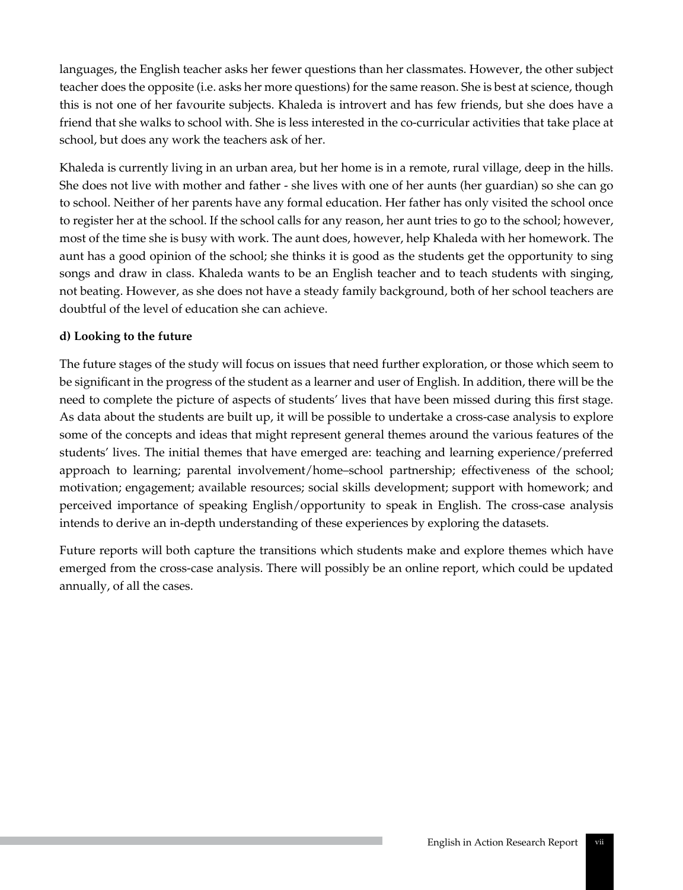languages, the English teacher asks her fewer questions than her classmates. However, the other subject teacher does the opposite (i.e. asks her more questions) for the same reason. She is best at science, though this is not one of her favourite subjects. Khaleda is introvert and has few friends, but she does have a friend that she walks to school with. She is less interested in the co-curricular activities that take place at school, but does any work the teachers ask of her.

Khaleda is currently living in an urban area, but her home is in a remote, rural village, deep in the hills. She does not live with mother and father - she lives with one of her aunts (her guardian) so she can go to school. Neither of her parents have any formal education. Her father has only visited the school once to register her at the school. If the school calls for any reason, her aunt tries to go to the school; however, most of the time she is busy with work. The aunt does, however, help Khaleda with her homework. The aunt has a good opinion of the school; she thinks it is good as the students get the opportunity to sing songs and draw in class. Khaleda wants to be an English teacher and to teach students with singing, not beating. However, as she does not have a steady family background, both of her school teachers are doubtful of the level of education she can achieve.

**d) Looking to the future**

The future stages of the study will focus on issues that need further exploration, or those which seem to be significant in the progress of the student as a learner and user of English. In addition, there will be the need to complete the picture of aspects of students' lives that have been missed during this first stage. As data about the students are built up, it will be possible to undertake a cross-case analysis to explore some of the concepts and ideas that might represent general themes around the various features of the students' lives. The initial themes that have emerged are: teaching and learning experience/preferred approach to learning; parental involvement/home–school partnership; effectiveness of the school; motivation; engagement; available resources; social skills development; support with homework; and perceived importance of speaking English/opportunity to speak in English. The cross-case analysis intends to derive an in-depth understanding of these experiences by exploring the datasets.

Future reports will both capture the transitions which students make and explore themes which have emerged from the cross-case analysis. There will possibly be an online report, which could be updated annually, of all the cases.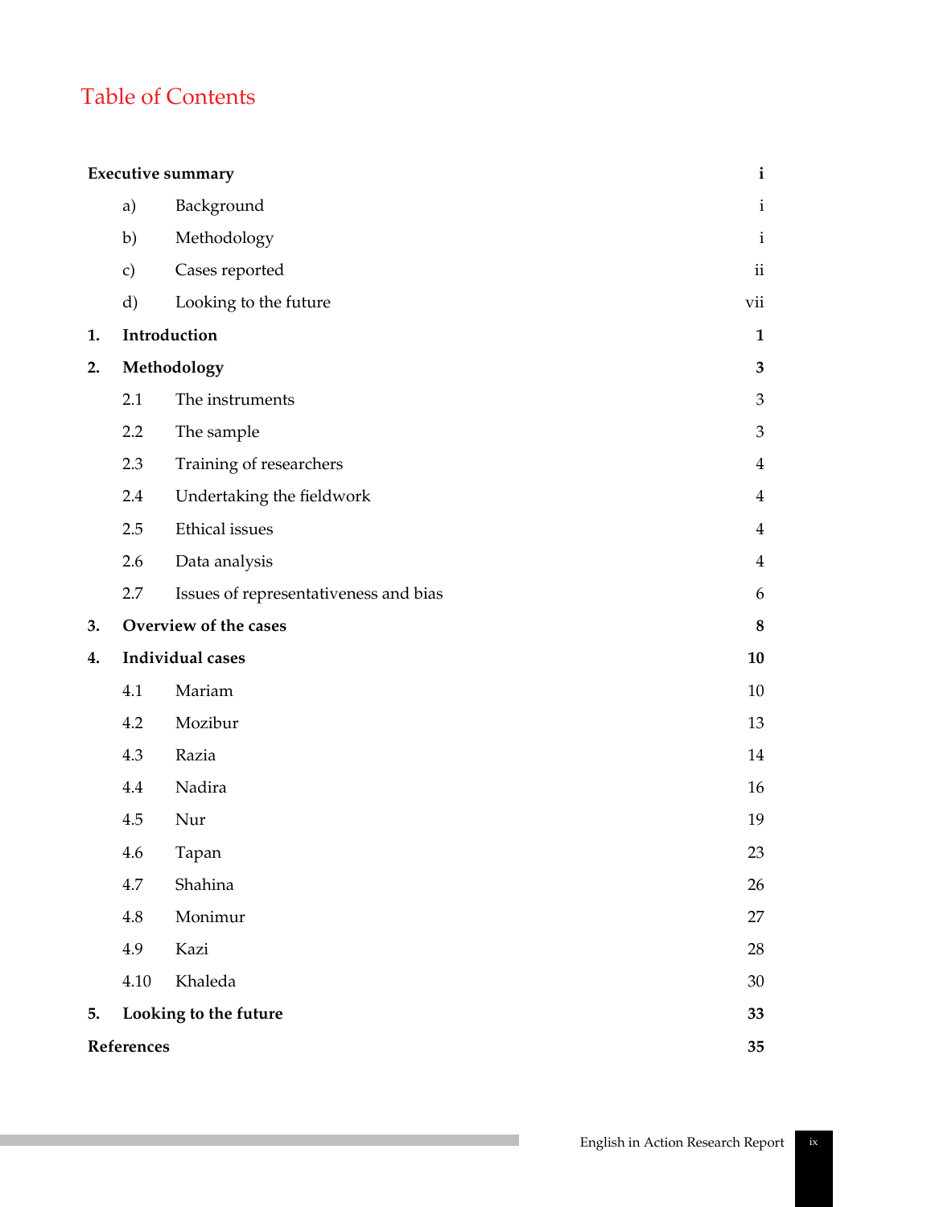# Table of Contents

| | | |
|---|---|---|
| **Executive summary** | | **i** |
| a) | Background | i |
| b) | Methodology | i |
| c) | Cases reported | ii |
| d) | Looking to the future | vii |
| **1.** | **Introduction** | **1** |
| **2.** | **Methodology** | **3** |
| 2.1 | The instruments | 3 |
| 2.2 | The sample | 3 |
| 2.3 | Training of researchers | 4 |
| 2.4 | Undertaking the fieldwork | 4 |
| 2.5 | Ethical issues | 4 |
| 2.6 | Data analysis | 4 |
| 2.7 | Issues of representativeness and bias | 6 |
| **3.** | **Overview of the cases** | **8** |
| **4.** | **Individual cases** | **10** |
| 4.1 | Mariam | 10 |
| 4.2 | Mozibur | 13 |
| 4.3 | Razia | 14 |
| 4.4 | Nadira | 16 |
| 4.5 | Nur | 19 |
| 4.6 | Tapan | 23 |
| 4.7 | Shahina | 26 |
| 4.8 | Monimur | 27 |
| 4.9 | Kazi | 28 |
| 4.10 | Khaleda | 30 |
| **5.** | **Looking to the future** | **33** |
| **References** | | **35** |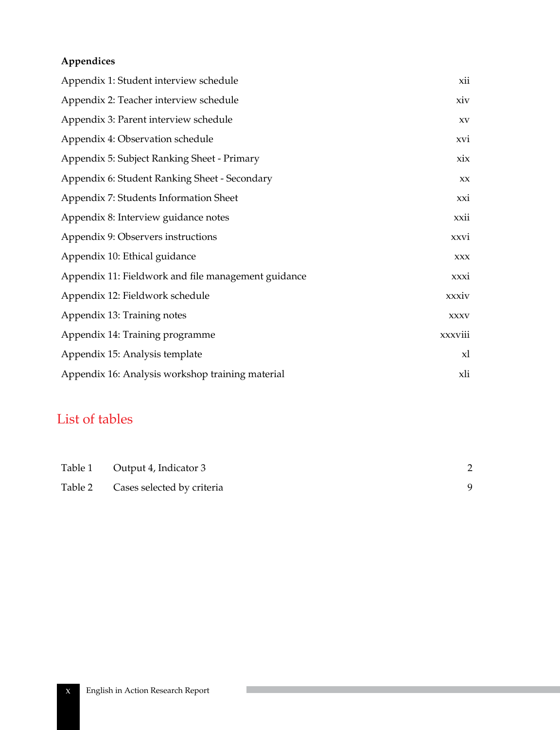**Appendices**

| | |
|---|---|
| Appendix 1: Student interview schedule | xii |
| Appendix 2: Teacher interview schedule | xiv |
| Appendix 3: Parent interview schedule | xv |
| Appendix 4: Observation schedule | xvi |
| Appendix 5: Subject Ranking Sheet - Primary | xix |
| Appendix 6: Student Ranking Sheet - Secondary | xx |
| Appendix 7: Students Information Sheet | xxi |
| Appendix 8: Interview guidance notes | xxii |
| Appendix 9: Observers instructions | xxvi |
| Appendix 10: Ethical guidance | xxx |
| Appendix 11: Fieldwork and file management guidance | xxxi |
| Appendix 12: Fieldwork schedule | xxxiv |
| Appendix 13: Training notes | xxxv |
| Appendix 14: Training programme | xxxviii |
| Appendix 15: Analysis template | xl |
| Appendix 16: Analysis workshop training material | xli |

## List of tables

| | | |
|---|---|---|
| Table 1 | Output 4, Indicator 3 | 2 |
| Table 2 | Cases selected by criteria | 9 |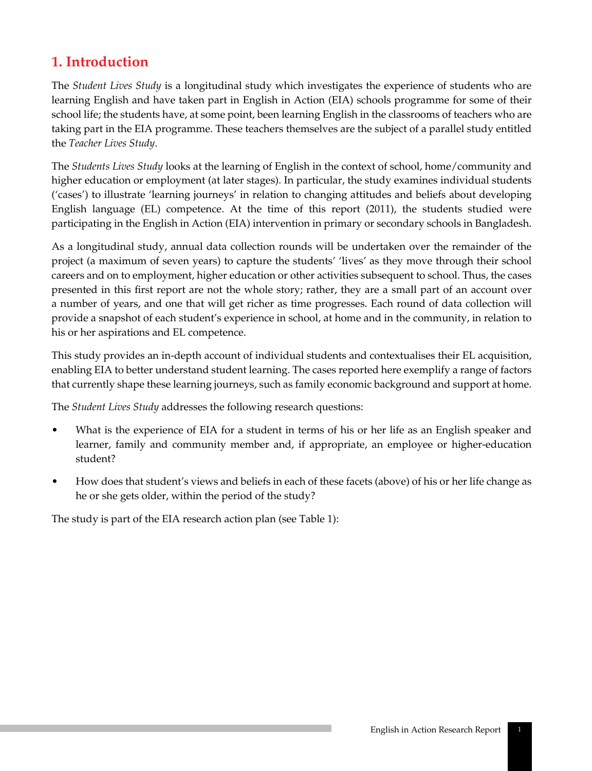# 1. Introduction

The *Student Lives Study* is a longitudinal study which investigates the experience of students who are learning English and have taken part in English in Action (EIA) schools programme for some of their school life; the students have, at some point, been learning English in the classrooms of teachers who are taking part in the EIA programme. These teachers themselves are the subject of a parallel study entitled the *Teacher Lives Study*.

The *Students Lives Study* looks at the learning of English in the context of school, home/community and higher education or employment (at later stages). In particular, the study examines individual students ('cases') to illustrate 'learning journeys' in relation to changing attitudes and beliefs about developing English language (EL) competence. At the time of this report (2011), the students studied were participating in the English in Action (EIA) intervention in primary or secondary schools in Bangladesh.

As a longitudinal study, annual data collection rounds will be undertaken over the remainder of the project (a maximum of seven years) to capture the students' 'lives' as they move through their school careers and on to employment, higher education or other activities subsequent to school. Thus, the cases presented in this first report are not the whole story; rather, they are a small part of an account over a number of years, and one that will get richer as time progresses. Each round of data collection will provide a snapshot of each student's experience in school, at home and in the community, in relation to his or her aspirations and EL competence.

This study provides an in-depth account of individual students and contextualises their EL acquisition, enabling EIA to better understand student learning. The cases reported here exemplify a range of factors that currently shape these learning journeys, such as family economic background and support at home.

The *Student Lives Study* addresses the following research questions:

- What is the experience of EIA for a student in terms of his or her life as an English speaker and learner, family and community member and, if appropriate, an employee or higher-education student?
- How does that student's views and beliefs in each of these facets (above) of his or her life change as he or she gets older, within the period of the study?

The study is part of the EIA research action plan (see Table 1):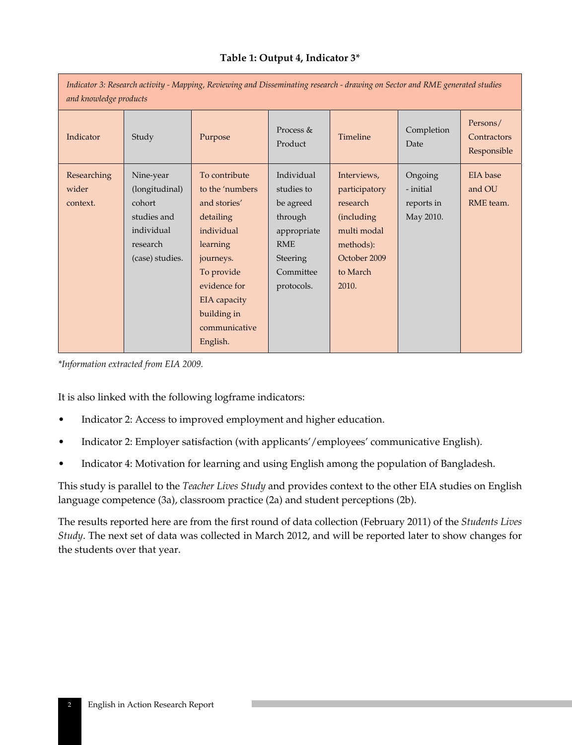**Table 1: Output 4, Indicator 3***

| *Indicator 3: Research activity - Mapping, Reviewing and Disseminating research - drawing on Sector and RME generated studies and knowledge products* | | | | | | |
|---|---|---|---|---|---|---|
| Indicator | Study | Purpose | Process & Product | Timeline | Completion Date | Persons/ Contractors Responsible |
| Researching wider context. | Nine-year (longitudinal) cohort studies and individual research (case) studies. | To contribute to the 'numbers and stories' detailing individual learning journeys. To provide evidence for EIA capacity building in communicative English. | Individual studies to be agreed through appropriate RME Steering Committee protocols. | Interviews, participatory research (including multi modal methods): October 2009 to March 2010. | Ongoing - initial reports in May 2010. | EIA base and OU RME team. |

*\*Information extracted from EIA 2009.*

It is also linked with the following logframe indicators:

- Indicator 2: Access to improved employment and higher education.
- Indicator 2: Employer satisfaction (with applicants'/employees' communicative English).
- Indicator 4: Motivation for learning and using English among the population of Bangladesh.

This study is parallel to the *Teacher Lives Study* and provides context to the other EIA studies on English language competence (3a), classroom practice (2a) and student perceptions (2b).

The results reported here are from the first round of data collection (February 2011) of the *Students Lives Study*. The next set of data was collected in March 2012, and will be reported later to show changes for the students over that year.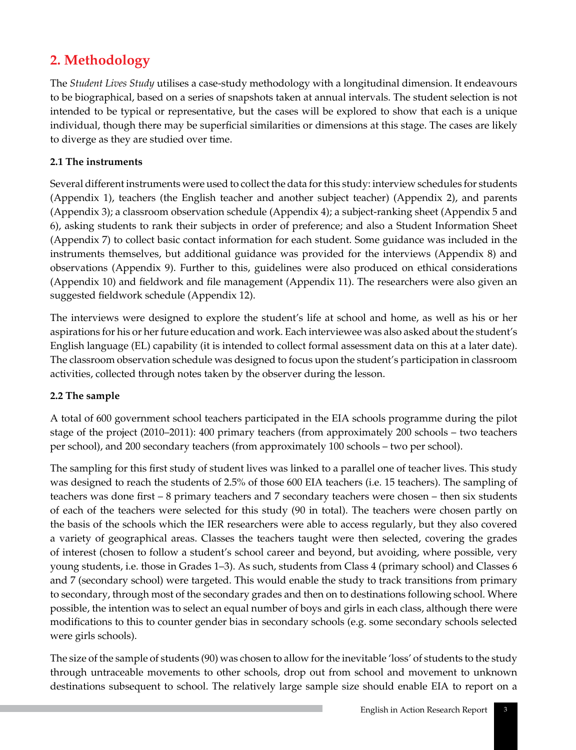## 2. Methodology

The *Student Lives Study* utilises a case-study methodology with a longitudinal dimension. It endeavours to be biographical, based on a series of snapshots taken at annual intervals. The student selection is not intended to be typical or representative, but the cases will be explored to show that each is a unique individual, though there may be superficial similarities or dimensions at this stage. The cases are likely to diverge as they are studied over time.

### 2.1 The instruments

Several different instruments were used to collect the data for this study: interview schedules for students (Appendix 1), teachers (the English teacher and another subject teacher) (Appendix 2), and parents (Appendix 3); a classroom observation schedule (Appendix 4); a subject-ranking sheet (Appendix 5 and 6), asking students to rank their subjects in order of preference; and also a Student Information Sheet (Appendix 7) to collect basic contact information for each student. Some guidance was included in the instruments themselves, but additional guidance was provided for the interviews (Appendix 8) and observations (Appendix 9). Further to this, guidelines were also produced on ethical considerations (Appendix 10) and fieldwork and file management (Appendix 11). The researchers were also given an suggested fieldwork schedule (Appendix 12).

The interviews were designed to explore the student's life at school and home, as well as his or her aspirations for his or her future education and work. Each interviewee was also asked about the student's English language (EL) capability (it is intended to collect formal assessment data on this at a later date). The classroom observation schedule was designed to focus upon the student's participation in classroom activities, collected through notes taken by the observer during the lesson.

### 2.2 The sample

A total of 600 government school teachers participated in the EIA schools programme during the pilot stage of the project (2010–2011): 400 primary teachers (from approximately 200 schools – two teachers per school), and 200 secondary teachers (from approximately 100 schools – two per school).

The sampling for this first study of student lives was linked to a parallel one of teacher lives. This study was designed to reach the students of 2.5% of those 600 EIA teachers (i.e. 15 teachers). The sampling of teachers was done first – 8 primary teachers and 7 secondary teachers were chosen – then six students of each of the teachers were selected for this study (90 in total). The teachers were chosen partly on the basis of the schools which the IER researchers were able to access regularly, but they also covered a variety of geographical areas. Classes the teachers taught were then selected, covering the grades of interest (chosen to follow a student's school career and beyond, but avoiding, where possible, very young students, i.e. those in Grades 1–3). As such, students from Class 4 (primary school) and Classes 6 and 7 (secondary school) were targeted. This would enable the study to track transitions from primary to secondary, through most of the secondary grades and then on to destinations following school. Where possible, the intention was to select an equal number of boys and girls in each class, although there were modifications to this to counter gender bias in secondary schools (e.g. some secondary schools selected were girls schools).

The size of the sample of students (90) was chosen to allow for the inevitable 'loss' of students to the study through untraceable movements to other schools, drop out from school and movement to unknown destinations subsequent to school. The relatively large sample size should enable EIA to report on a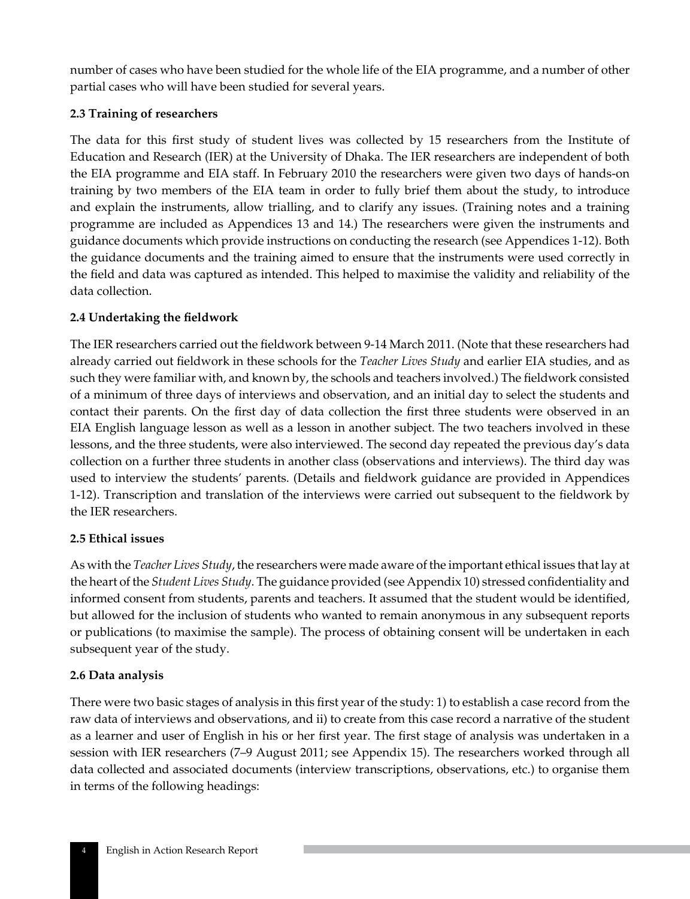number of cases who have been studied for the whole life of the EIA programme, and a number of other partial cases who will have been studied for several years.

### 2.3 Training of researchers

The data for this first study of student lives was collected by 15 researchers from the Institute of Education and Research (IER) at the University of Dhaka. The IER researchers are independent of both the EIA programme and EIA staff. In February 2010 the researchers were given two days of hands-on training by two members of the EIA team in order to fully brief them about the study, to introduce and explain the instruments, allow trialling, and to clarify any issues. (Training notes and a training programme are included as Appendices 13 and 14.) The researchers were given the instruments and guidance documents which provide instructions on conducting the research (see Appendices 1-12). Both the guidance documents and the training aimed to ensure that the instruments were used correctly in the field and data was captured as intended. This helped to maximise the validity and reliability of the data collection.

### 2.4 Undertaking the fieldwork

The IER researchers carried out the fieldwork between 9-14 March 2011. (Note that these researchers had already carried out fieldwork in these schools for the *Teacher Lives Study* and earlier EIA studies, and as such they were familiar with, and known by, the schools and teachers involved.) The fieldwork consisted of a minimum of three days of interviews and observation, and an initial day to select the students and contact their parents. On the first day of data collection the first three students were observed in an EIA English language lesson as well as a lesson in another subject. The two teachers involved in these lessons, and the three students, were also interviewed. The second day repeated the previous day's data collection on a further three students in another class (observations and interviews). The third day was used to interview the students' parents. (Details and fieldwork guidance are provided in Appendices 1-12). Transcription and translation of the interviews were carried out subsequent to the fieldwork by the IER researchers.

### 2.5 Ethical issues

As with the *Teacher Lives Study*, the researchers were made aware of the important ethical issues that lay at the heart of the *Student Lives Study*. The guidance provided (see Appendix 10) stressed confidentiality and informed consent from students, parents and teachers. It assumed that the student would be identified, but allowed for the inclusion of students who wanted to remain anonymous in any subsequent reports or publications (to maximise the sample). The process of obtaining consent will be undertaken in each subsequent year of the study.

### 2.6 Data analysis

There were two basic stages of analysis in this first year of the study: 1) to establish a case record from the raw data of interviews and observations, and ii) to create from this case record a narrative of the student as a learner and user of English in his or her first year. The first stage of analysis was undertaken in a session with IER researchers (7–9 August 2011; see Appendix 15). The researchers worked through all data collected and associated documents (interview transcriptions, observations, etc.) to organise them in terms of the following headings: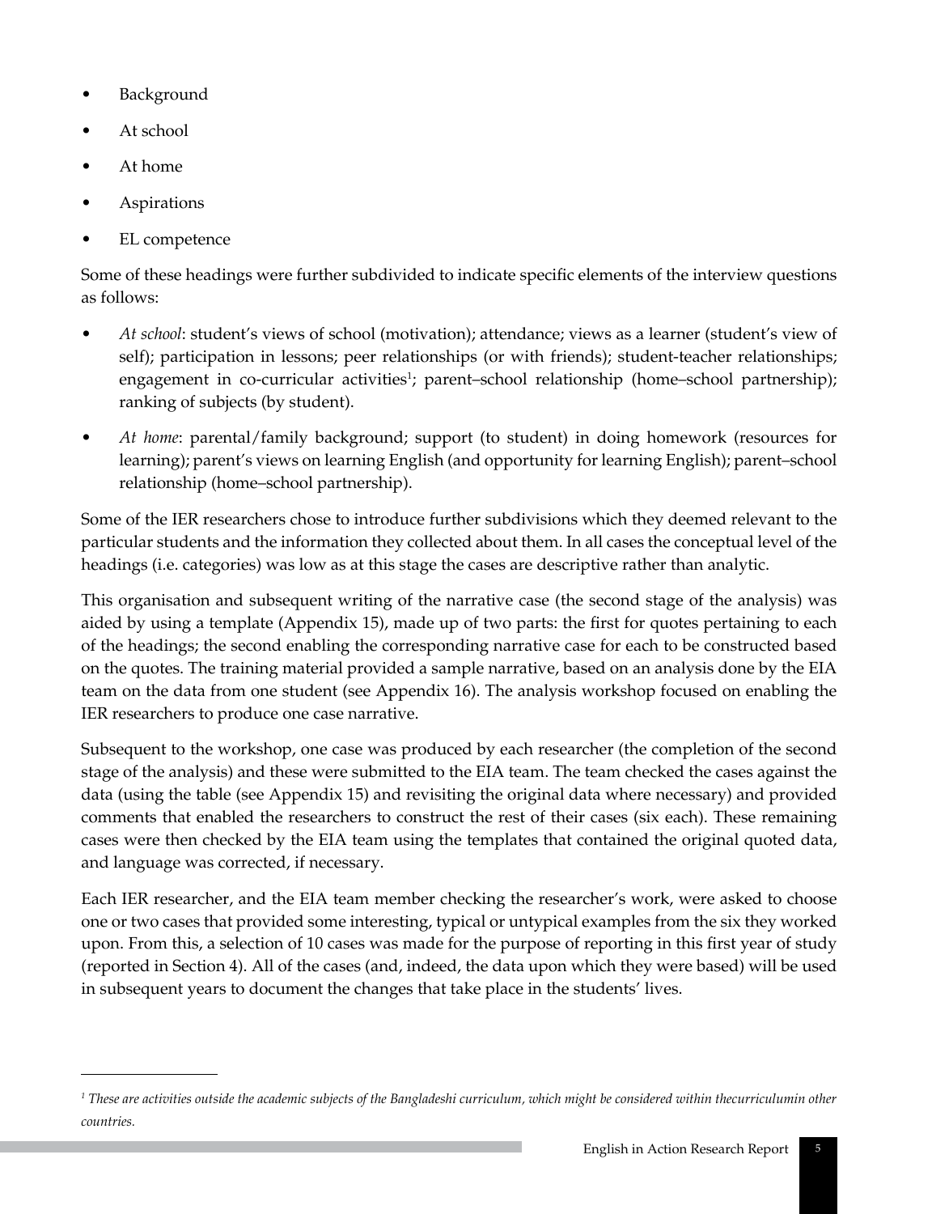- Background
- At school
- At home
- Aspirations
- EL competence

Some of these headings were further subdivided to indicate specific elements of the interview questions as follows:

- *At school*: student's views of school (motivation); attendance; views as a learner (student's view of self); participation in lessons; peer relationships (or with friends); student-teacher relationships; engagement in co-curricular activities[1]; parent–school relationship (home–school partnership); ranking of subjects (by student).
- *At home*: parental/family background; support (to student) in doing homework (resources for learning); parent's views on learning English (and opportunity for learning English); parent–school relationship (home–school partnership).

Some of the IER researchers chose to introduce further subdivisions which they deemed relevant to the particular students and the information they collected about them. In all cases the conceptual level of the headings (i.e. categories) was low as at this stage the cases are descriptive rather than analytic.

This organisation and subsequent writing of the narrative case (the second stage of the analysis) was aided by using a template (Appendix 15), made up of two parts: the first for quotes pertaining to each of the headings; the second enabling the corresponding narrative case for each to be constructed based on the quotes. The training material provided a sample narrative, based on an analysis done by the EIA team on the data from one student (see Appendix 16). The analysis workshop focused on enabling the IER researchers to produce one case narrative.

Subsequent to the workshop, one case was produced by each researcher (the completion of the second stage of the analysis) and these were submitted to the EIA team. The team checked the cases against the data (using the table (see Appendix 15) and revisiting the original data where necessary) and provided comments that enabled the researchers to construct the rest of their cases (six each). These remaining cases were then checked by the EIA team using the templates that contained the original quoted data, and language was corrected, if necessary.

Each IER researcher, and the EIA team member checking the researcher's work, were asked to choose one or two cases that provided some interesting, typical or untypical examples from the six they worked upon. From this, a selection of 10 cases was made for the purpose of reporting in this first year of study (reported in Section 4). All of the cases (and, indeed, the data upon which they were based) will be used in subsequent years to document the changes that take place in the students' lives.

---

[1] *These are activities outside the academic subjects of the Bangladeshi curriculum, which might be considered within thecurriculumin other countries.*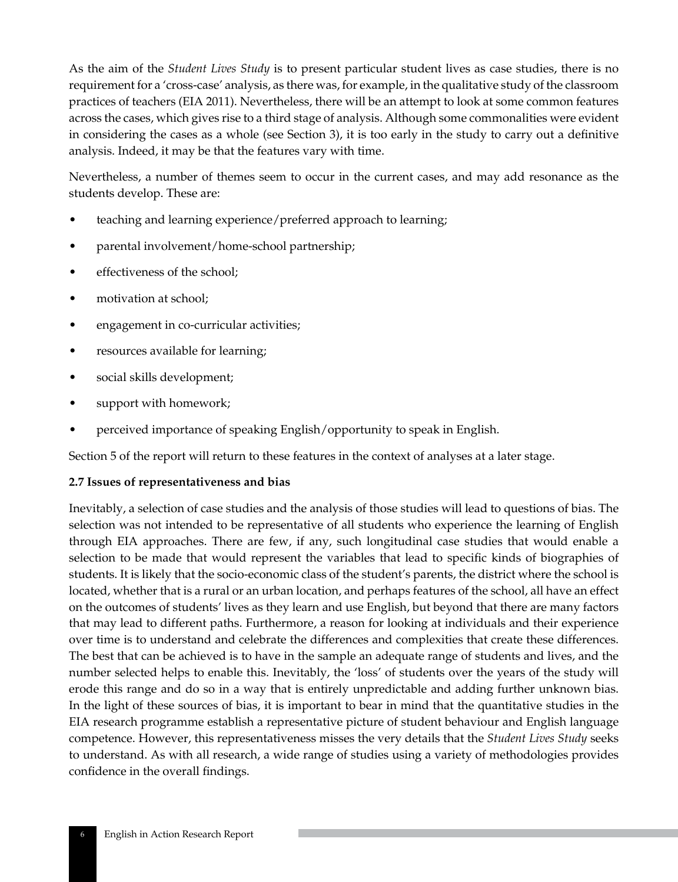As the aim of the *Student Lives Study* is to present particular student lives as case studies, there is no requirement for a 'cross-case' analysis, as there was, for example, in the qualitative study of the classroom practices of teachers (EIA 2011). Nevertheless, there will be an attempt to look at some common features across the cases, which gives rise to a third stage of analysis. Although some commonalities were evident in considering the cases as a whole (see Section 3), it is too early in the study to carry out a definitive analysis. Indeed, it may be that the features vary with time.

Nevertheless, a number of themes seem to occur in the current cases, and may add resonance as the students develop. These are:

- teaching and learning experience/preferred approach to learning;
- parental involvement/home-school partnership;
- effectiveness of the school;
- motivation at school;
- engagement in co-curricular activities;
- resources available for learning;
- social skills development;
- support with homework;
- perceived importance of speaking English/opportunity to speak in English.

Section 5 of the report will return to these features in the context of analyses at a later stage.

### 2.7 Issues of representativeness and bias

Inevitably, a selection of case studies and the analysis of those studies will lead to questions of bias. The selection was not intended to be representative of all students who experience the learning of English through EIA approaches. There are few, if any, such longitudinal case studies that would enable a selection to be made that would represent the variables that lead to specific kinds of biographies of students. It is likely that the socio-economic class of the student's parents, the district where the school is located, whether that is a rural or an urban location, and perhaps features of the school, all have an effect on the outcomes of students' lives as they learn and use English, but beyond that there are many factors that may lead to different paths. Furthermore, a reason for looking at individuals and their experience over time is to understand and celebrate the differences and complexities that create these differences. The best that can be achieved is to have in the sample an adequate range of students and lives, and the number selected helps to enable this. Inevitably, the 'loss' of students over the years of the study will erode this range and do so in a way that is entirely unpredictable and adding further unknown bias. In the light of these sources of bias, it is important to bear in mind that the quantitative studies in the EIA research programme establish a representative picture of student behaviour and English language competence. However, this representativeness misses the very details that the *Student Lives Study* seeks to understand. As with all research, a wide range of studies using a variety of methodologies provides confidence in the overall findings.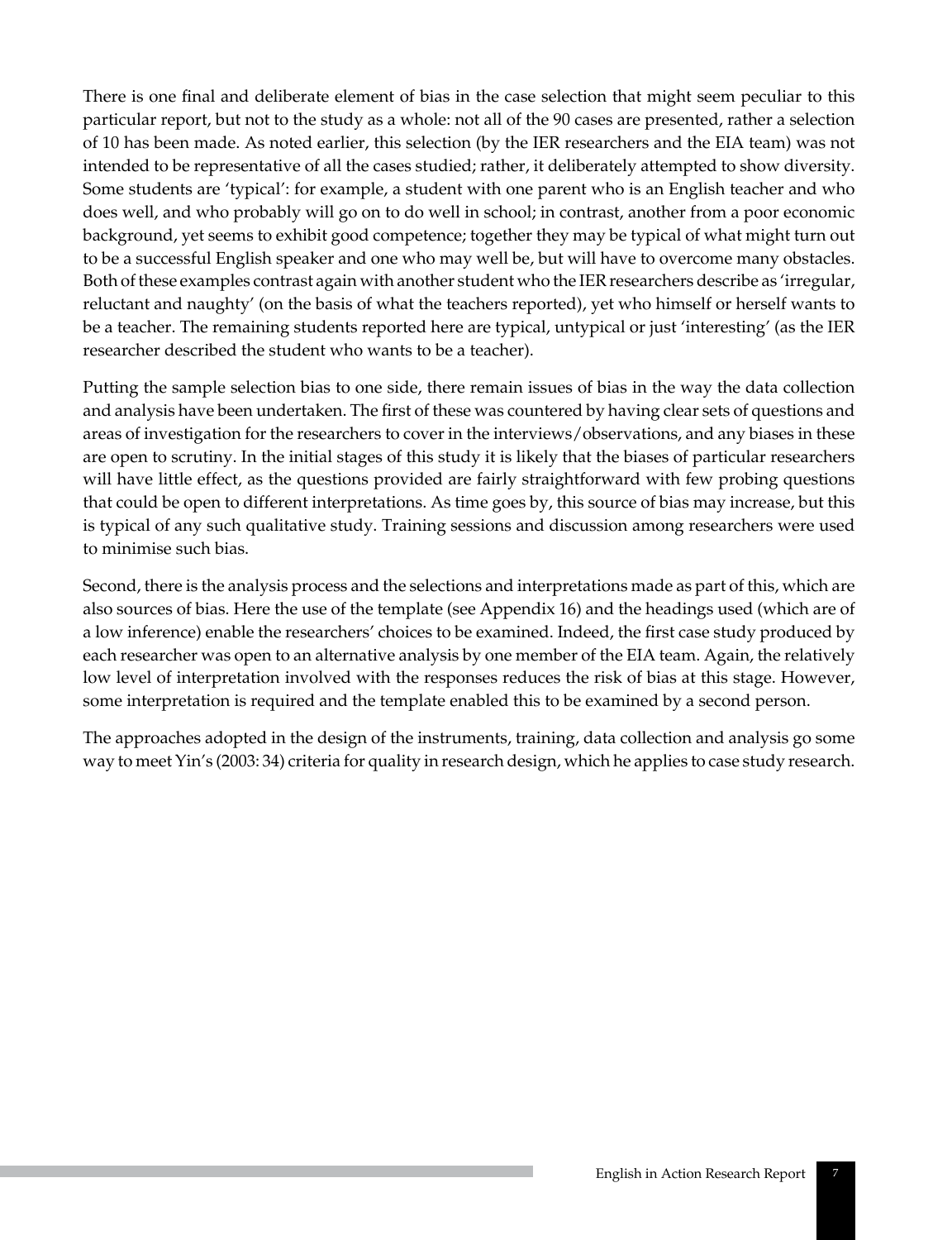There is one final and deliberate element of bias in the case selection that might seem peculiar to this particular report, but not to the study as a whole: not all of the 90 cases are presented, rather a selection of 10 has been made. As noted earlier, this selection (by the IER researchers and the EIA team) was not intended to be representative of all the cases studied; rather, it deliberately attempted to show diversity. Some students are 'typical': for example, a student with one parent who is an English teacher and who does well, and who probably will go on to do well in school; in contrast, another from a poor economic background, yet seems to exhibit good competence; together they may be typical of what might turn out to be a successful English speaker and one who may well be, but will have to overcome many obstacles. Both of these examples contrast again with another student who the IER researchers describe as 'irregular, reluctant and naughty' (on the basis of what the teachers reported), yet who himself or herself wants to be a teacher. The remaining students reported here are typical, untypical or just 'interesting' (as the IER researcher described the student who wants to be a teacher).

Putting the sample selection bias to one side, there remain issues of bias in the way the data collection and analysis have been undertaken. The first of these was countered by having clear sets of questions and areas of investigation for the researchers to cover in the interviews/observations, and any biases in these are open to scrutiny. In the initial stages of this study it is likely that the biases of particular researchers will have little effect, as the questions provided are fairly straightforward with few probing questions that could be open to different interpretations. As time goes by, this source of bias may increase, but this is typical of any such qualitative study. Training sessions and discussion among researchers were used to minimise such bias.

Second, there is the analysis process and the selections and interpretations made as part of this, which are also sources of bias. Here the use of the template (see Appendix 16) and the headings used (which are of a low inference) enable the researchers' choices to be examined. Indeed, the first case study produced by each researcher was open to an alternative analysis by one member of the EIA team. Again, the relatively low level of interpretation involved with the responses reduces the risk of bias at this stage. However, some interpretation is required and the template enabled this to be examined by a second person.

The approaches adopted in the design of the instruments, training, data collection and analysis go some way to meet Yin's (2003: 34) criteria for quality in research design, which he applies to case study research.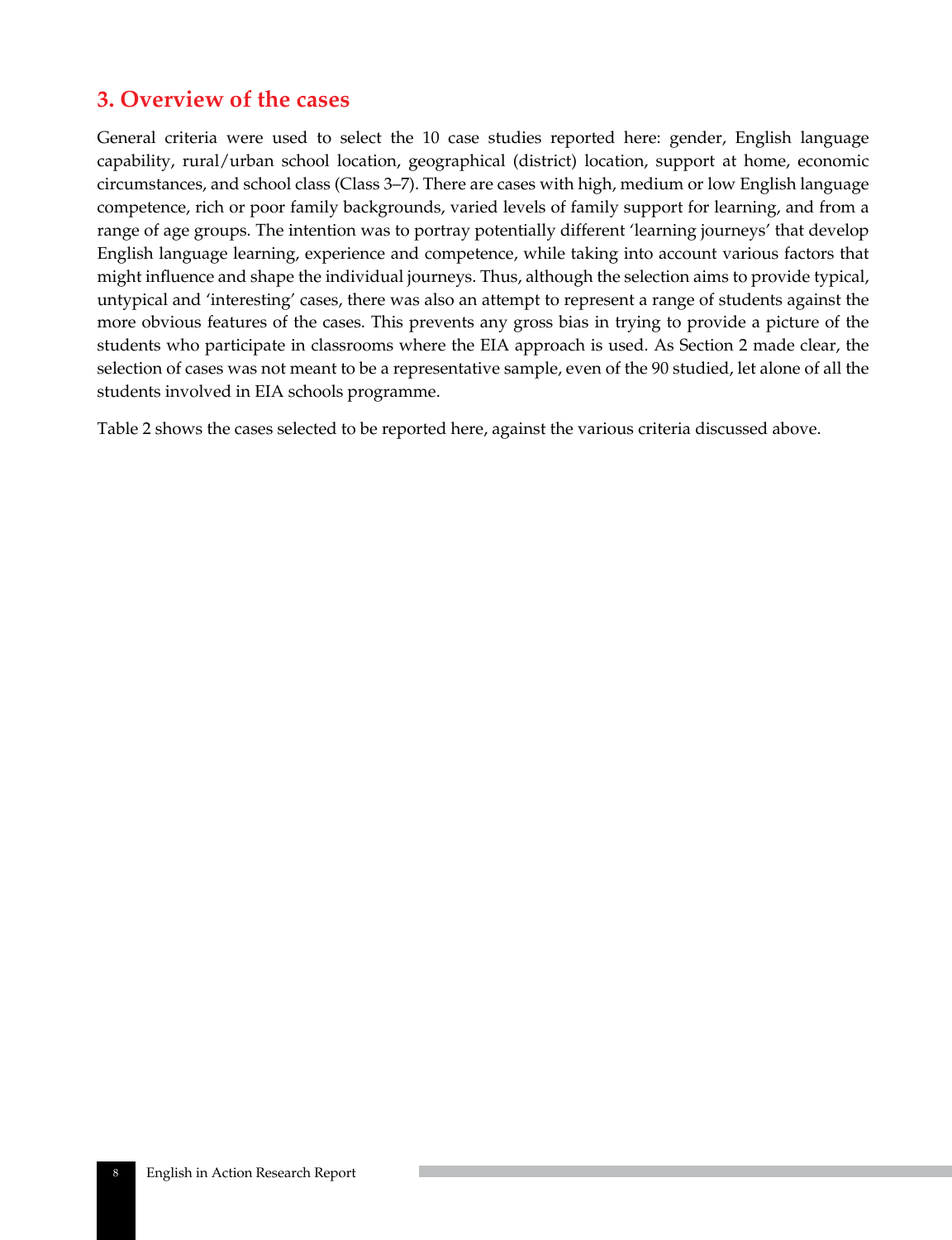## 3. Overview of the cases

General criteria were used to select the 10 case studies reported here: gender, English language capability, rural/urban school location, geographical (district) location, support at home, economic circumstances, and school class (Class 3–7). There are cases with high, medium or low English language competence, rich or poor family backgrounds, varied levels of family support for learning, and from a range of age groups. The intention was to portray potentially different 'learning journeys' that develop English language learning, experience and competence, while taking into account various factors that might influence and shape the individual journeys. Thus, although the selection aims to provide typical, untypical and 'interesting' cases, there was also an attempt to represent a range of students against the more obvious features of the cases. This prevents any gross bias in trying to provide a picture of the students who participate in classrooms where the EIA approach is used. As Section 2 made clear, the selection of cases was not meant to be a representative sample, even of the 90 studied, let alone of all the students involved in EIA schools programme.

Table 2 shows the cases selected to be reported here, against the various criteria discussed above.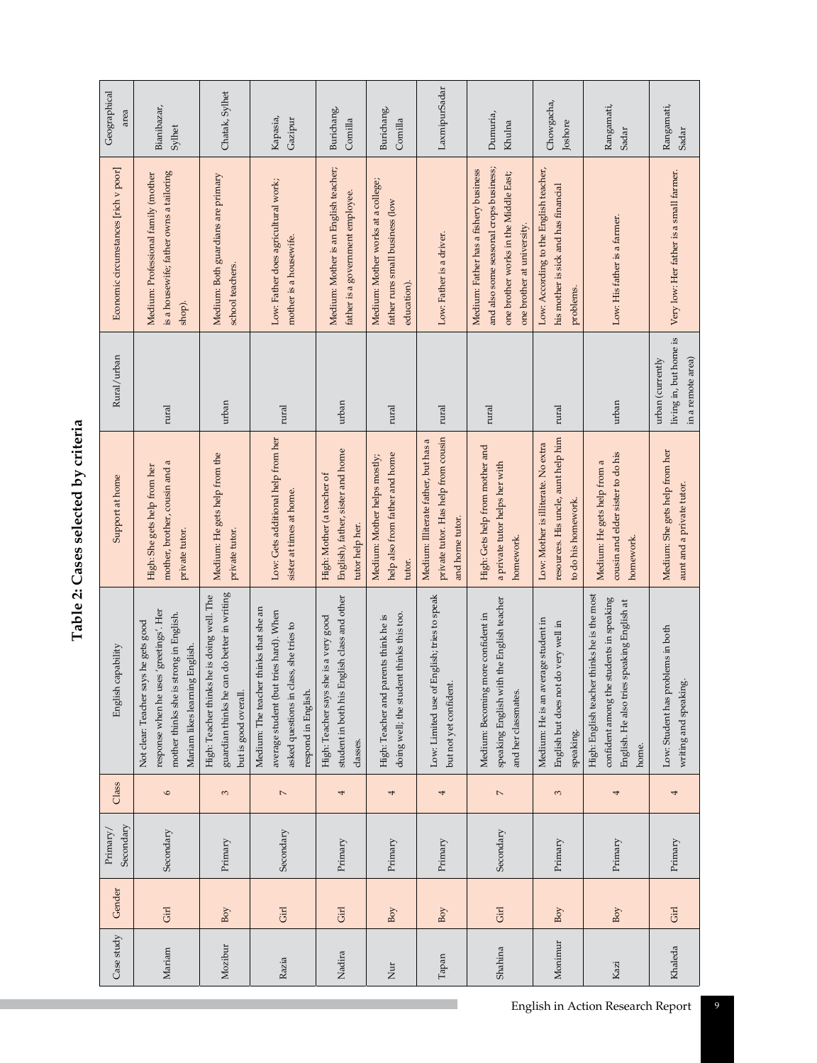## Table 2: Cases selected by criteria

| Case study | Gender | Primary/ Secondary | Class | English capability | Support at home | Rural/urban | Economic circumstances [rich v poor] | Geographical area |
|---|---|---|---|---|---|---|---|---|
| Mariam | Girl | Secondary | 6 | Not clear: Teacher says he gets good response when he uses 'greetings'. Her mother thinks she is strong in English. Mariam likes learning English. | High: She gets help from her mother, brother, cousin and a private tutor. | rural | Medium: Professional family (mother is a housewife; father owns a tailoring shop). | Bianibazar, Sylhet |
| Mozibur | Boy | Primary | 3 | High: Teacher thinks he is doing well. The guardian thinks he can do better in writing but is good overall. | Medium: He gets help from the private tutor. | urban | Medium: Both guardians are primary school teachers. | Chatak, Sylhet |
| Razia | Girl | Secondary | 7 | Medium: The teacher thinks that she an average student (but tries hard). When asked questions in class, she tries to respond in English. | Low: Gets additional help from her sister at times at home. | rural | Low: Father does agricultural work; mother is a housewife. | Kapasia, Gazipur |
| Nadira | Girl | Primary | 4 | High: Teacher says she is a very good student in both his English class and other classes. | High: Mother (a teacher of English), father, sister and home tutor help her. | urban | Medium: Mother is an English teacher; father is a government employee. | Burichang, Comilla |
| Nur | Boy | Primary | 4 | High: Teacher and parents think he is doing well; the student thinks this too. | Medium: Mother helps mostly; help also from father and home tutor. | rural | Medium: Mother works at a college; father runs small business (low education). | Burichang, Comilla |
| Tapan | Boy | Primary | 4 | Low: Limited use of English; tries to speak but not yet confident. | Medium: Illiterate father, but has a private tutor. Has help from cousin and home tutor. | rural | Low: Father is a driver. | LaxmipurSadar |
| Shahina | Girl | Secondary | 7 | Medium: Becoming more confident in speaking English with the English teacher and her classmates. | High: Gets help from mother and a private tutor helps her with homework. | rural | Medium: Father has a fishery business and also some seasonal crops business; one brother works in the Middle East; one brother at university. | Dumuria, Khulna |
| Monimur | Boy | Primary | 3 | Medium: He is an average student in English but does not do very well in speaking. | Low: Mother is illiterate. No extra resources. His uncle, aunt help him to do his homework. | rural | Low: According to the English teacher, his mother is sick and has financial problems. | Chowgacha, Joshore |
| Kazi | Boy | Primary | 4 | High: English teacher thinks he is the most confident among the students in speaking English. He also tries speaking English at home. | Medium: He gets help from a cousin and elder sister to do his homework. | urban | Low: His father is a farmer. | Rangamati, Sadar |
| Khaleda | Girl | Primary | 4 | Low: Student has problems in both writing and speaking. | Medium: She gets help from her aunt and a private tutor. | urban (currently living in, but home is in a remote area) | Very low: Her father is a small farmer. | Rangamati, Sadar |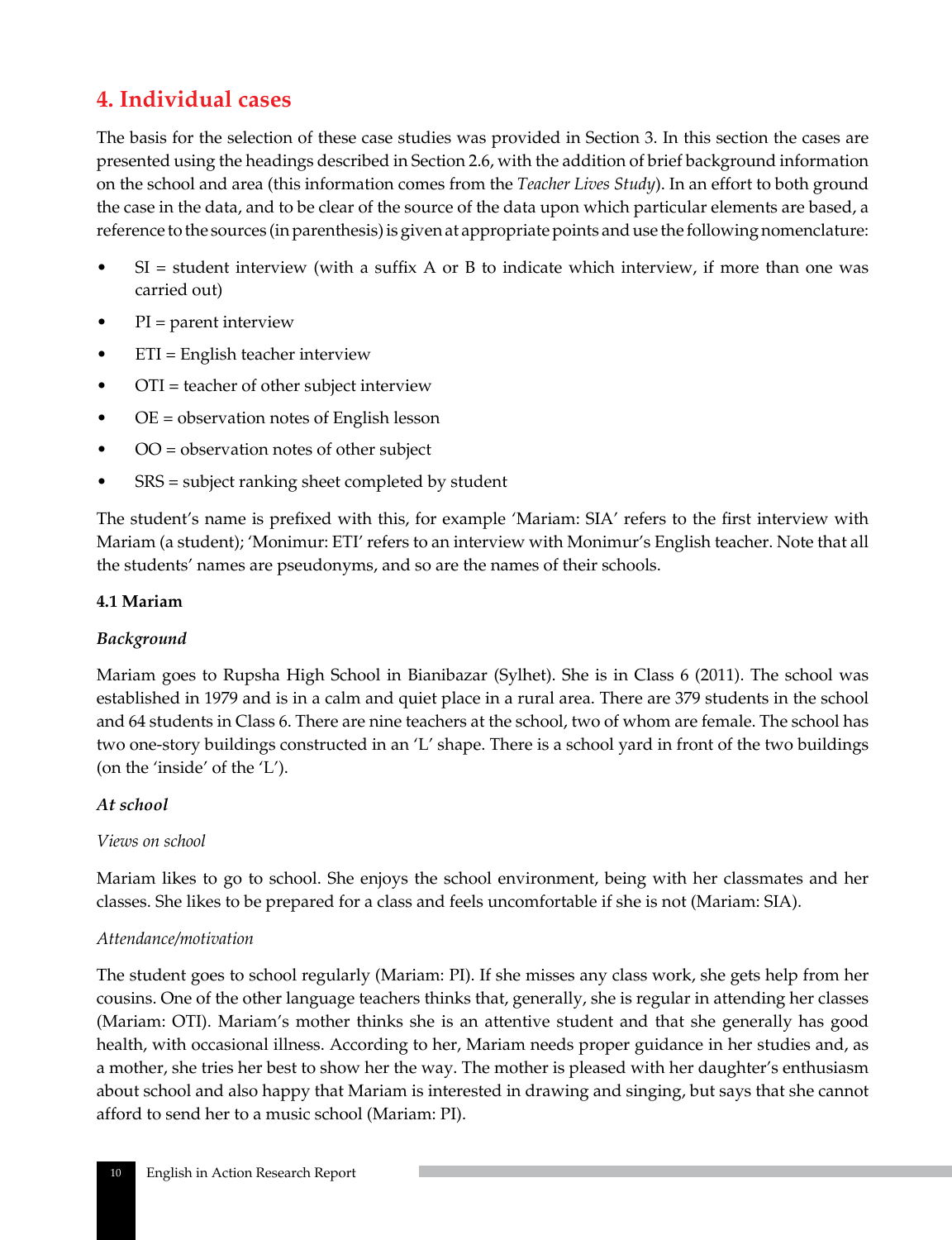## 4. Individual cases

The basis for the selection of these case studies was provided in Section 3. In this section the cases are presented using the headings described in Section 2.6, with the addition of brief background information on the school and area (this information comes from the *Teacher Lives Study*). In an effort to both ground the case in the data, and to be clear of the source of the data upon which particular elements are based, a reference to the sources (in parenthesis) is given at appropriate points and use the following nomenclature:

- SI = student interview (with a suffix A or B to indicate which interview, if more than one was carried out)
- PI = parent interview
- ETI = English teacher interview
- OTI = teacher of other subject interview
- OE = observation notes of English lesson
- OO = observation notes of other subject
- SRS = subject ranking sheet completed by student

The student's name is prefixed with this, for example 'Mariam: SIA' refers to the first interview with Mariam (a student); 'Monimur: ETI' refers to an interview with Monimur's English teacher. Note that all the students' names are pseudonyms, and so are the names of their schools.

### 4.1 Mariam

#### *Background*

Mariam goes to Rupsha High School in Bianibazar (Sylhet). She is in Class 6 (2011). The school was established in 1979 and is in a calm and quiet place in a rural area. There are 379 students in the school and 64 students in Class 6. There are nine teachers at the school, two of whom are female. The school has two one-story buildings constructed in an 'L' shape. There is a school yard in front of the two buildings (on the 'inside' of the 'L').

#### *At school*

*Views on school*

Mariam likes to go to school. She enjoys the school environment, being with her classmates and her classes. She likes to be prepared for a class and feels uncomfortable if she is not (Mariam: SIA).

*Attendance/motivation*

The student goes to school regularly (Mariam: PI). If she misses any class work, she gets help from her cousins. One of the other language teachers thinks that, generally, she is regular in attending her classes (Mariam: OTI). Mariam's mother thinks she is an attentive student and that she generally has good health, with occasional illness. According to her, Mariam needs proper guidance in her studies and, as a mother, she tries her best to show her the way. The mother is pleased with her daughter's enthusiasm about school and also happy that Mariam is interested in drawing and singing, but says that she cannot afford to send her to a music school (Mariam: PI).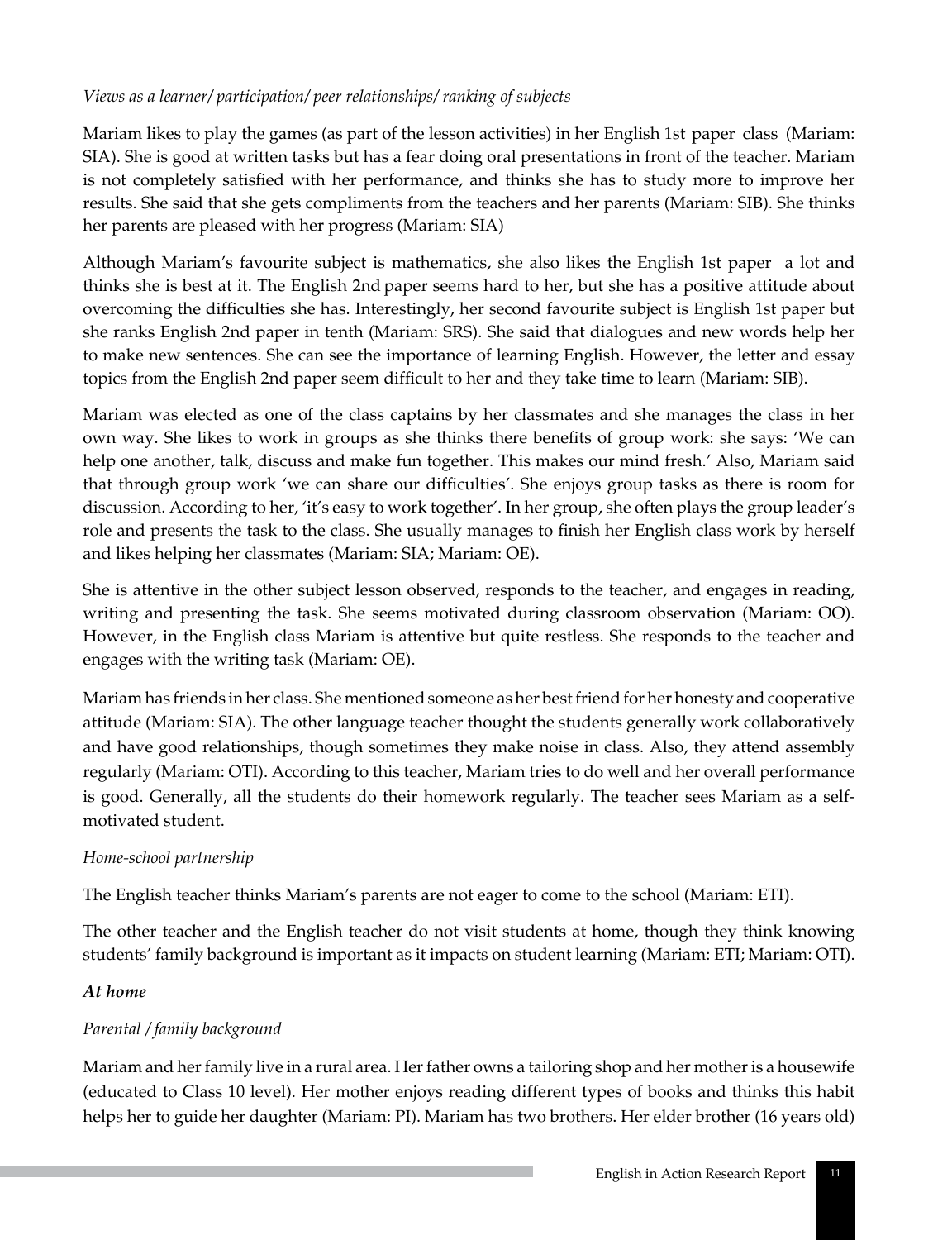*Views as a learner/ participation/ peer relationships/ ranking of subjects*

Mariam likes to play the games (as part of the lesson activities) in her English 1st paper class (Mariam: SIA). She is good at written tasks but has a fear doing oral presentations in front of the teacher. Mariam is not completely satisfied with her performance, and thinks she has to study more to improve her results. She said that she gets compliments from the teachers and her parents (Mariam: SIB). She thinks her parents are pleased with her progress (Mariam: SIA)

Although Mariam's favourite subject is mathematics, she also likes the English 1st paper a lot and thinks she is best at it. The English 2nd paper seems hard to her, but she has a positive attitude about overcoming the difficulties she has. Interestingly, her second favourite subject is English 1st paper but she ranks English 2nd paper in tenth (Mariam: SRS). She said that dialogues and new words help her to make new sentences. She can see the importance of learning English. However, the letter and essay topics from the English 2nd paper seem difficult to her and they take time to learn (Mariam: SIB).

Mariam was elected as one of the class captains by her classmates and she manages the class in her own way. She likes to work in groups as she thinks there benefits of group work: she says: 'We can help one another, talk, discuss and make fun together. This makes our mind fresh.' Also, Mariam said that through group work 'we can share our difficulties'. She enjoys group tasks as there is room for discussion. According to her, 'it's easy to work together'. In her group, she often plays the group leader's role and presents the task to the class. She usually manages to finish her English class work by herself and likes helping her classmates (Mariam: SIA; Mariam: OE).

She is attentive in the other subject lesson observed, responds to the teacher, and engages in reading, writing and presenting the task. She seems motivated during classroom observation (Mariam: OO). However, in the English class Mariam is attentive but quite restless. She responds to the teacher and engages with the writing task (Mariam: OE).

Mariam has friends in her class. She mentioned someone as her best friend for her honesty and cooperative attitude (Mariam: SIA). The other language teacher thought the students generally work collaboratively and have good relationships, though sometimes they make noise in class. Also, they attend assembly regularly (Mariam: OTI). According to this teacher, Mariam tries to do well and her overall performance is good. Generally, all the students do their homework regularly. The teacher sees Mariam as a self-motivated student.

*Home-school partnership*

The English teacher thinks Mariam's parents are not eager to come to the school (Mariam: ETI).

The other teacher and the English teacher do not visit students at home, though they think knowing students' family background is important as it impacts on student learning (Mariam: ETI; Mariam: OTI).

***At home***

*Parental / family background*

Mariam and her family live in a rural area. Her father owns a tailoring shop and her mother is a housewife (educated to Class 10 level). Her mother enjoys reading different types of books and thinks this habit helps her to guide her daughter (Mariam: PI). Mariam has two brothers. Her elder brother (16 years old)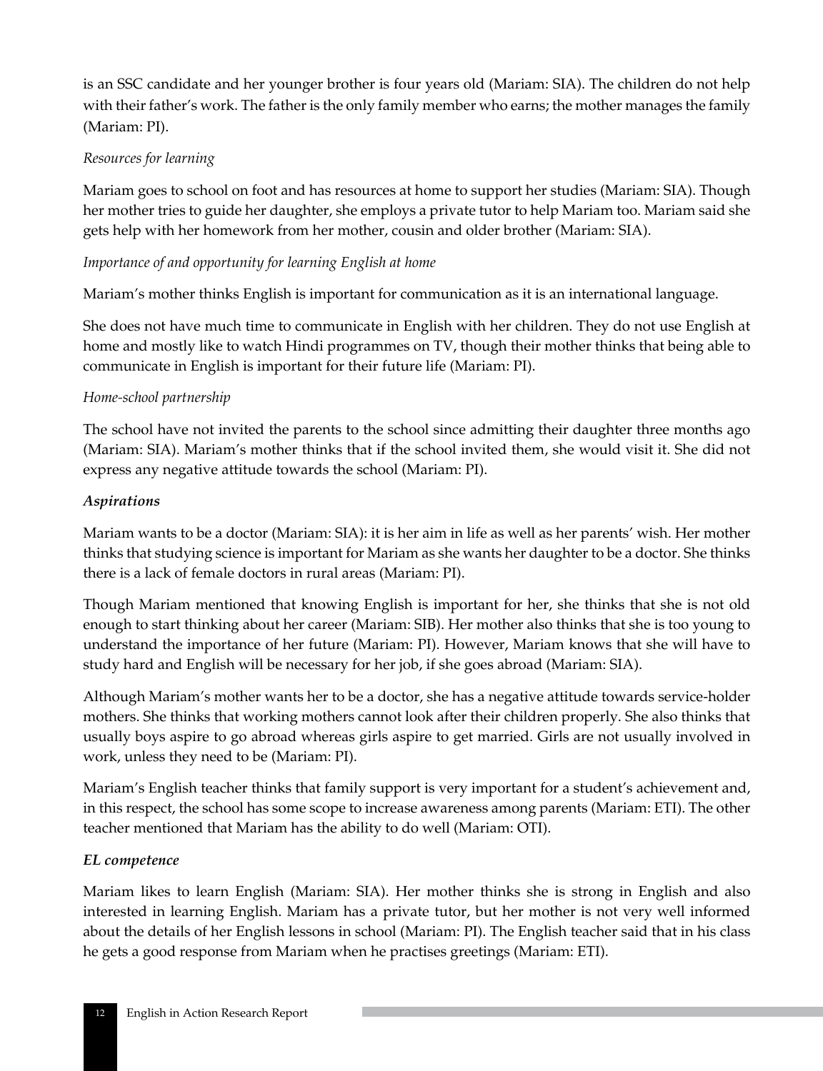is an SSC candidate and her younger brother is four years old (Mariam: SIA). The children do not help with their father's work. The father is the only family member who earns; the mother manages the family (Mariam: PI).

*Resources for learning*

Mariam goes to school on foot and has resources at home to support her studies (Mariam: SIA). Though her mother tries to guide her daughter, she employs a private tutor to help Mariam too. Mariam said she gets help with her homework from her mother, cousin and older brother (Mariam: SIA).

*Importance of and opportunity for learning English at home*

Mariam's mother thinks English is important for communication as it is an international language.

She does not have much time to communicate in English with her children. They do not use English at home and mostly like to watch Hindi programmes on TV, though their mother thinks that being able to communicate in English is important for their future life (Mariam: PI).

*Home-school partnership*

The school have not invited the parents to the school since admitting their daughter three months ago (Mariam: SIA). Mariam's mother thinks that if the school invited them, she would visit it. She did not express any negative attitude towards the school (Mariam: PI).

***Aspirations***

Mariam wants to be a doctor (Mariam: SIA): it is her aim in life as well as her parents' wish. Her mother thinks that studying science is important for Mariam as she wants her daughter to be a doctor. She thinks there is a lack of female doctors in rural areas (Mariam: PI).

Though Mariam mentioned that knowing English is important for her, she thinks that she is not old enough to start thinking about her career (Mariam: SIB). Her mother also thinks that she is too young to understand the importance of her future (Mariam: PI). However, Mariam knows that she will have to study hard and English will be necessary for her job, if she goes abroad (Mariam: SIA).

Although Mariam's mother wants her to be a doctor, she has a negative attitude towards service-holder mothers. She thinks that working mothers cannot look after their children properly. She also thinks that usually boys aspire to go abroad whereas girls aspire to get married. Girls are not usually involved in work, unless they need to be (Mariam: PI).

Mariam's English teacher thinks that family support is very important for a student's achievement and, in this respect, the school has some scope to increase awareness among parents (Mariam: ETI). The other teacher mentioned that Mariam has the ability to do well (Mariam: OTI).

***EL competence***

Mariam likes to learn English (Mariam: SIA). Her mother thinks she is strong in English and also interested in learning English. Mariam has a private tutor, but her mother is not very well informed about the details of her English lessons in school (Mariam: PI). The English teacher said that in his class he gets a good response from Mariam when he practises greetings (Mariam: ETI).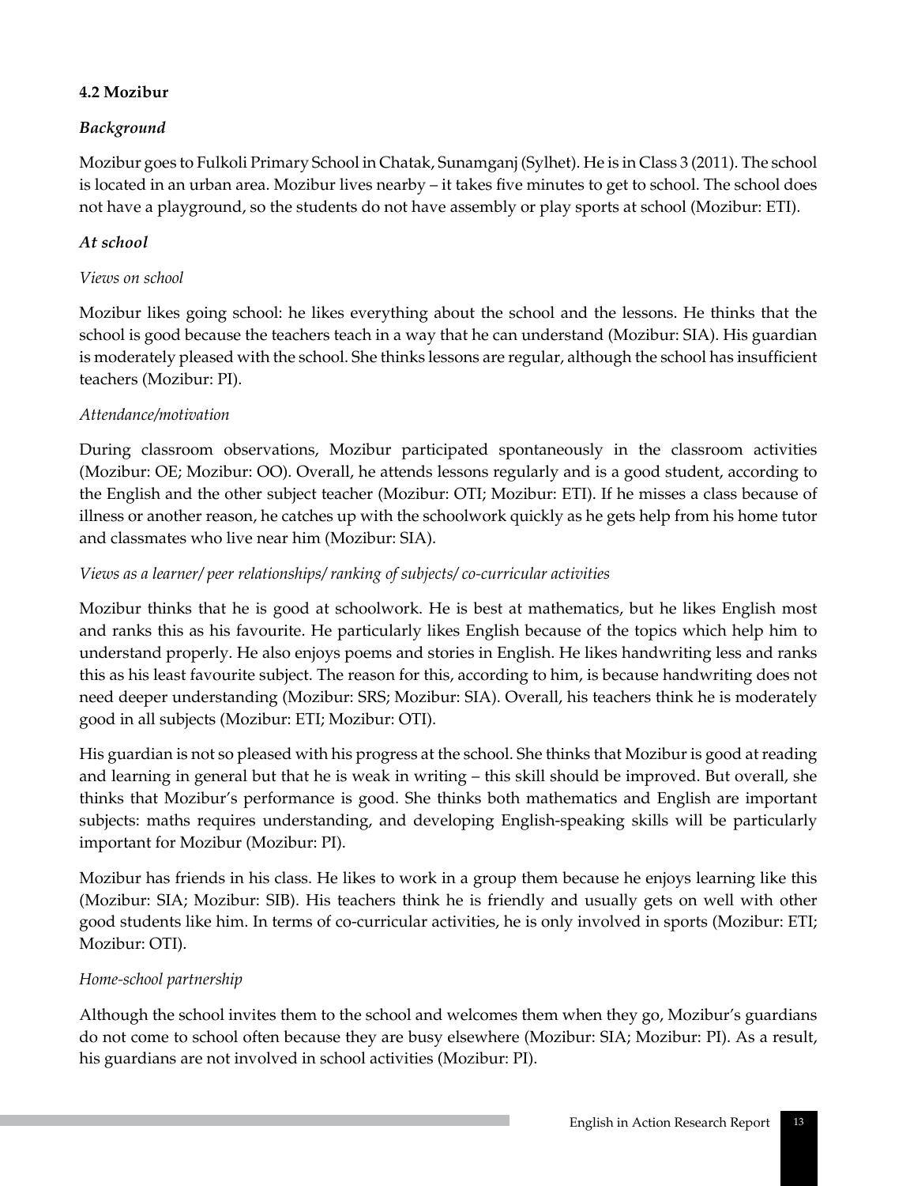### 4.2 Mozibur

#### *Background*

Mozibur goes to Fulkoli Primary School in Chatak, Sunamganj (Sylhet). He is in Class 3 (2011). The school is located in an urban area. Mozibur lives nearby – it takes five minutes to get to school. The school does not have a playground, so the students do not have assembly or play sports at school (Mozibur: ETI).

#### *At school*

*Views on school*

Mozibur likes going school: he likes everything about the school and the lessons. He thinks that the school is good because the teachers teach in a way that he can understand (Mozibur: SIA). His guardian is moderately pleased with the school. She thinks lessons are regular, although the school has insufficient teachers (Mozibur: PI).

*Attendance/motivation*

During classroom observations, Mozibur participated spontaneously in the classroom activities (Mozibur: OE; Mozibur: OO). Overall, he attends lessons regularly and is a good student, according to the English and the other subject teacher (Mozibur: OTI; Mozibur: ETI). If he misses a class because of illness or another reason, he catches up with the schoolwork quickly as he gets help from his home tutor and classmates who live near him (Mozibur: SIA).

*Views as a learner/ peer relationships/ ranking of subjects/ co-curricular activities*

Mozibur thinks that he is good at schoolwork. He is best at mathematics, but he likes English most and ranks this as his favourite. He particularly likes English because of the topics which help him to understand properly. He also enjoys poems and stories in English. He likes handwriting less and ranks this as his least favourite subject. The reason for this, according to him, is because handwriting does not need deeper understanding (Mozibur: SRS; Mozibur: SIA). Overall, his teachers think he is moderately good in all subjects (Mozibur: ETI; Mozibur: OTI).

His guardian is not so pleased with his progress at the school. She thinks that Mozibur is good at reading and learning in general but that he is weak in writing – this skill should be improved. But overall, she thinks that Mozibur's performance is good. She thinks both mathematics and English are important subjects: maths requires understanding, and developing English-speaking skills will be particularly important for Mozibur (Mozibur: PI).

Mozibur has friends in his class. He likes to work in a group them because he enjoys learning like this (Mozibur: SIA; Mozibur: SIB). His teachers think he is friendly and usually gets on well with other good students like him. In terms of co-curricular activities, he is only involved in sports (Mozibur: ETI; Mozibur: OTI).

*Home-school partnership*

Although the school invites them to the school and welcomes them when they go, Mozibur's guardians do not come to school often because they are busy elsewhere (Mozibur: SIA; Mozibur: PI). As a result, his guardians are not involved in school activities (Mozibur: PI).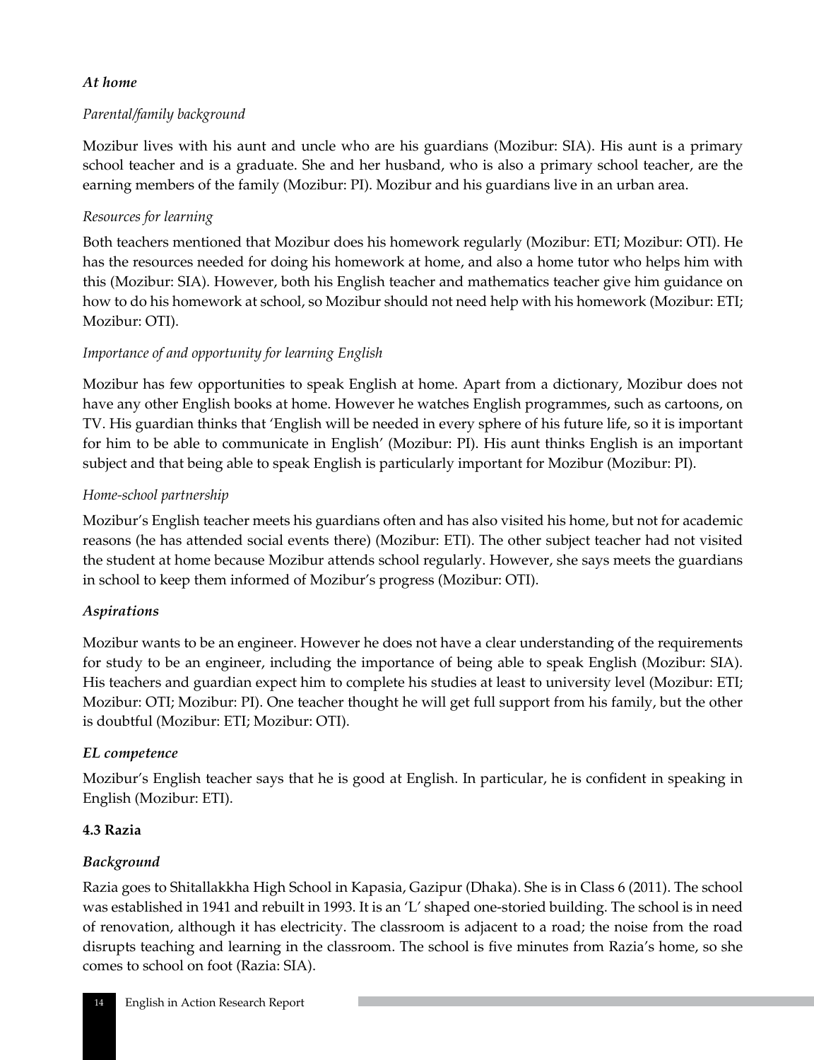#### *At home*

*Parental/family background*

Mozibur lives with his aunt and uncle who are his guardians (Mozibur: SIA). His aunt is a primary school teacher and is a graduate. She and her husband, who is also a primary school teacher, are the earning members of the family (Mozibur: PI). Mozibur and his guardians live in an urban area.

*Resources for learning*

Both teachers mentioned that Mozibur does his homework regularly (Mozibur: ETI; Mozibur: OTI). He has the resources needed for doing his homework at home, and also a home tutor who helps him with this (Mozibur: SIA). However, both his English teacher and mathematics teacher give him guidance on how to do his homework at school, so Mozibur should not need help with his homework (Mozibur: ETI; Mozibur: OTI).

*Importance of and opportunity for learning English*

Mozibur has few opportunities to speak English at home. Apart from a dictionary, Mozibur does not have any other English books at home. However he watches English programmes, such as cartoons, on TV. His guardian thinks that 'English will be needed in every sphere of his future life, so it is important for him to be able to communicate in English' (Mozibur: PI). His aunt thinks English is an important subject and that being able to speak English is particularly important for Mozibur (Mozibur: PI).

*Home-school partnership*

Mozibur's English teacher meets his guardians often and has also visited his home, but not for academic reasons (he has attended social events there) (Mozibur: ETI). The other subject teacher had not visited the student at home because Mozibur attends school regularly. However, she says meets the guardians in school to keep them informed of Mozibur's progress (Mozibur: OTI).

#### *Aspirations*

Mozibur wants to be an engineer. However he does not have a clear understanding of the requirements for study to be an engineer, including the importance of being able to speak English (Mozibur: SIA). His teachers and guardian expect him to complete his studies at least to university level (Mozibur: ETI; Mozibur: OTI; Mozibur: PI). One teacher thought he will get full support from his family, but the other is doubtful (Mozibur: ETI; Mozibur: OTI).

#### *EL competence*

Mozibur's English teacher says that he is good at English. In particular, he is confident in speaking in English (Mozibur: ETI).

### 4.3 Razia

#### *Background*

Razia goes to Shitallakkha High School in Kapasia, Gazipur (Dhaka). She is in Class 6 (2011). The school was established in 1941 and rebuilt in 1993. It is an 'L' shaped one-storied building. The school is in need of renovation, although it has electricity. The classroom is adjacent to a road; the noise from the road disrupts teaching and learning in the classroom. The school is five minutes from Razia's home, so she comes to school on foot (Razia: SIA).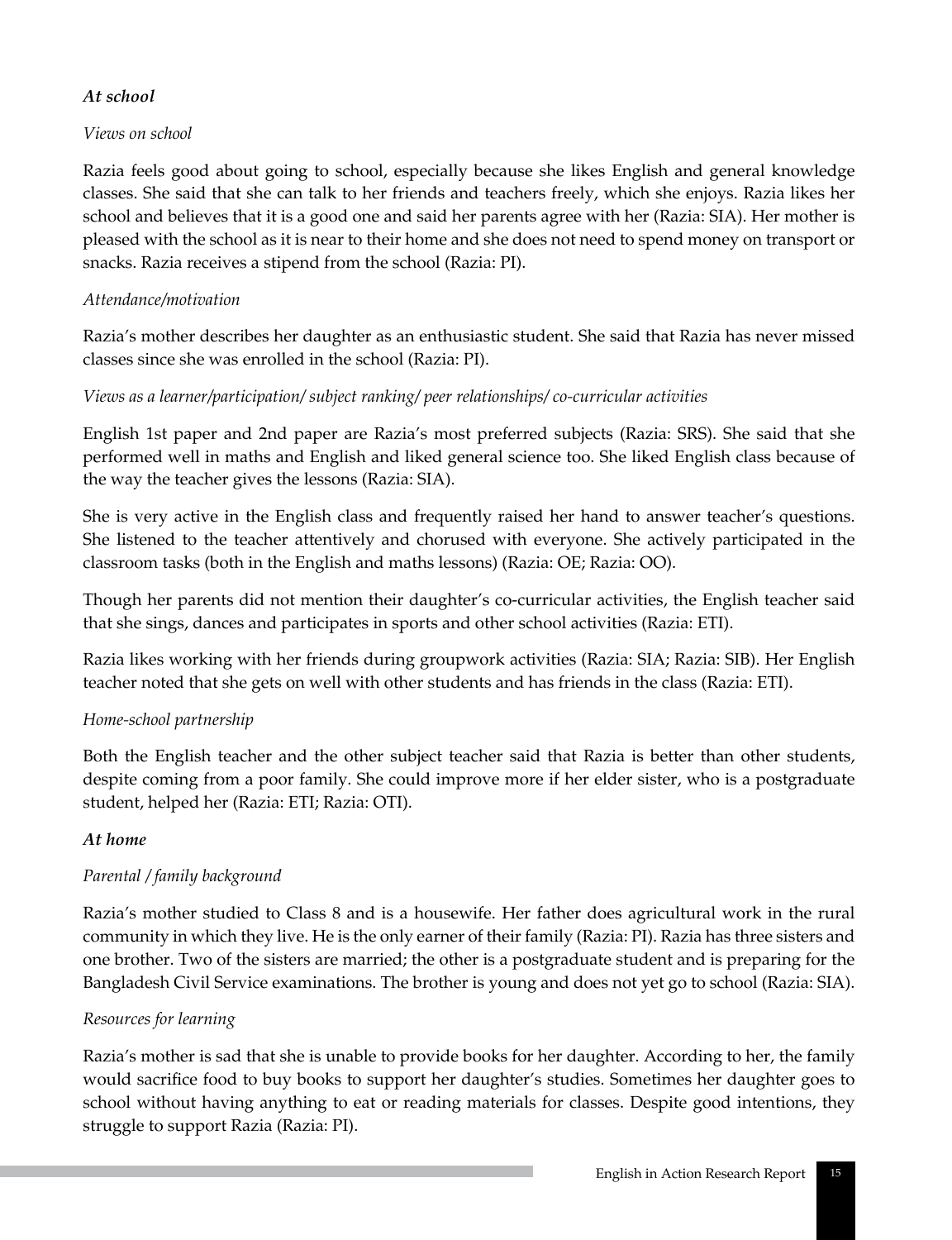***At school***

*Views on school*

Razia feels good about going to school, especially because she likes English and general knowledge classes. She said that she can talk to her friends and teachers freely, which she enjoys. Razia likes her school and believes that it is a good one and said her parents agree with her (Razia: SIA). Her mother is pleased with the school as it is near to their home and she does not need to spend money on transport or snacks. Razia receives a stipend from the school (Razia: PI).

*Attendance/motivation*

Razia's mother describes her daughter as an enthusiastic student. She said that Razia has never missed classes since she was enrolled in the school (Razia: PI).

*Views as a learner/participation/ subject ranking/ peer relationships/ co-curricular activities*

English 1st paper and 2nd paper are Razia's most preferred subjects (Razia: SRS). She said that she performed well in maths and English and liked general science too. She liked English class because of the way the teacher gives the lessons (Razia: SIA).

She is very active in the English class and frequently raised her hand to answer teacher's questions. She listened to the teacher attentively and chorused with everyone. She actively participated in the classroom tasks (both in the English and maths lessons) (Razia: OE; Razia: OO).

Though her parents did not mention their daughter's co-curricular activities, the English teacher said that she sings, dances and participates in sports and other school activities (Razia: ETI).

Razia likes working with her friends during groupwork activities (Razia: SIA; Razia: SIB). Her English teacher noted that she gets on well with other students and has friends in the class (Razia: ETI).

*Home-school partnership*

Both the English teacher and the other subject teacher said that Razia is better than other students, despite coming from a poor family. She could improve more if her elder sister, who is a postgraduate student, helped her (Razia: ETI; Razia: OTI).

***At home***

*Parental / family background*

Razia's mother studied to Class 8 and is a housewife. Her father does agricultural work in the rural community in which they live. He is the only earner of their family (Razia: PI). Razia has three sisters and one brother. Two of the sisters are married; the other is a postgraduate student and is preparing for the Bangladesh Civil Service examinations. The brother is young and does not yet go to school (Razia: SIA).

*Resources for learning*

Razia's mother is sad that she is unable to provide books for her daughter. According to her, the family would sacrifice food to buy books to support her daughter's studies. Sometimes her daughter goes to school without having anything to eat or reading materials for classes. Despite good intentions, they struggle to support Razia (Razia: PI).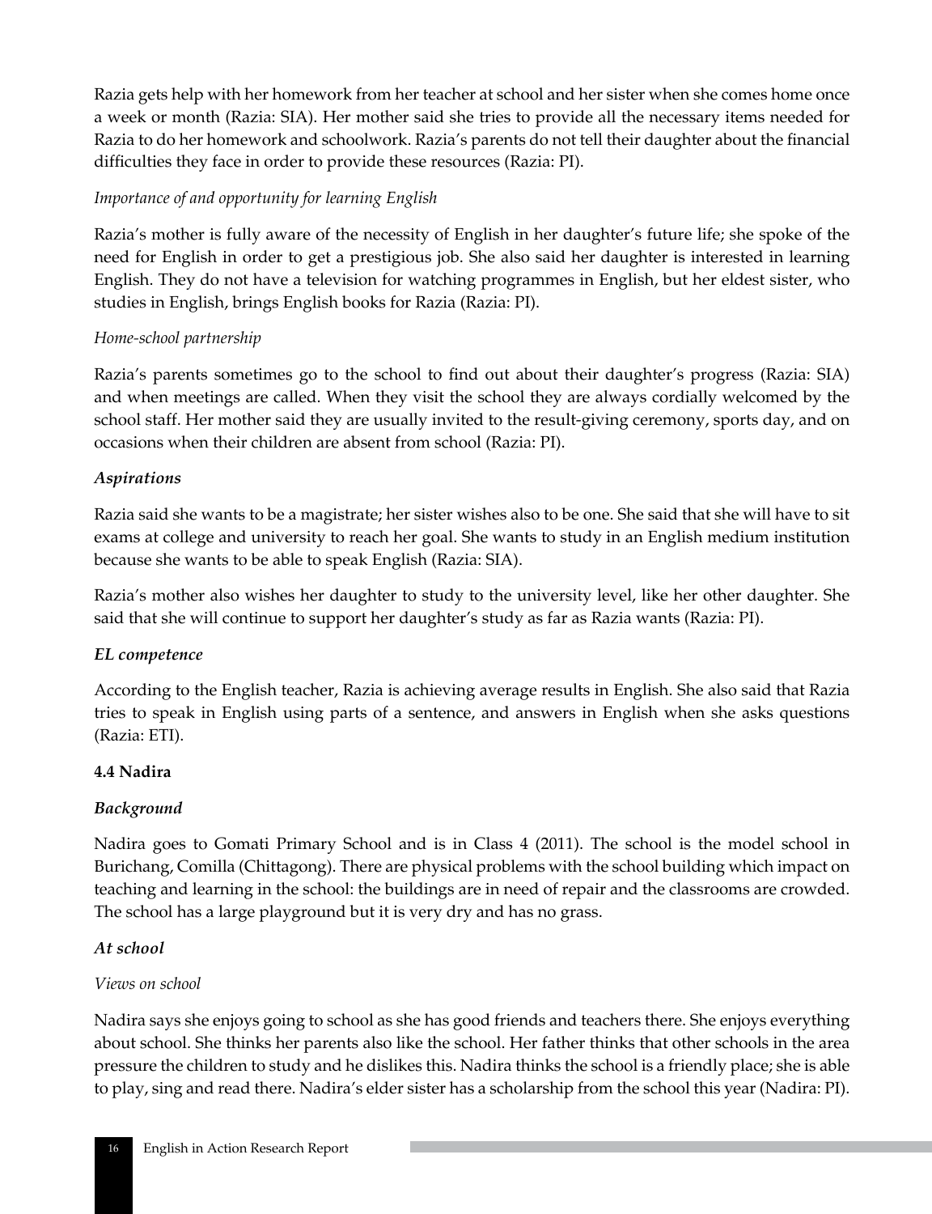Razia gets help with her homework from her teacher at school and her sister when she comes home once a week or month (Razia: SIA). Her mother said she tries to provide all the necessary items needed for Razia to do her homework and schoolwork. Razia's parents do not tell their daughter about the financial difficulties they face in order to provide these resources (Razia: PI).

*Importance of and opportunity for learning English*

Razia's mother is fully aware of the necessity of English in her daughter's future life; she spoke of the need for English in order to get a prestigious job. She also said her daughter is interested in learning English. They do not have a television for watching programmes in English, but her eldest sister, who studies in English, brings English books for Razia (Razia: PI).

*Home-school partnership*

Razia's parents sometimes go to the school to find out about their daughter's progress (Razia: SIA) and when meetings are called. When they visit the school they are always cordially welcomed by the school staff. Her mother said they are usually invited to the result-giving ceremony, sports day, and on occasions when their children are absent from school (Razia: PI).

***Aspirations***

Razia said she wants to be a magistrate; her sister wishes also to be one. She said that she will have to sit exams at college and university to reach her goal. She wants to study in an English medium institution because she wants to be able to speak English (Razia: SIA).

Razia's mother also wishes her daughter to study to the university level, like her other daughter. She said that she will continue to support her daughter's study as far as Razia wants (Razia: PI).

***EL competence***

According to the English teacher, Razia is achieving average results in English. She also said that Razia tries to speak in English using parts of a sentence, and answers in English when she asks questions (Razia: ETI).

### 4.4 Nadira

***Background***

Nadira goes to Gomati Primary School and is in Class 4 (2011). The school is the model school in Burichang, Comilla (Chittagong). There are physical problems with the school building which impact on teaching and learning in the school: the buildings are in need of repair and the classrooms are crowded. The school has a large playground but it is very dry and has no grass.

***At school***

*Views on school*

Nadira says she enjoys going to school as she has good friends and teachers there. She enjoys everything about school. She thinks her parents also like the school. Her father thinks that other schools in the area pressure the children to study and he dislikes this. Nadira thinks the school is a friendly place; she is able to play, sing and read there. Nadira's elder sister has a scholarship from the school this year (Nadira: PI).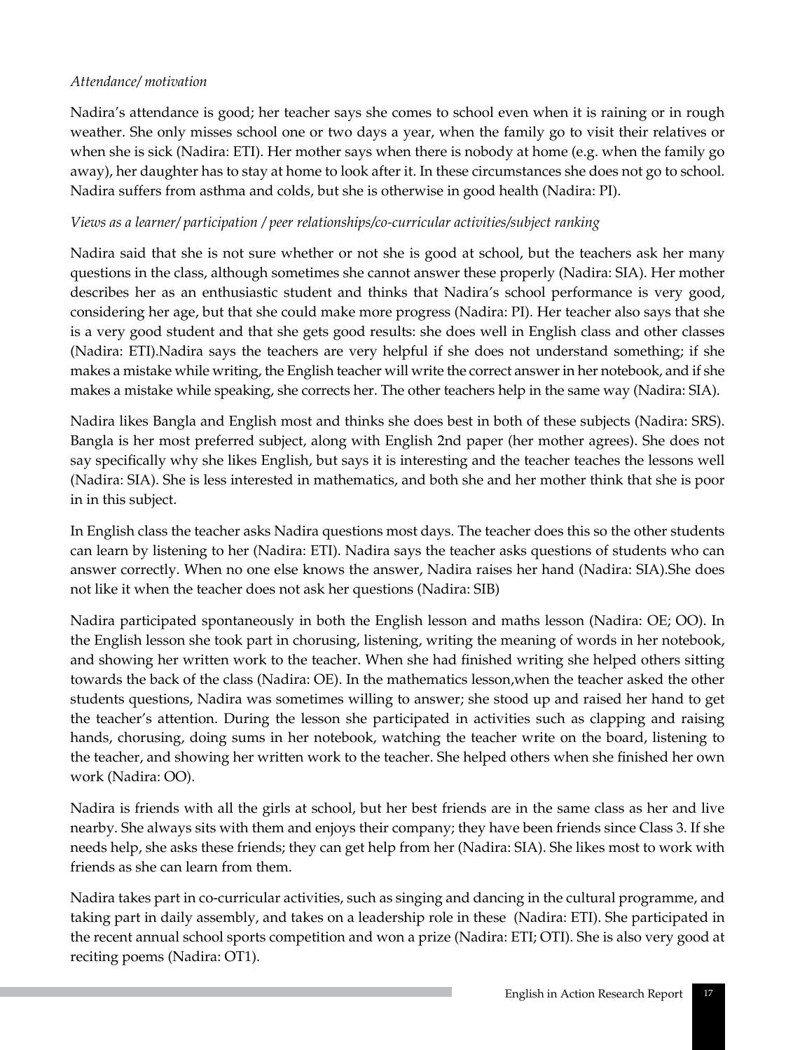*Attendance/ motivation*

Nadira's attendance is good; her teacher says she comes to school even when it is raining or in rough weather. She only misses school one or two days a year, when the family go to visit their relatives or when she is sick (Nadira: ETI). Her mother says when there is nobody at home (e.g. when the family go away), her daughter has to stay at home to look after it. In these circumstances she does not go to school. Nadira suffers from asthma and colds, but she is otherwise in good health (Nadira: PI).

*Views as a learner/ participation / peer relationships/co-curricular activities/subject ranking*

Nadira said that she is not sure whether or not she is good at school, but the teachers ask her many questions in the class, although sometimes she cannot answer these properly (Nadira: SIA). Her mother describes her as an enthusiastic student and thinks that Nadira's school performance is very good, considering her age, but that she could make more progress (Nadira: PI). Her teacher also says that she is a very good student and that she gets good results: she does well in English class and other classes (Nadira: ETI).Nadira says the teachers are very helpful if she does not understand something; if she makes a mistake while writing, the English teacher will write the correct answer in her notebook, and if she makes a mistake while speaking, she corrects her. The other teachers help in the same way (Nadira: SIA).

Nadira likes Bangla and English most and thinks she does best in both of these subjects (Nadira: SRS). Bangla is her most preferred subject, along with English 2nd paper (her mother agrees). She does not say specifically why she likes English, but says it is interesting and the teacher teaches the lessons well (Nadira: SIA). She is less interested in mathematics, and both she and her mother think that she is poor in in this subject.

In English class the teacher asks Nadira questions most days. The teacher does this so the other students can learn by listening to her (Nadira: ETI). Nadira says the teacher asks questions of students who can answer correctly. When no one else knows the answer, Nadira raises her hand (Nadira: SIA).She does not like it when the teacher does not ask her questions (Nadira: SIB)

Nadira participated spontaneously in both the English lesson and maths lesson (Nadira: OE; OO). In the English lesson she took part in chorusing, listening, writing the meaning of words in her notebook, and showing her written work to the teacher. When she had finished writing she helped others sitting towards the back of the class (Nadira: OE). In the mathematics lesson,when the teacher asked the other students questions, Nadira was sometimes willing to answer; she stood up and raised her hand to get the teacher's attention. During the lesson she participated in activities such as clapping and raising hands, chorusing, doing sums in her notebook, watching the teacher write on the board, listening to the teacher, and showing her written work to the teacher. She helped others when she finished her own work (Nadira: OO).

Nadira is friends with all the girls at school, but her best friends are in the same class as her and live nearby. She always sits with them and enjoys their company; they have been friends since Class 3. If she needs help, she asks these friends; they can get help from her (Nadira: SIA). She likes most to work with friends as she can learn from them.

Nadira takes part in co-curricular activities, such as singing and dancing in the cultural programme, and taking part in daily assembly, and takes on a leadership role in these (Nadira: ETI). She participated in the recent annual school sports competition and won a prize (Nadira: ETI; OTI). She is also very good at reciting poems (Nadira: OT1).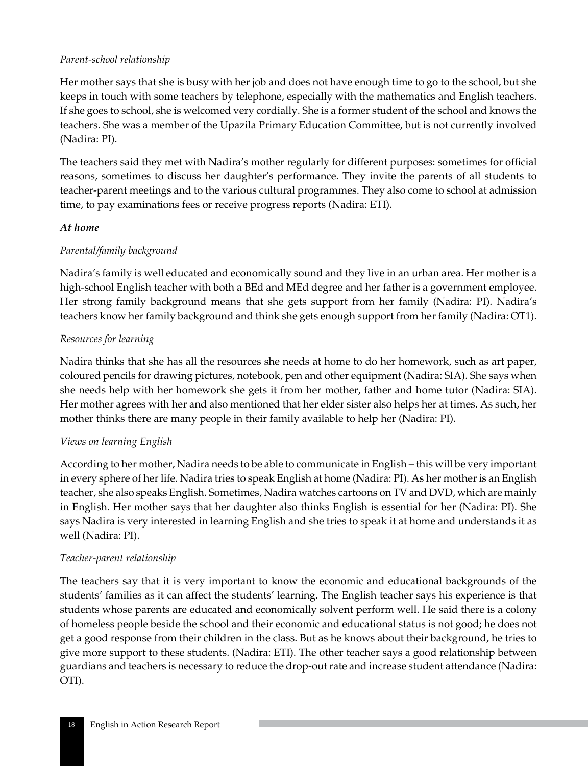*Parent-school relationship*

Her mother says that she is busy with her job and does not have enough time to go to the school, but she keeps in touch with some teachers by telephone, especially with the mathematics and English teachers. If she goes to school, she is welcomed very cordially. She is a former student of the school and knows the teachers. She was a member of the Upazila Primary Education Committee, but is not currently involved (Nadira: PI).

The teachers said they met with Nadira's mother regularly for different purposes: sometimes for official reasons, sometimes to discuss her daughter's performance. They invite the parents of all students to teacher-parent meetings and to the various cultural programmes. They also come to school at admission time, to pay examinations fees or receive progress reports (Nadira: ETI).

***At home***

*Parental/family background*

Nadira's family is well educated and economically sound and they live in an urban area. Her mother is a high-school English teacher with both a BEd and MEd degree and her father is a government employee. Her strong family background means that she gets support from her family (Nadira: PI). Nadira's teachers know her family background and think she gets enough support from her family (Nadira: OT1).

*Resources for learning*

Nadira thinks that she has all the resources she needs at home to do her homework, such as art paper, coloured pencils for drawing pictures, notebook, pen and other equipment (Nadira: SIA). She says when she needs help with her homework she gets it from her mother, father and home tutor (Nadira: SIA). Her mother agrees with her and also mentioned that her elder sister also helps her at times. As such, her mother thinks there are many people in their family available to help her (Nadira: PI).

*Views on learning English*

According to her mother, Nadira needs to be able to communicate in English – this will be very important in every sphere of her life. Nadira tries to speak English at home (Nadira: PI). As her mother is an English teacher, she also speaks English. Sometimes, Nadira watches cartoons on TV and DVD, which are mainly in English. Her mother says that her daughter also thinks English is essential for her (Nadira: PI). She says Nadira is very interested in learning English and she tries to speak it at home and understands it as well (Nadira: PI).

*Teacher-parent relationship*

The teachers say that it is very important to know the economic and educational backgrounds of the students' families as it can affect the students' learning. The English teacher says his experience is that students whose parents are educated and economically solvent perform well. He said there is a colony of homeless people beside the school and their economic and educational status is not good; he does not get a good response from their children in the class. But as he knows about their background, he tries to give more support to these students. (Nadira: ETI). The other teacher says a good relationship between guardians and teachers is necessary to reduce the drop-out rate and increase student attendance (Nadira: OTI).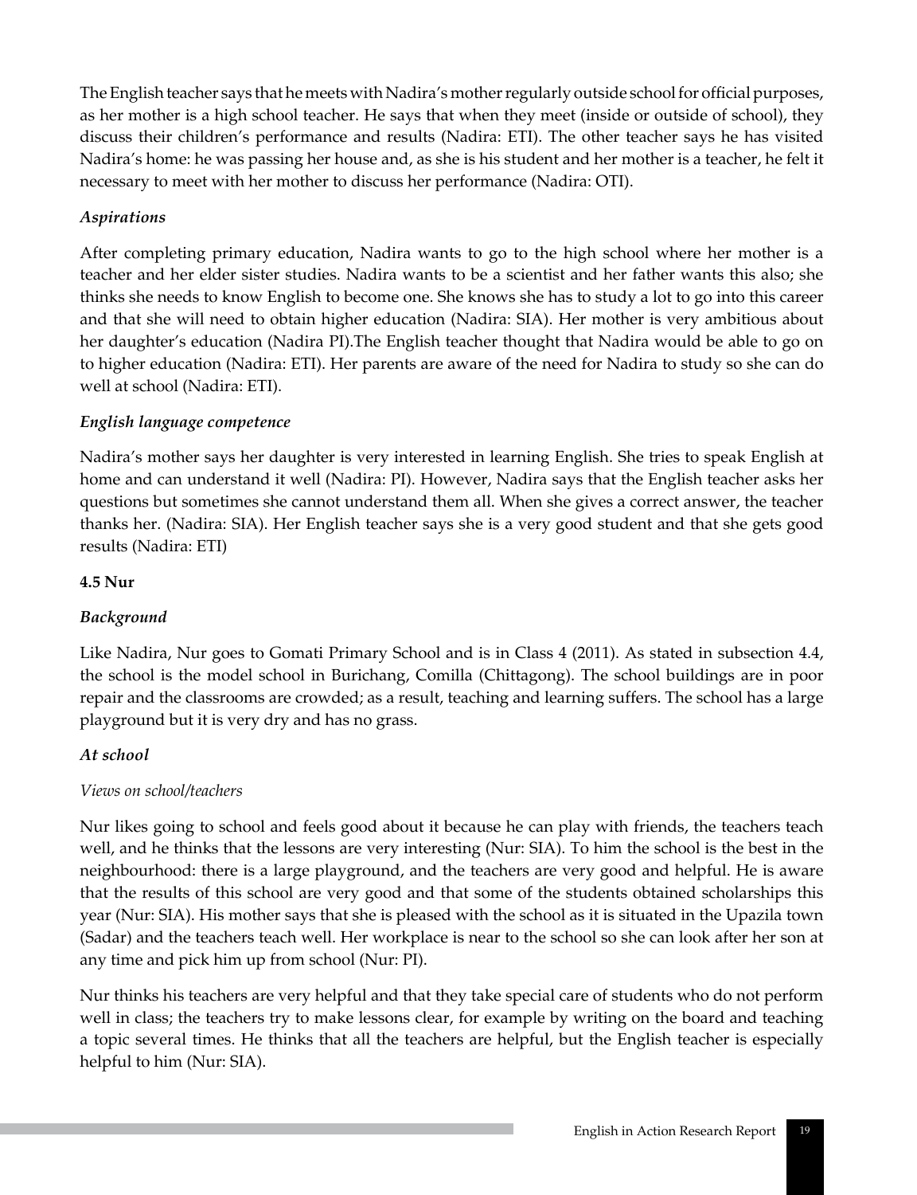The English teacher says that he meets with Nadira's mother regularly outside school for official purposes, as her mother is a high school teacher. He says that when they meet (inside or outside of school), they discuss their children's performance and results (Nadira: ETI). The other teacher says he has visited Nadira's home: he was passing her house and, as she is his student and her mother is a teacher, he felt it necessary to meet with her mother to discuss her performance (Nadira: OTI).

### *Aspirations*

After completing primary education, Nadira wants to go to the high school where her mother is a teacher and her elder sister studies. Nadira wants to be a scientist and her father wants this also; she thinks she needs to know English to become one. She knows she has to study a lot to go into this career and that she will need to obtain higher education (Nadira: SIA). Her mother is very ambitious about her daughter's education (Nadira PI).The English teacher thought that Nadira would be able to go on to higher education (Nadira: ETI). Her parents are aware of the need for Nadira to study so she can do well at school (Nadira: ETI).

### *English language competence*

Nadira's mother says her daughter is very interested in learning English. She tries to speak English at home and can understand it well (Nadira: PI). However, Nadira says that the English teacher asks her questions but sometimes she cannot understand them all. When she gives a correct answer, the teacher thanks her. (Nadira: SIA). Her English teacher says she is a very good student and that she gets good results (Nadira: ETI)

## 4.5 Nur

### *Background*

Like Nadira, Nur goes to Gomati Primary School and is in Class 4 (2011). As stated in subsection 4.4, the school is the model school in Burichang, Comilla (Chittagong). The school buildings are in poor repair and the classrooms are crowded; as a result, teaching and learning suffers. The school has a large playground but it is very dry and has no grass.

### *At school*

#### *Views on school/teachers*

Nur likes going to school and feels good about it because he can play with friends, the teachers teach well, and he thinks that the lessons are very interesting (Nur: SIA). To him the school is the best in the neighbourhood: there is a large playground, and the teachers are very good and helpful. He is aware that the results of this school are very good and that some of the students obtained scholarships this year (Nur: SIA). His mother says that she is pleased with the school as it is situated in the Upazila town (Sadar) and the teachers teach well. Her workplace is near to the school so she can look after her son at any time and pick him up from school (Nur: PI).

Nur thinks his teachers are very helpful and that they take special care of students who do not perform well in class; the teachers try to make lessons clear, for example by writing on the board and teaching a topic several times. He thinks that all the teachers are helpful, but the English teacher is especially helpful to him (Nur: SIA).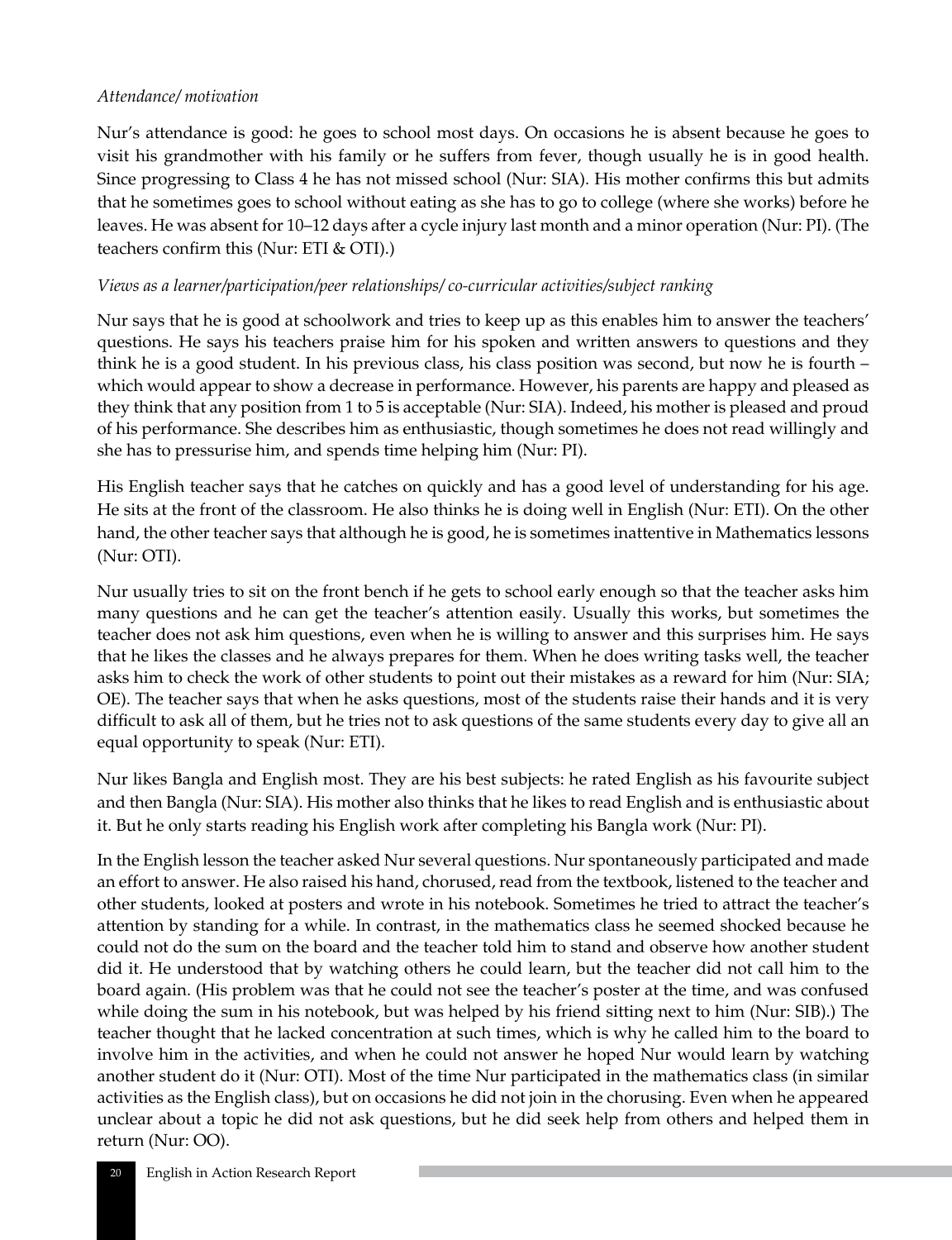*Attendance/ motivation*

Nur's attendance is good: he goes to school most days. On occasions he is absent because he goes to visit his grandmother with his family or he suffers from fever, though usually he is in good health. Since progressing to Class 4 he has not missed school (Nur: SIA). His mother confirms this but admits that he sometimes goes to school without eating as she has to go to college (where she works) before he leaves. He was absent for 10–12 days after a cycle injury last month and a minor operation (Nur: PI). (The teachers confirm this (Nur: ETI & OTI).)

*Views as a learner/participation/peer relationships/ co-curricular activities/subject ranking*

Nur says that he is good at schoolwork and tries to keep up as this enables him to answer the teachers' questions. He says his teachers praise him for his spoken and written answers to questions and they think he is a good student. In his previous class, his class position was second, but now he is fourth – which would appear to show a decrease in performance. However, his parents are happy and pleased as they think that any position from 1 to 5 is acceptable (Nur: SIA). Indeed, his mother is pleased and proud of his performance. She describes him as enthusiastic, though sometimes he does not read willingly and she has to pressurise him, and spends time helping him (Nur: PI).

His English teacher says that he catches on quickly and has a good level of understanding for his age. He sits at the front of the classroom. He also thinks he is doing well in English (Nur: ETI). On the other hand, the other teacher says that although he is good, he is sometimes inattentive in Mathematics lessons (Nur: OTI).

Nur usually tries to sit on the front bench if he gets to school early enough so that the teacher asks him many questions and he can get the teacher's attention easily. Usually this works, but sometimes the teacher does not ask him questions, even when he is willing to answer and this surprises him. He says that he likes the classes and he always prepares for them. When he does writing tasks well, the teacher asks him to check the work of other students to point out their mistakes as a reward for him (Nur: SIA; OE). The teacher says that when he asks questions, most of the students raise their hands and it is very difficult to ask all of them, but he tries not to ask questions of the same students every day to give all an equal opportunity to speak (Nur: ETI).

Nur likes Bangla and English most. They are his best subjects: he rated English as his favourite subject and then Bangla (Nur: SIA). His mother also thinks that he likes to read English and is enthusiastic about it. But he only starts reading his English work after completing his Bangla work (Nur: PI).

In the English lesson the teacher asked Nur several questions. Nur spontaneously participated and made an effort to answer. He also raised his hand, chorused, read from the textbook, listened to the teacher and other students, looked at posters and wrote in his notebook. Sometimes he tried to attract the teacher's attention by standing for a while. In contrast, in the mathematics class he seemed shocked because he could not do the sum on the board and the teacher told him to stand and observe how another student did it. He understood that by watching others he could learn, but the teacher did not call him to the board again. (His problem was that he could not see the teacher's poster at the time, and was confused while doing the sum in his notebook, but was helped by his friend sitting next to him (Nur: SIB).) The teacher thought that he lacked concentration at such times, which is why he called him to the board to involve him in the activities, and when he could not answer he hoped Nur would learn by watching another student do it (Nur: OTI). Most of the time Nur participated in the mathematics class (in similar activities as the English class), but on occasions he did not join in the chorusing. Even when he appeared unclear about a topic he did not ask questions, but he did seek help from others and helped them in return (Nur: OO).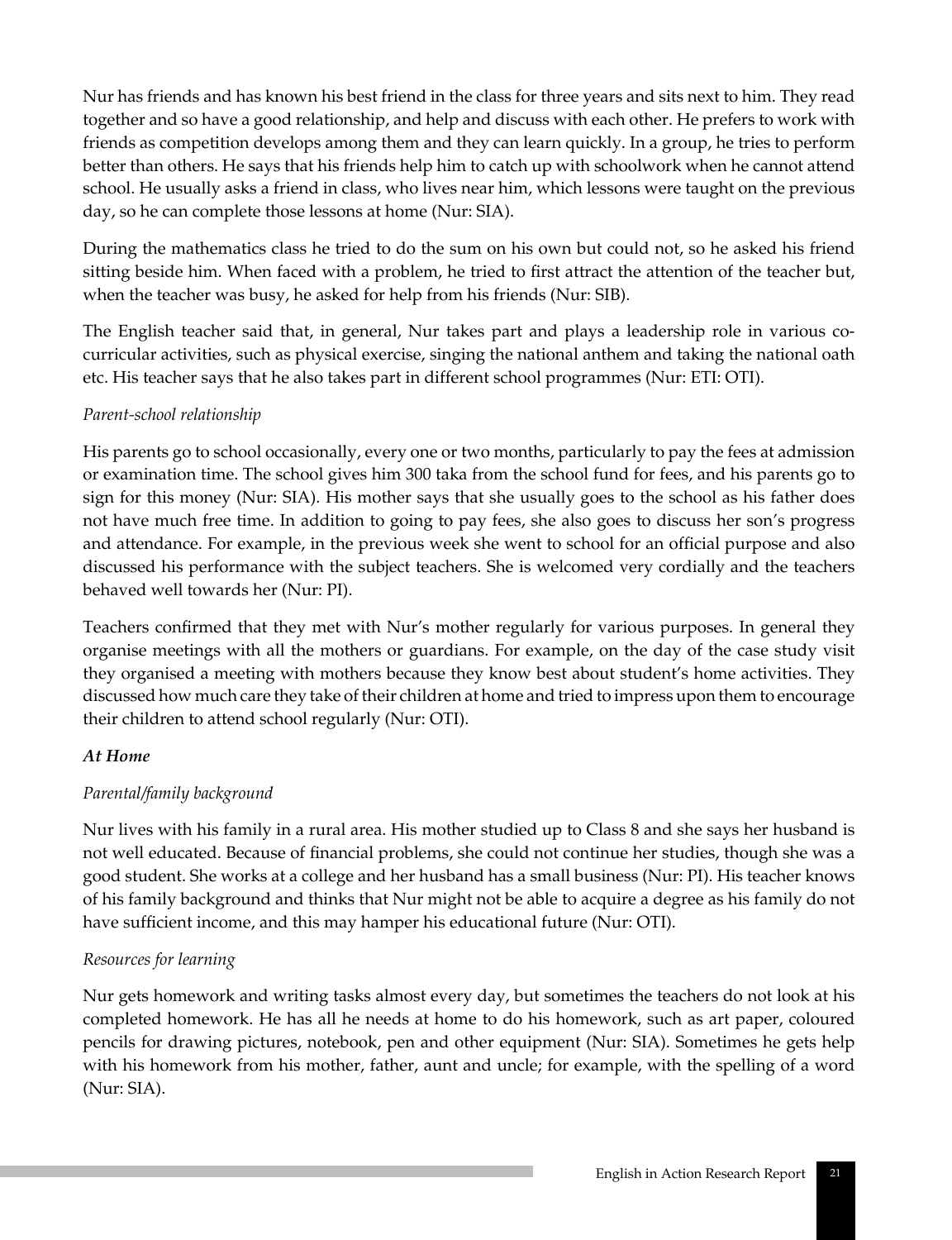Nur has friends and has known his best friend in the class for three years and sits next to him. They read together and so have a good relationship, and help and discuss with each other. He prefers to work with friends as competition develops among them and they can learn quickly. In a group, he tries to perform better than others. He says that his friends help him to catch up with schoolwork when he cannot attend school. He usually asks a friend in class, who lives near him, which lessons were taught on the previous day, so he can complete those lessons at home (Nur: SIA).

During the mathematics class he tried to do the sum on his own but could not, so he asked his friend sitting beside him. When faced with a problem, he tried to first attract the attention of the teacher but, when the teacher was busy, he asked for help from his friends (Nur: SIB).

The English teacher said that, in general, Nur takes part and plays a leadership role in various co-curricular activities, such as physical exercise, singing the national anthem and taking the national oath etc. His teacher says that he also takes part in different school programmes (Nur: ETI: OTI).

*Parent-school relationship*

His parents go to school occasionally, every one or two months, particularly to pay the fees at admission or examination time. The school gives him 300 taka from the school fund for fees, and his parents go to sign for this money (Nur: SIA). His mother says that she usually goes to the school as his father does not have much free time. In addition to going to pay fees, she also goes to discuss her son's progress and attendance. For example, in the previous week she went to school for an official purpose and also discussed his performance with the subject teachers. She is welcomed very cordially and the teachers behaved well towards her (Nur: PI).

Teachers confirmed that they met with Nur's mother regularly for various purposes. In general they organise meetings with all the mothers or guardians. For example, on the day of the case study visit they organised a meeting with mothers because they know best about student's home activities. They discussed how much care they take of their children at home and tried to impress upon them to encourage their children to attend school regularly (Nur: OTI).

***At Home***

*Parental/family background*

Nur lives with his family in a rural area. His mother studied up to Class 8 and she says her husband is not well educated. Because of financial problems, she could not continue her studies, though she was a good student. She works at a college and her husband has a small business (Nur: PI). His teacher knows of his family background and thinks that Nur might not be able to acquire a degree as his family do not have sufficient income, and this may hamper his educational future (Nur: OTI).

*Resources for learning*

Nur gets homework and writing tasks almost every day, but sometimes the teachers do not look at his completed homework. He has all he needs at home to do his homework, such as art paper, coloured pencils for drawing pictures, notebook, pen and other equipment (Nur: SIA). Sometimes he gets help with his homework from his mother, father, aunt and uncle; for example, with the spelling of a word (Nur: SIA).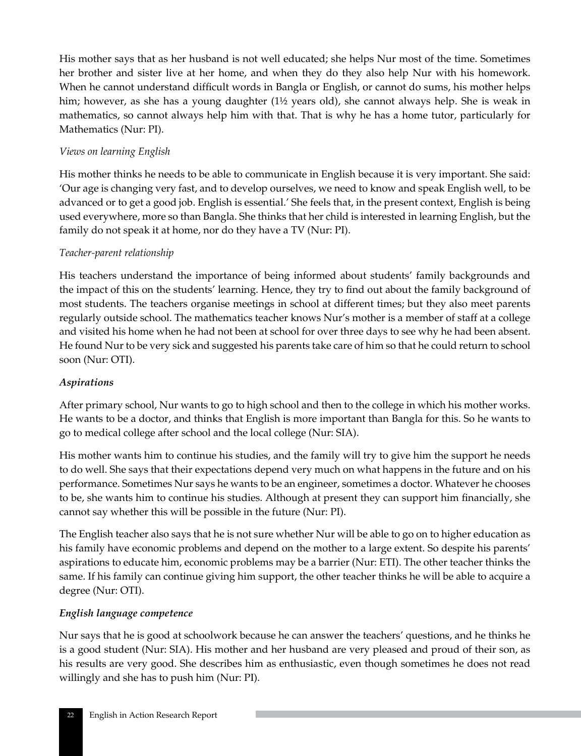His mother says that as her husband is not well educated; she helps Nur most of the time. Sometimes her brother and sister live at her home, and when they do they also help Nur with his homework. When he cannot understand difficult words in Bangla or English, or cannot do sums, his mother helps him; however, as she has a young daughter (1½ years old), she cannot always help. She is weak in mathematics, so cannot always help him with that. That is why he has a home tutor, particularly for Mathematics (Nur: PI).

*Views on learning English*

His mother thinks he needs to be able to communicate in English because it is very important. She said: 'Our age is changing very fast, and to develop ourselves, we need to know and speak English well, to be advanced or to get a good job. English is essential.' She feels that, in the present context, English is being used everywhere, more so than Bangla. She thinks that her child is interested in learning English, but the family do not speak it at home, nor do they have a TV (Nur: PI).

*Teacher-parent relationship*

His teachers understand the importance of being informed about students' family backgrounds and the impact of this on the students' learning. Hence, they try to find out about the family background of most students. The teachers organise meetings in school at different times; but they also meet parents regularly outside school. The mathematics teacher knows Nur's mother is a member of staff at a college and visited his home when he had not been at school for over three days to see why he had been absent. He found Nur to be very sick and suggested his parents take care of him so that he could return to school soon (Nur: OTI).

***Aspirations***

After primary school, Nur wants to go to high school and then to the college in which his mother works. He wants to be a doctor, and thinks that English is more important than Bangla for this. So he wants to go to medical college after school and the local college (Nur: SIA).

His mother wants him to continue his studies, and the family will try to give him the support he needs to do well. She says that their expectations depend very much on what happens in the future and on his performance. Sometimes Nur says he wants to be an engineer, sometimes a doctor. Whatever he chooses to be, she wants him to continue his studies. Although at present they can support him financially, she cannot say whether this will be possible in the future (Nur: PI).

The English teacher also says that he is not sure whether Nur will be able to go on to higher education as his family have economic problems and depend on the mother to a large extent. So despite his parents' aspirations to educate him, economic problems may be a barrier (Nur: ETI). The other teacher thinks the same. If his family can continue giving him support, the other teacher thinks he will be able to acquire a degree (Nur: OTI).

***English language competence***

Nur says that he is good at schoolwork because he can answer the teachers' questions, and he thinks he is a good student (Nur: SIA). His mother and her husband are very pleased and proud of their son, as his results are very good. She describes him as enthusiastic, even though sometimes he does not read willingly and she has to push him (Nur: PI).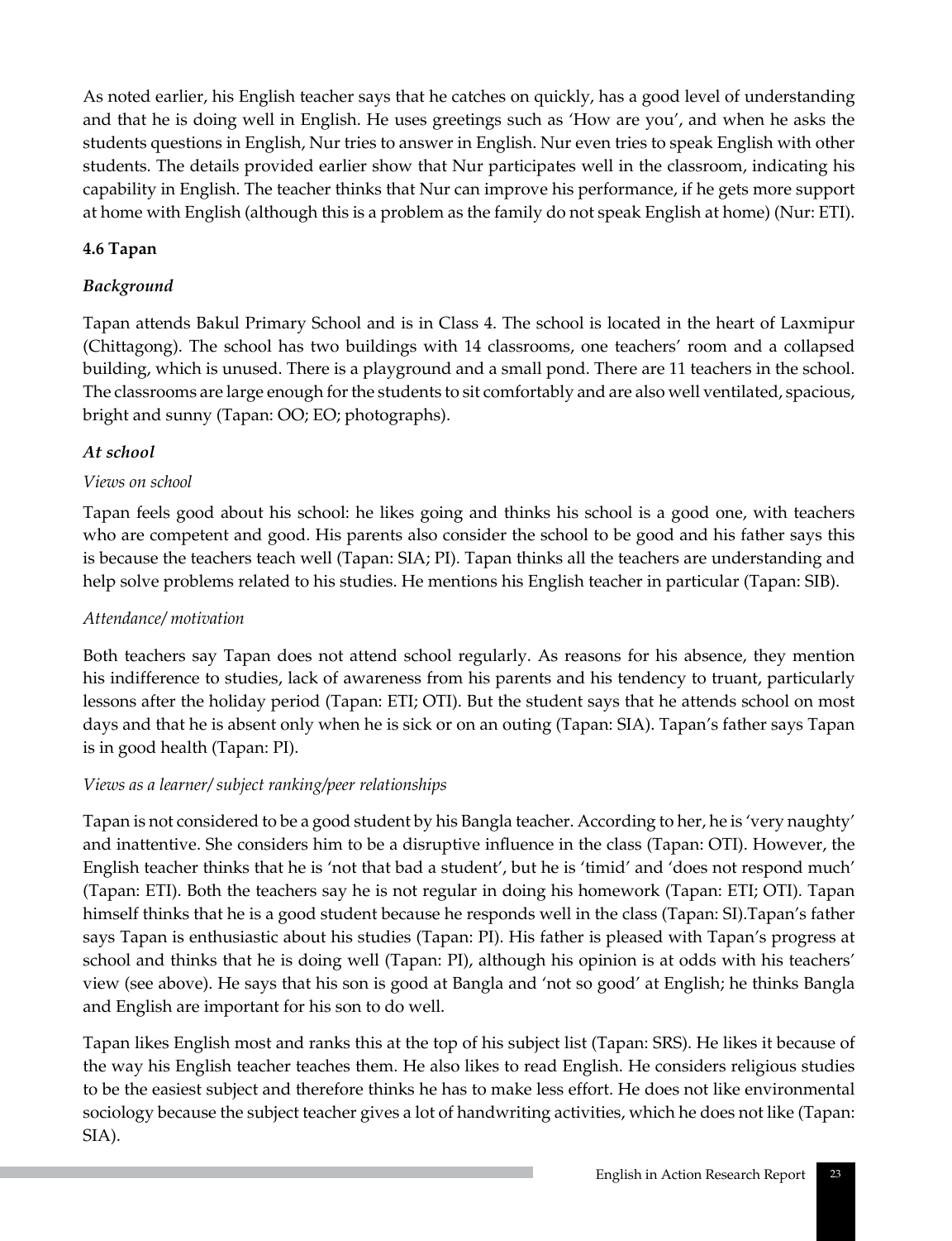As noted earlier, his English teacher says that he catches on quickly, has a good level of understanding and that he is doing well in English. He uses greetings such as 'How are you', and when he asks the students questions in English, Nur tries to answer in English. Nur even tries to speak English with other students. The details provided earlier show that Nur participates well in the classroom, indicating his capability in English. The teacher thinks that Nur can improve his performance, if he gets more support at home with English (although this is a problem as the family do not speak English at home) (Nur: ETI).

### 4.6 Tapan

#### *Background*

Tapan attends Bakul Primary School and is in Class 4. The school is located in the heart of Laxmipur (Chittagong). The school has two buildings with 14 classrooms, one teachers' room and a collapsed building, which is unused. There is a playground and a small pond. There are 11 teachers in the school. The classrooms are large enough for the students to sit comfortably and are also well ventilated, spacious, bright and sunny (Tapan: OO; EO; photographs).

#### *At school*

*Views on school*

Tapan feels good about his school: he likes going and thinks his school is a good one, with teachers who are competent and good. His parents also consider the school to be good and his father says this is because the teachers teach well (Tapan: SIA; PI). Tapan thinks all the teachers are understanding and help solve problems related to his studies. He mentions his English teacher in particular (Tapan: SIB).

*Attendance/ motivation*

Both teachers say Tapan does not attend school regularly. As reasons for his absence, they mention his indifference to studies, lack of awareness from his parents and his tendency to truant, particularly lessons after the holiday period (Tapan: ETI; OTI). But the student says that he attends school on most days and that he is absent only when he is sick or on an outing (Tapan: SIA). Tapan's father says Tapan is in good health (Tapan: PI).

*Views as a learner/ subject ranking/peer relationships*

Tapan is not considered to be a good student by his Bangla teacher. According to her, he is 'very naughty' and inattentive. She considers him to be a disruptive influence in the class (Tapan: OTI). However, the English teacher thinks that he is 'not that bad a student', but he is 'timid' and 'does not respond much' (Tapan: ETI). Both the teachers say he is not regular in doing his homework (Tapan: ETI; OTI). Tapan himself thinks that he is a good student because he responds well in the class (Tapan: SI).Tapan's father says Tapan is enthusiastic about his studies (Tapan: PI). His father is pleased with Tapan's progress at school and thinks that he is doing well (Tapan: PI), although his opinion is at odds with his teachers' view (see above). He says that his son is good at Bangla and 'not so good' at English; he thinks Bangla and English are important for his son to do well.

Tapan likes English most and ranks this at the top of his subject list (Tapan: SRS). He likes it because of the way his English teacher teaches them. He also likes to read English. He considers religious studies to be the easiest subject and therefore thinks he has to make less effort. He does not like environmental sociology because the subject teacher gives a lot of handwriting activities, which he does not like (Tapan: SIA).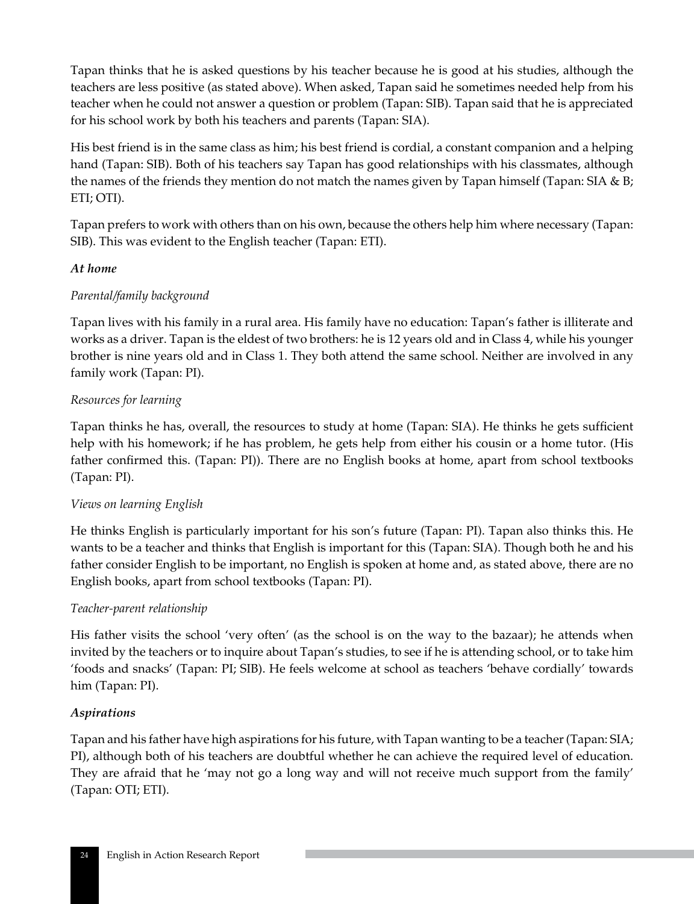Tapan thinks that he is asked questions by his teacher because he is good at his studies, although the teachers are less positive (as stated above). When asked, Tapan said he sometimes needed help from his teacher when he could not answer a question or problem (Tapan: SIB). Tapan said that he is appreciated for his school work by both his teachers and parents (Tapan: SIA).

His best friend is in the same class as him; his best friend is cordial, a constant companion and a helping hand (Tapan: SIB). Both of his teachers say Tapan has good relationships with his classmates, although the names of the friends they mention do not match the names given by Tapan himself (Tapan: SIA & B; ETI; OTI).

Tapan prefers to work with others than on his own, because the others help him where necessary (Tapan: SIB). This was evident to the English teacher (Tapan: ETI).

***At home***

*Parental/family background*

Tapan lives with his family in a rural area. His family have no education: Tapan's father is illiterate and works as a driver. Tapan is the eldest of two brothers: he is 12 years old and in Class 4, while his younger brother is nine years old and in Class 1. They both attend the same school. Neither are involved in any family work (Tapan: PI).

*Resources for learning*

Tapan thinks he has, overall, the resources to study at home (Tapan: SIA). He thinks he gets sufficient help with his homework; if he has problem, he gets help from either his cousin or a home tutor. (His father confirmed this. (Tapan: PI)). There are no English books at home, apart from school textbooks (Tapan: PI).

*Views on learning English*

He thinks English is particularly important for his son's future (Tapan: PI). Tapan also thinks this. He wants to be a teacher and thinks that English is important for this (Tapan: SIA). Though both he and his father consider English to be important, no English is spoken at home and, as stated above, there are no English books, apart from school textbooks (Tapan: PI).

*Teacher-parent relationship*

His father visits the school 'very often' (as the school is on the way to the bazaar); he attends when invited by the teachers or to inquire about Tapan's studies, to see if he is attending school, or to take him 'foods and snacks' (Tapan: PI; SIB). He feels welcome at school as teachers 'behave cordially' towards him (Tapan: PI).

***Aspirations***

Tapan and his father have high aspirations for his future, with Tapan wanting to be a teacher (Tapan: SIA; PI), although both of his teachers are doubtful whether he can achieve the required level of education. They are afraid that he 'may not go a long way and will not receive much support from the family' (Tapan: OTI; ETI).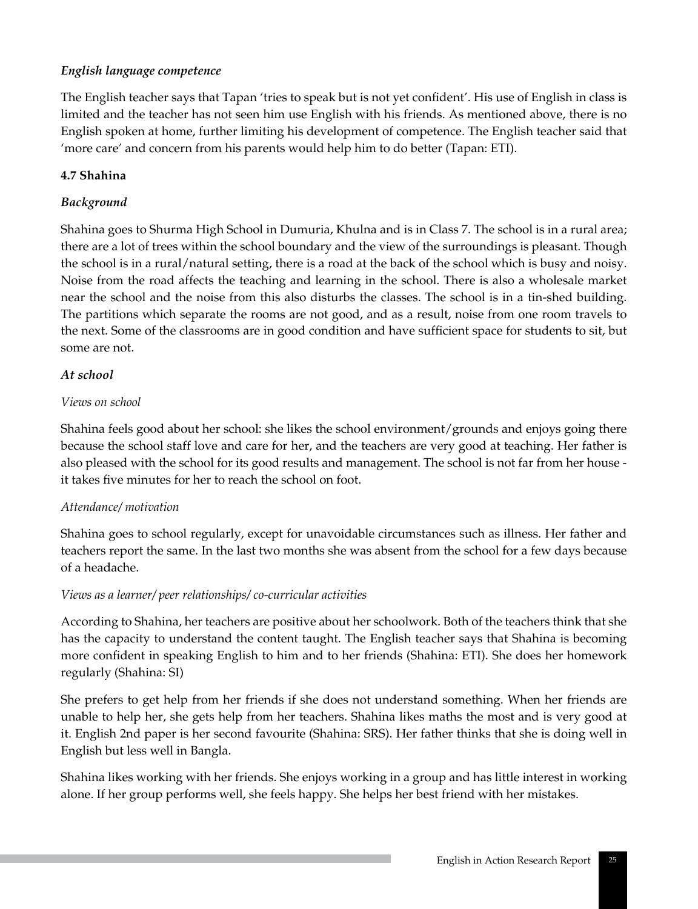*English language competence*

The English teacher says that Tapan 'tries to speak but is not yet confident'. His use of English in class is limited and the teacher has not seen him use English with his friends. As mentioned above, there is no English spoken at home, further limiting his development of competence. The English teacher said that 'more care' and concern from his parents would help him to do better (Tapan: ETI).

### 4.7 Shahina

*Background*

Shahina goes to Shurma High School in Dumuria, Khulna and is in Class 7. The school is in a rural area; there are a lot of trees within the school boundary and the view of the surroundings is pleasant. Though the school is in a rural/natural setting, there is a road at the back of the school which is busy and noisy. Noise from the road affects the teaching and learning in the school. There is also a wholesale market near the school and the noise from this also disturbs the classes. The school is in a tin-shed building. The partitions which separate the rooms are not good, and as a result, noise from one room travels to the next. Some of the classrooms are in good condition and have sufficient space for students to sit, but some are not.

*At school*

*Views on school*

Shahina feels good about her school: she likes the school environment/grounds and enjoys going there because the school staff love and care for her, and the teachers are very good at teaching. Her father is also pleased with the school for its good results and management. The school is not far from her house - it takes five minutes for her to reach the school on foot.

*Attendance/ motivation*

Shahina goes to school regularly, except for unavoidable circumstances such as illness. Her father and teachers report the same. In the last two months she was absent from the school for a few days because of a headache.

*Views as a learner/ peer relationships/ co-curricular activities*

According to Shahina, her teachers are positive about her schoolwork. Both of the teachers think that she has the capacity to understand the content taught. The English teacher says that Shahina is becoming more confident in speaking English to him and to her friends (Shahina: ETI). She does her homework regularly (Shahina: SI)

She prefers to get help from her friends if she does not understand something. When her friends are unable to help her, she gets help from her teachers. Shahina likes maths the most and is very good at it. English 2nd paper is her second favourite (Shahina: SRS). Her father thinks that she is doing well in English but less well in Bangla.

Shahina likes working with her friends. She enjoys working in a group and has little interest in working alone. If her group performs well, she feels happy. She helps her best friend with her mistakes.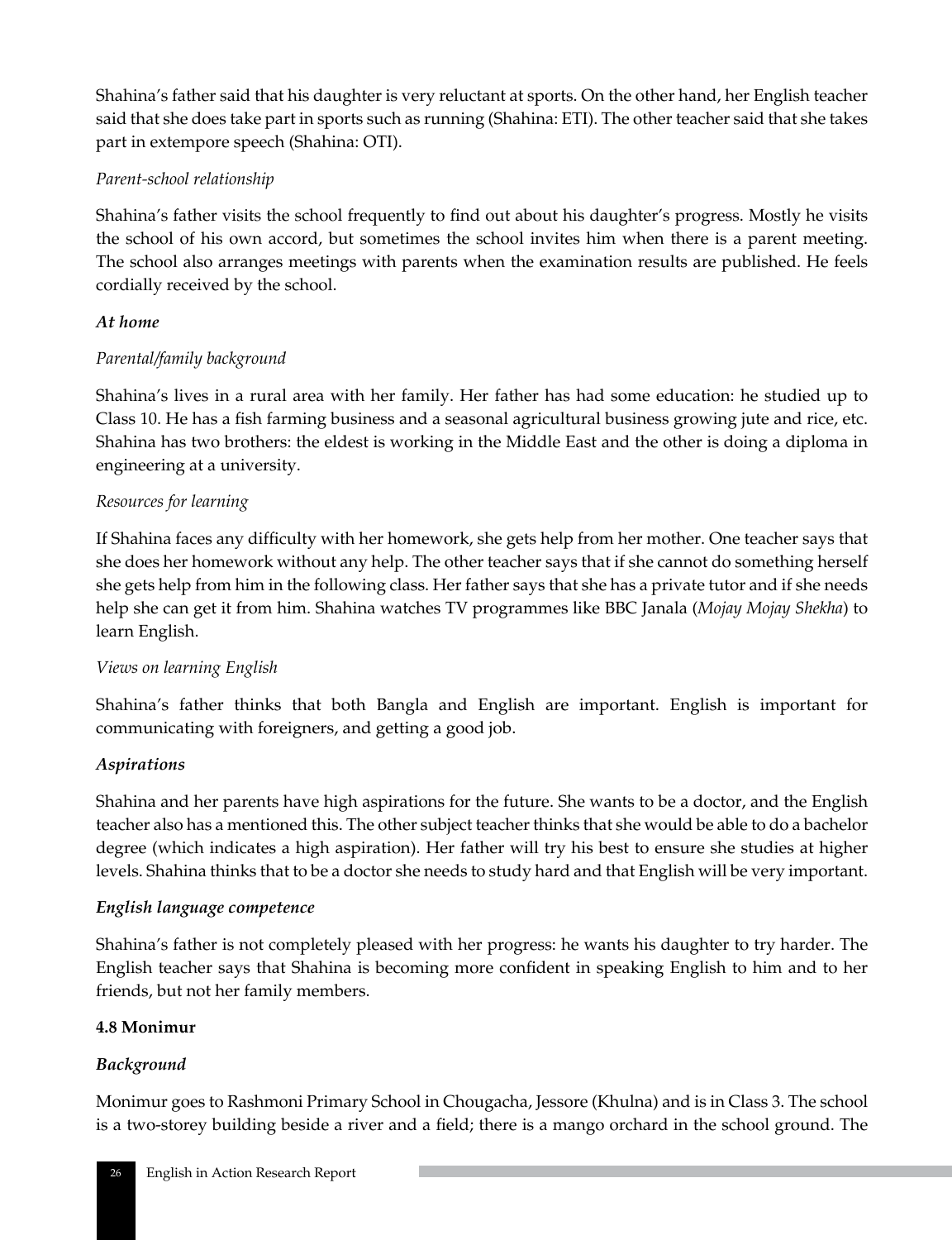Shahina's father said that his daughter is very reluctant at sports. On the other hand, her English teacher said that she does take part in sports such as running (Shahina: ETI). The other teacher said that she takes part in extempore speech (Shahina: OTI).

*Parent-school relationship*

Shahina's father visits the school frequently to find out about his daughter's progress. Mostly he visits the school of his own accord, but sometimes the school invites him when there is a parent meeting. The school also arranges meetings with parents when the examination results are published. He feels cordially received by the school.

***At home***

*Parental/family background*

Shahina's lives in a rural area with her family. Her father has had some education: he studied up to Class 10. He has a fish farming business and a seasonal agricultural business growing jute and rice, etc. Shahina has two brothers: the eldest is working in the Middle East and the other is doing a diploma in engineering at a university.

*Resources for learning*

If Shahina faces any difficulty with her homework, she gets help from her mother. One teacher says that she does her homework without any help. The other teacher says that if she cannot do something herself she gets help from him in the following class. Her father says that she has a private tutor and if she needs help she can get it from him. Shahina watches TV programmes like BBC Janala (*Mojay Mojay Shekha*) to learn English.

*Views on learning English*

Shahina's father thinks that both Bangla and English are important. English is important for communicating with foreigners, and getting a good job.

***Aspirations***

Shahina and her parents have high aspirations for the future. She wants to be a doctor, and the English teacher also has a mentioned this. The other subject teacher thinks that she would be able to do a bachelor degree (which indicates a high aspiration). Her father will try his best to ensure she studies at higher levels. Shahina thinks that to be a doctor she needs to study hard and that English will be very important.

***English language competence***

Shahina's father is not completely pleased with her progress: he wants his daughter to try harder. The English teacher says that Shahina is becoming more confident in speaking English to him and to her friends, but not her family members.

**4.8 Monimur**

***Background***

Monimur goes to Rashmoni Primary School in Chougacha, Jessore (Khulna) and is in Class 3. The school is a two-storey building beside a river and a field; there is a mango orchard in the school ground. The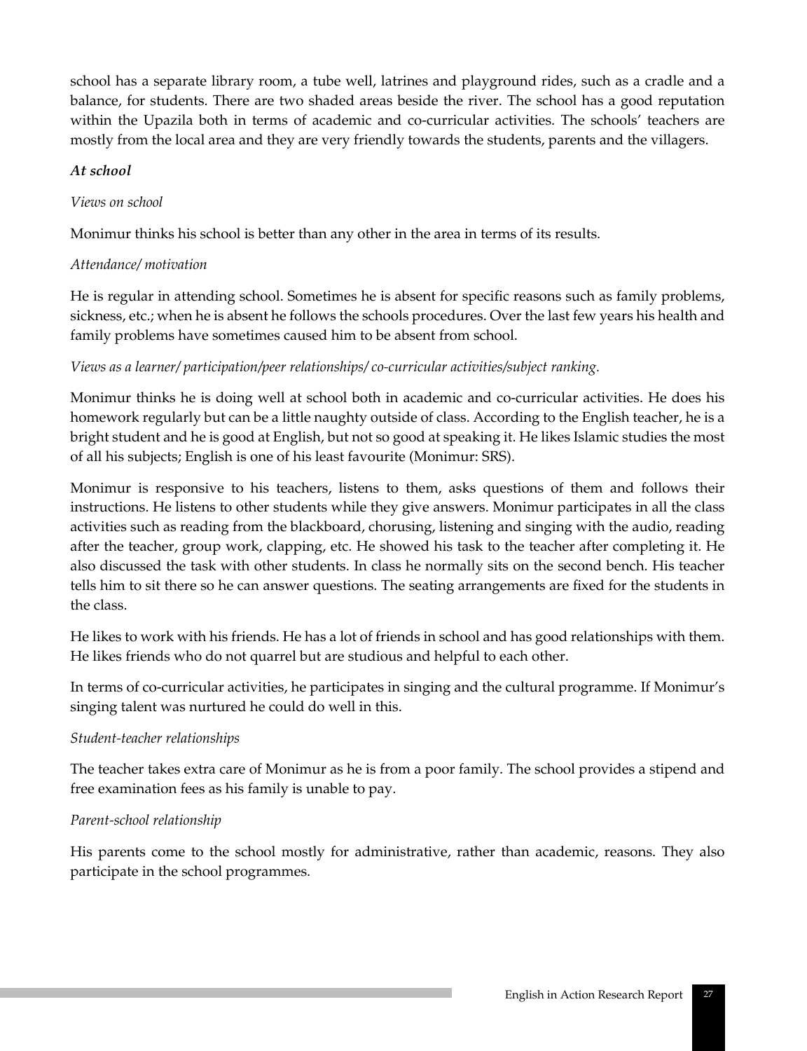school has a separate library room, a tube well, latrines and playground rides, such as a cradle and a balance, for students. There are two shaded areas beside the river. The school has a good reputation within the Upazila both in terms of academic and co-curricular activities. The schools' teachers are mostly from the local area and they are very friendly towards the students, parents and the villagers.

***At school***

*Views on school*

Monimur thinks his school is better than any other in the area in terms of its results.

*Attendance/ motivation*

He is regular in attending school. Sometimes he is absent for specific reasons such as family problems, sickness, etc.; when he is absent he follows the schools procedures. Over the last few years his health and family problems have sometimes caused him to be absent from school.

*Views as a learner/ participation/peer relationships/ co-curricular activities/subject ranking.*

Monimur thinks he is doing well at school both in academic and co-curricular activities. He does his homework regularly but can be a little naughty outside of class. According to the English teacher, he is a bright student and he is good at English, but not so good at speaking it. He likes Islamic studies the most of all his subjects; English is one of his least favourite (Monimur: SRS).

Monimur is responsive to his teachers, listens to them, asks questions of them and follows their instructions. He listens to other students while they give answers. Monimur participates in all the class activities such as reading from the blackboard, chorusing, listening and singing with the audio, reading after the teacher, group work, clapping, etc. He showed his task to the teacher after completing it. He also discussed the task with other students. In class he normally sits on the second bench. His teacher tells him to sit there so he can answer questions. The seating arrangements are fixed for the students in the class.

He likes to work with his friends. He has a lot of friends in school and has good relationships with them. He likes friends who do not quarrel but are studious and helpful to each other.

In terms of co-curricular activities, he participates in singing and the cultural programme. If Monimur's singing talent was nurtured he could do well in this.

*Student-teacher relationships*

The teacher takes extra care of Monimur as he is from a poor family. The school provides a stipend and free examination fees as his family is unable to pay.

*Parent-school relationship*

His parents come to the school mostly for administrative, rather than academic, reasons. They also participate in the school programmes.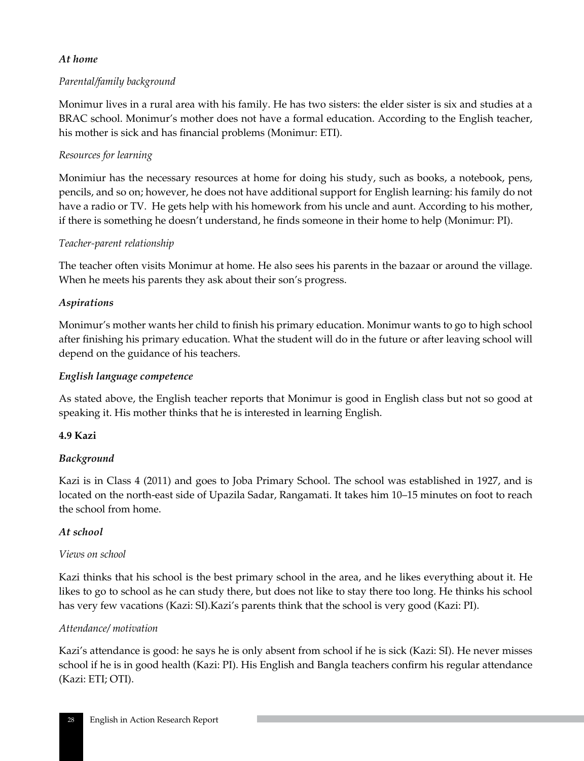***At home***

*Parental/family background*

Monimur lives in a rural area with his family. He has two sisters: the elder sister is six and studies at a BRAC school. Monimur's mother does not have a formal education. According to the English teacher, his mother is sick and has financial problems (Monimur: ETI).

*Resources for learning*

Monimiur has the necessary resources at home for doing his study, such as books, a notebook, pens, pencils, and so on; however, he does not have additional support for English learning: his family do not have a radio or TV. He gets help with his homework from his uncle and aunt. According to his mother, if there is something he doesn't understand, he finds someone in their home to help (Monimur: PI).

*Teacher-parent relationship*

The teacher often visits Monimur at home. He also sees his parents in the bazaar or around the village. When he meets his parents they ask about their son's progress.

***Aspirations***

Monimur's mother wants her child to finish his primary education. Monimur wants to go to high school after finishing his primary education. What the student will do in the future or after leaving school will depend on the guidance of his teachers.

***English language competence***

As stated above, the English teacher reports that Monimur is good in English class but not so good at speaking it. His mother thinks that he is interested in learning English.

### 4.9 Kazi

***Background***

Kazi is in Class 4 (2011) and goes to Joba Primary School. The school was established in 1927, and is located on the north-east side of Upazila Sadar, Rangamati. It takes him 10–15 minutes on foot to reach the school from home.

***At school***

*Views on school*

Kazi thinks that his school is the best primary school in the area, and he likes everything about it. He likes to go to school as he can study there, but does not like to stay there too long. He thinks his school has very few vacations (Kazi: SI).Kazi's parents think that the school is very good (Kazi: PI).

*Attendance/ motivation*

Kazi's attendance is good: he says he is only absent from school if he is sick (Kazi: SI). He never misses school if he is in good health (Kazi: PI). His English and Bangla teachers confirm his regular attendance (Kazi: ETI; OTI).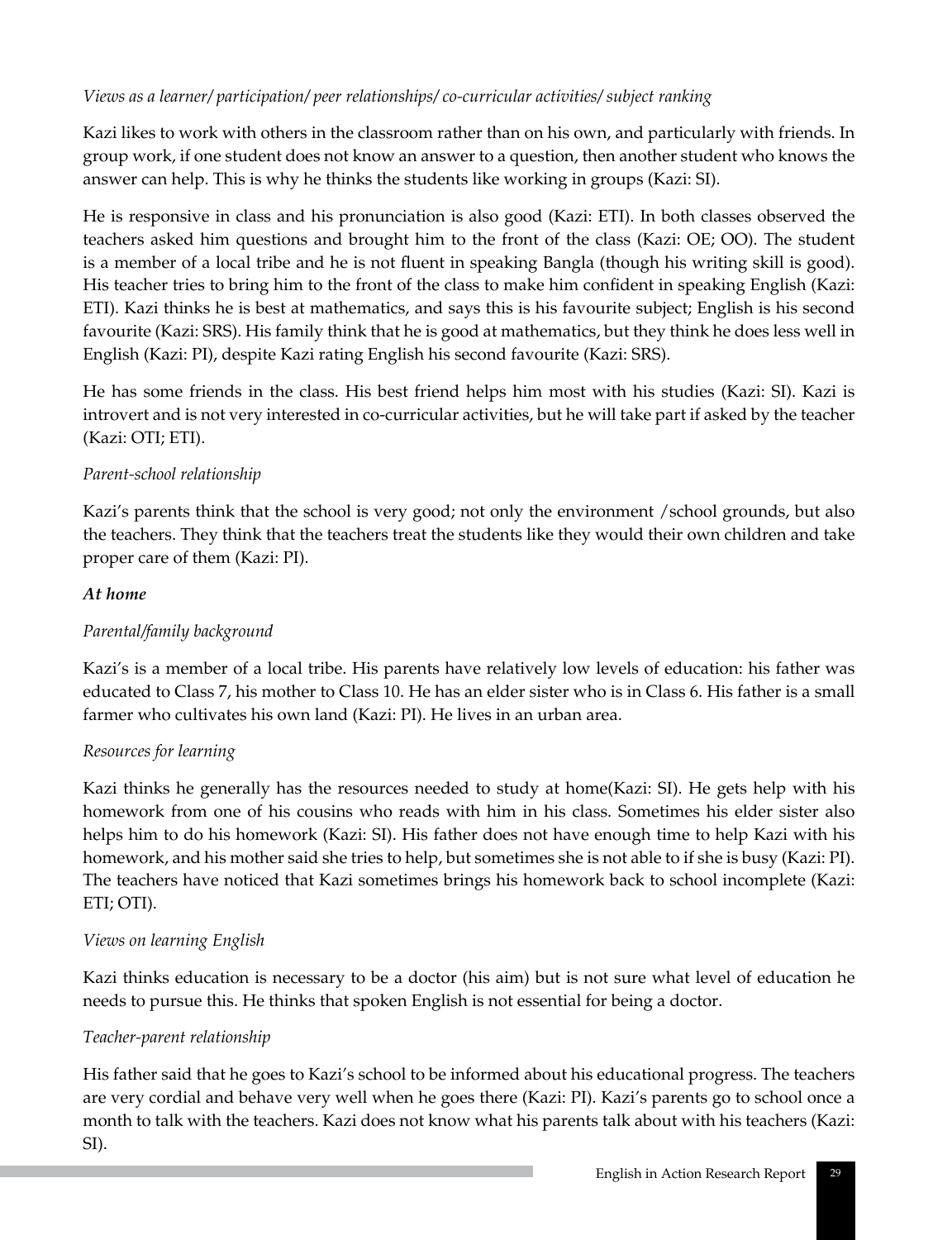*Views as a learner/ participation/ peer relationships/ co-curricular activities/ subject ranking*

Kazi likes to work with others in the classroom rather than on his own, and particularly with friends. In group work, if one student does not know an answer to a question, then another student who knows the answer can help. This is why he thinks the students like working in groups (Kazi: SI).

He is responsive in class and his pronunciation is also good (Kazi: ETI). In both classes observed the teachers asked him questions and brought him to the front of the class (Kazi: OE; OO). The student is a member of a local tribe and he is not fluent in speaking Bangla (though his writing skill is good). His teacher tries to bring him to the front of the class to make him confident in speaking English (Kazi: ETI). Kazi thinks he is best at mathematics, and says this is his favourite subject; English is his second favourite (Kazi: SRS). His family think that he is good at mathematics, but they think he does less well in English (Kazi: PI), despite Kazi rating English his second favourite (Kazi: SRS).

He has some friends in the class. His best friend helps him most with his studies (Kazi: SI). Kazi is introvert and is not very interested in co-curricular activities, but he will take part if asked by the teacher (Kazi: OTI; ETI).

*Parent-school relationship*

Kazi's parents think that the school is very good; not only the environment /school grounds, but also the teachers. They think that the teachers treat the students like they would their own children and take proper care of them (Kazi: PI).

***At home***

*Parental/family background*

Kazi's is a member of a local tribe. His parents have relatively low levels of education: his father was educated to Class 7, his mother to Class 10. He has an elder sister who is in Class 6. His father is a small farmer who cultivates his own land (Kazi: PI). He lives in an urban area.

*Resources for learning*

Kazi thinks he generally has the resources needed to study at home(Kazi: SI). He gets help with his homework from one of his cousins who reads with him in his class. Sometimes his elder sister also helps him to do his homework (Kazi: SI). His father does not have enough time to help Kazi with his homework, and his mother said she tries to help, but sometimes she is not able to if she is busy (Kazi: PI). The teachers have noticed that Kazi sometimes brings his homework back to school incomplete (Kazi: ETI; OTI).

*Views on learning English*

Kazi thinks education is necessary to be a doctor (his aim) but is not sure what level of education he needs to pursue this. He thinks that spoken English is not essential for being a doctor.

*Teacher-parent relationship*

His father said that he goes to Kazi's school to be informed about his educational progress. The teachers are very cordial and behave very well when he goes there (Kazi: PI). Kazi's parents go to school once a month to talk with the teachers. Kazi does not know what his parents talk about with his teachers (Kazi: SI).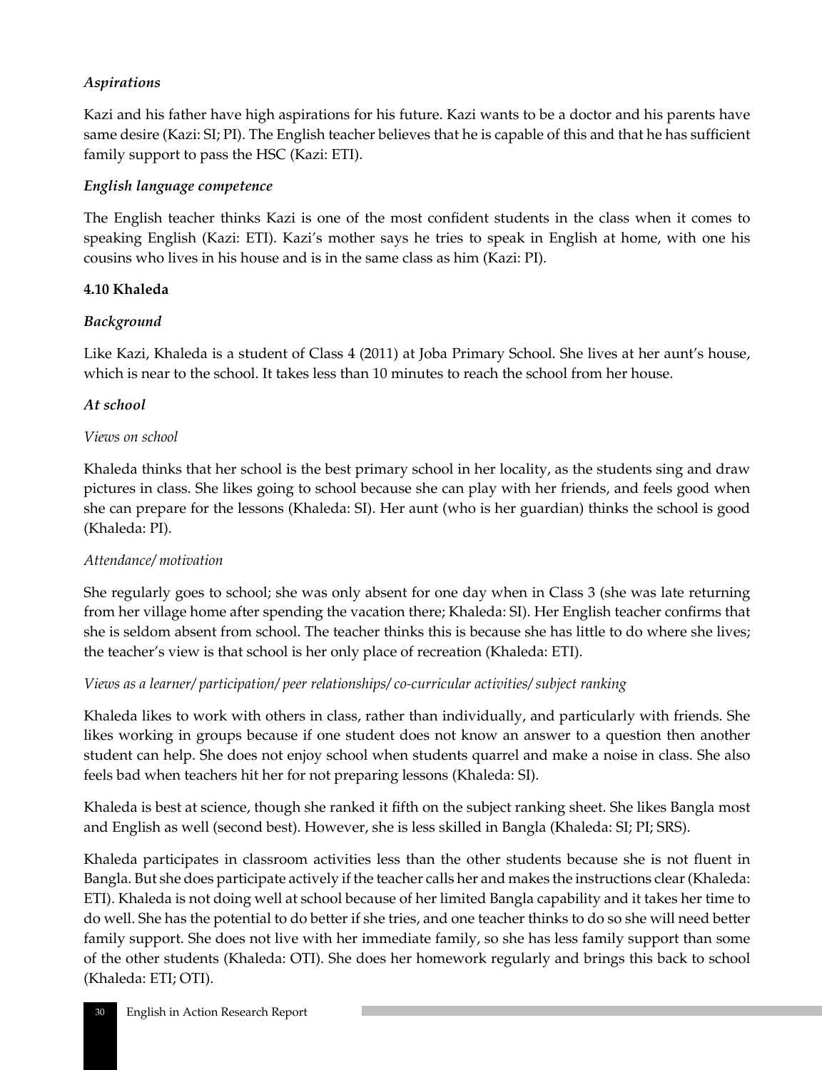*Aspirations*

Kazi and his father have high aspirations for his future. Kazi wants to be a doctor and his parents have same desire (Kazi: SI; PI). The English teacher believes that he is capable of this and that he has sufficient family support to pass the HSC (Kazi: ETI).

*English language competence*

The English teacher thinks Kazi is one of the most confident students in the class when it comes to speaking English (Kazi: ETI). Kazi's mother says he tries to speak in English at home, with one his cousins who lives in his house and is in the same class as him (Kazi: PI).

### 4.10 Khaleda

*Background*

Like Kazi, Khaleda is a student of Class 4 (2011) at Joba Primary School. She lives at her aunt's house, which is near to the school. It takes less than 10 minutes to reach the school from her house.

*At school*

*Views on school*

Khaleda thinks that her school is the best primary school in her locality, as the students sing and draw pictures in class. She likes going to school because she can play with her friends, and feels good when she can prepare for the lessons (Khaleda: SI). Her aunt (who is her guardian) thinks the school is good (Khaleda: PI).

*Attendance/ motivation*

She regularly goes to school; she was only absent for one day when in Class 3 (she was late returning from her village home after spending the vacation there; Khaleda: SI). Her English teacher confirms that she is seldom absent from school. The teacher thinks this is because she has little to do where she lives; the teacher's view is that school is her only place of recreation (Khaleda: ETI).

*Views as a learner/ participation/ peer relationships/ co-curricular activities/ subject ranking*

Khaleda likes to work with others in class, rather than individually, and particularly with friends. She likes working in groups because if one student does not know an answer to a question then another student can help. She does not enjoy school when students quarrel and make a noise in class. She also feels bad when teachers hit her for not preparing lessons (Khaleda: SI).

Khaleda is best at science, though she ranked it fifth on the subject ranking sheet. She likes Bangla most and English as well (second best). However, she is less skilled in Bangla (Khaleda: SI; PI; SRS).

Khaleda participates in classroom activities less than the other students because she is not fluent in Bangla. But she does participate actively if the teacher calls her and makes the instructions clear (Khaleda: ETI). Khaleda is not doing well at school because of her limited Bangla capability and it takes her time to do well. She has the potential to do better if she tries, and one teacher thinks to do so she will need better family support. She does not live with her immediate family, so she has less family support than some of the other students (Khaleda: OTI). She does her homework regularly and brings this back to school (Khaleda: ETI; OTI).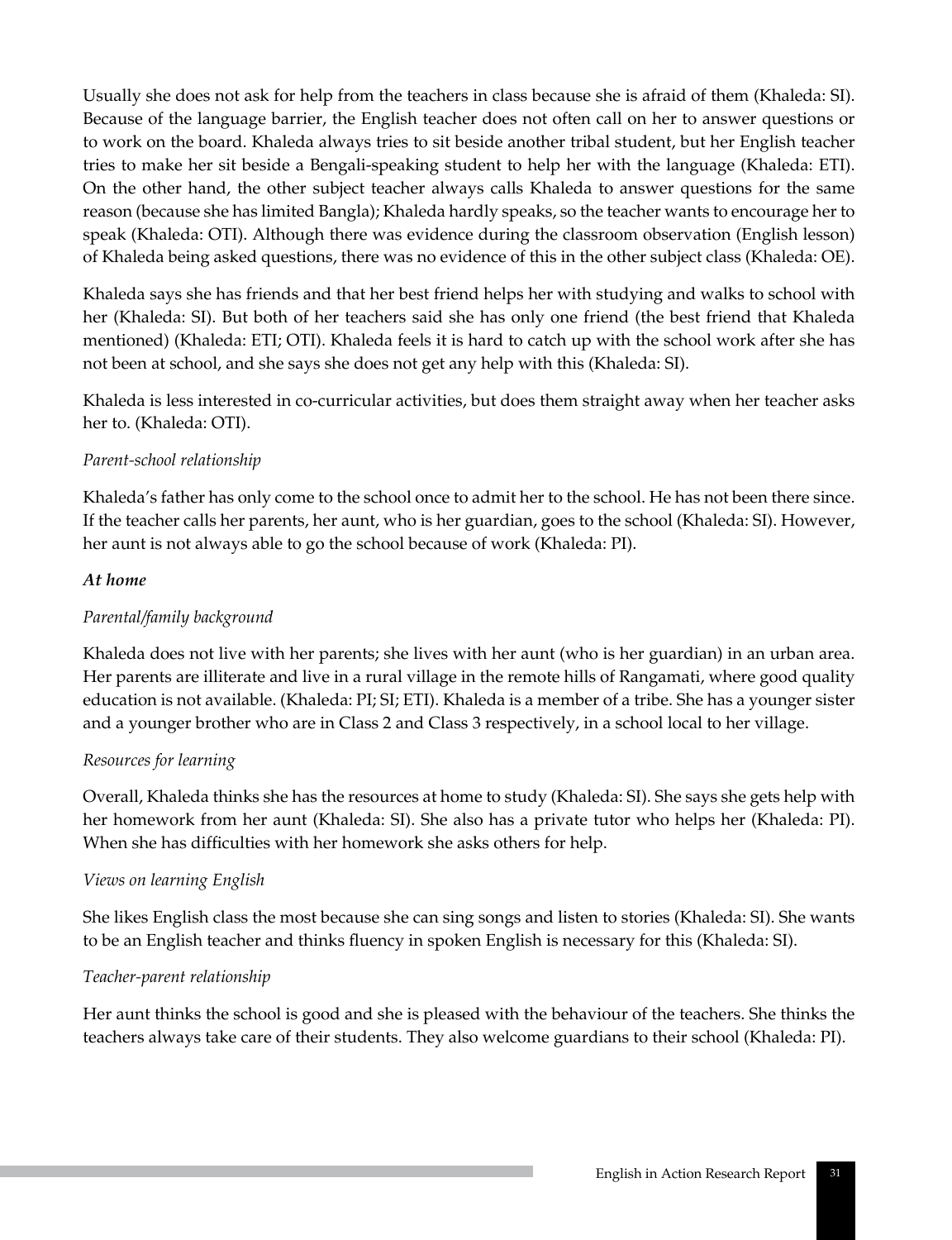Usually she does not ask for help from the teachers in class because she is afraid of them (Khaleda: SI). Because of the language barrier, the English teacher does not often call on her to answer questions or to work on the board. Khaleda always tries to sit beside another tribal student, but her English teacher tries to make her sit beside a Bengali-speaking student to help her with the language (Khaleda: ETI). On the other hand, the other subject teacher always calls Khaleda to answer questions for the same reason (because she has limited Bangla); Khaleda hardly speaks, so the teacher wants to encourage her to speak (Khaleda: OTI). Although there was evidence during the classroom observation (English lesson) of Khaleda being asked questions, there was no evidence of this in the other subject class (Khaleda: OE).

Khaleda says she has friends and that her best friend helps her with studying and walks to school with her (Khaleda: SI). But both of her teachers said she has only one friend (the best friend that Khaleda mentioned) (Khaleda: ETI; OTI). Khaleda feels it is hard to catch up with the school work after she has not been at school, and she says she does not get any help with this (Khaleda: SI).

Khaleda is less interested in co-curricular activities, but does them straight away when her teacher asks her to. (Khaleda: OTI).

*Parent-school relationship*

Khaleda's father has only come to the school once to admit her to the school. He has not been there since. If the teacher calls her parents, her aunt, who is her guardian, goes to the school (Khaleda: SI). However, her aunt is not always able to go the school because of work (Khaleda: PI).

***At home***

*Parental/family background*

Khaleda does not live with her parents; she lives with her aunt (who is her guardian) in an urban area. Her parents are illiterate and live in a rural village in the remote hills of Rangamati, where good quality education is not available. (Khaleda: PI; SI; ETI). Khaleda is a member of a tribe. She has a younger sister and a younger brother who are in Class 2 and Class 3 respectively, in a school local to her village.

*Resources for learning*

Overall, Khaleda thinks she has the resources at home to study (Khaleda: SI). She says she gets help with her homework from her aunt (Khaleda: SI). She also has a private tutor who helps her (Khaleda: PI). When she has difficulties with her homework she asks others for help.

*Views on learning English*

She likes English class the most because she can sing songs and listen to stories (Khaleda: SI). She wants to be an English teacher and thinks fluency in spoken English is necessary for this (Khaleda: SI).

*Teacher-parent relationship*

Her aunt thinks the school is good and she is pleased with the behaviour of the teachers. She thinks the teachers always take care of their students. They also welcome guardians to their school (Khaleda: PI).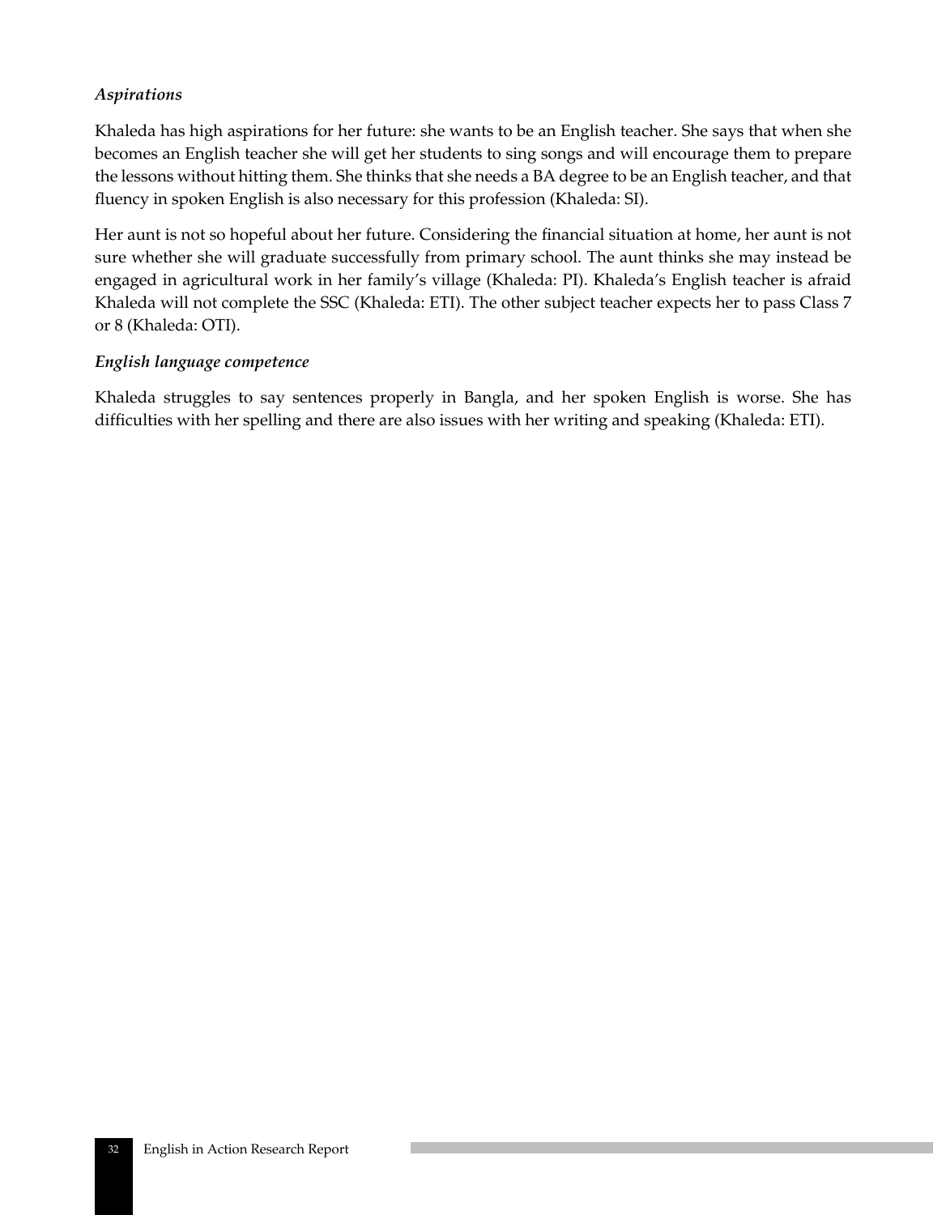*Aspirations*

Khaleda has high aspirations for her future: she wants to be an English teacher. She says that when she becomes an English teacher she will get her students to sing songs and will encourage them to prepare the lessons without hitting them. She thinks that she needs a BA degree to be an English teacher, and that fluency in spoken English is also necessary for this profession (Khaleda: SI).

Her aunt is not so hopeful about her future. Considering the financial situation at home, her aunt is not sure whether she will graduate successfully from primary school. The aunt thinks she may instead be engaged in agricultural work in her family's village (Khaleda: PI). Khaleda's English teacher is afraid Khaleda will not complete the SSC (Khaleda: ETI). The other subject teacher expects her to pass Class 7 or 8 (Khaleda: OTI).

*English language competence*

Khaleda struggles to say sentences properly in Bangla, and her spoken English is worse. She has difficulties with her spelling and there are also issues with her writing and speaking (Khaleda: ETI).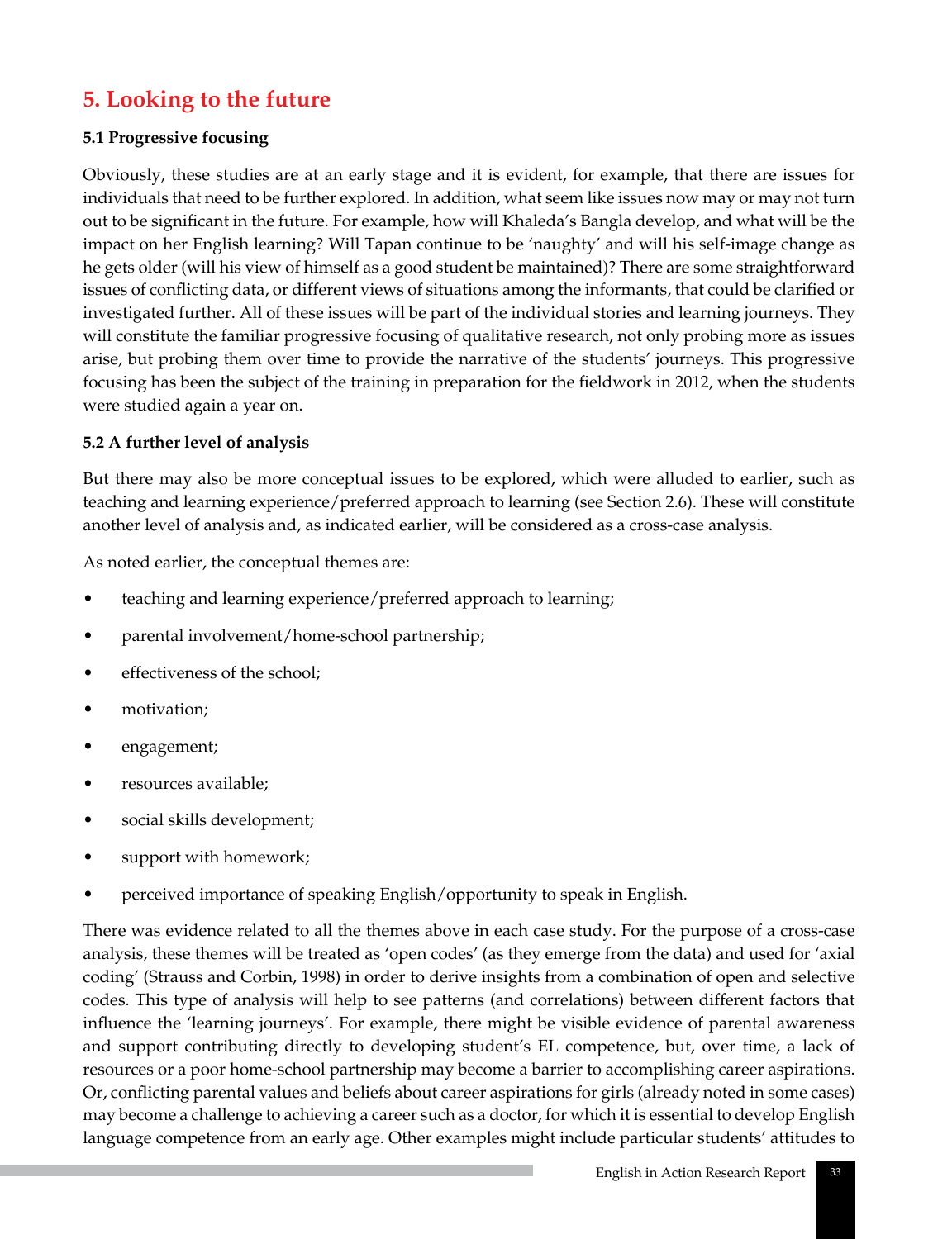# 5. Looking to the future

### 5.1 Progressive focusing

Obviously, these studies are at an early stage and it is evident, for example, that there are issues for individuals that need to be further explored. In addition, what seem like issues now may or may not turn out to be significant in the future. For example, how will Khaleda's Bangla develop, and what will be the impact on her English learning? Will Tapan continue to be 'naughty' and will his self-image change as he gets older (will his view of himself as a good student be maintained)? There are some straightforward issues of conflicting data, or different views of situations among the informants, that could be clarified or investigated further. All of these issues will be part of the individual stories and learning journeys. They will constitute the familiar progressive focusing of qualitative research, not only probing more as issues arise, but probing them over time to provide the narrative of the students' journeys. This progressive focusing has been the subject of the training in preparation for the fieldwork in 2012, when the students were studied again a year on.

### 5.2 A further level of analysis

But there may also be more conceptual issues to be explored, which were alluded to earlier, such as teaching and learning experience/preferred approach to learning (see Section 2.6). These will constitute another level of analysis and, as indicated earlier, will be considered as a cross-case analysis.

As noted earlier, the conceptual themes are:

- teaching and learning experience/preferred approach to learning;
- parental involvement/home-school partnership;
- effectiveness of the school;
- motivation;
- engagement;
- resources available;
- social skills development;
- support with homework;
- perceived importance of speaking English/opportunity to speak in English.

There was evidence related to all the themes above in each case study. For the purpose of a cross-case analysis, these themes will be treated as 'open codes' (as they emerge from the data) and used for 'axial coding' (Strauss and Corbin, 1998) in order to derive insights from a combination of open and selective codes. This type of analysis will help to see patterns (and correlations) between different factors that influence the 'learning journeys'. For example, there might be visible evidence of parental awareness and support contributing directly to developing student's EL competence, but, over time, a lack of resources or a poor home-school partnership may become a barrier to accomplishing career aspirations. Or, conflicting parental values and beliefs about career aspirations for girls (already noted in some cases) may become a challenge to achieving a career such as a doctor, for which it is essential to develop English language competence from an early age. Other examples might include particular students' attitudes to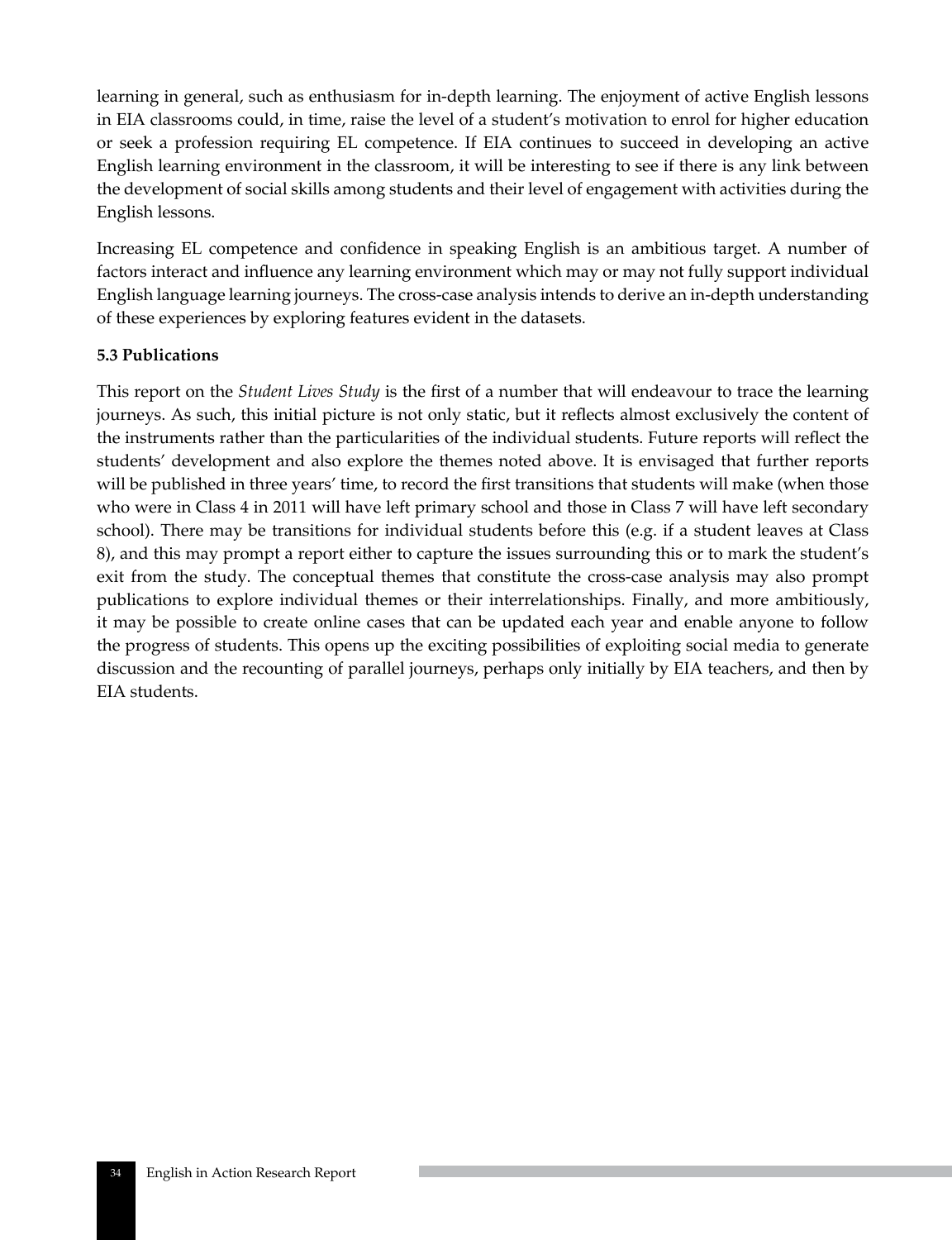learning in general, such as enthusiasm for in-depth learning. The enjoyment of active English lessons in EIA classrooms could, in time, raise the level of a student's motivation to enrol for higher education or seek a profession requiring EL competence. If EIA continues to succeed in developing an active English learning environment in the classroom, it will be interesting to see if there is any link between the development of social skills among students and their level of engagement with activities during the English lessons.

Increasing EL competence and confidence in speaking English is an ambitious target. A number of factors interact and influence any learning environment which may or may not fully support individual English language learning journeys. The cross-case analysis intends to derive an in-depth understanding of these experiences by exploring features evident in the datasets.

**5.3 Publications**

This report on the *Student Lives Study* is the first of a number that will endeavour to trace the learning journeys. As such, this initial picture is not only static, but it reflects almost exclusively the content of the instruments rather than the particularities of the individual students. Future reports will reflect the students' development and also explore the themes noted above. It is envisaged that further reports will be published in three years' time, to record the first transitions that students will make (when those who were in Class 4 in 2011 will have left primary school and those in Class 7 will have left secondary school). There may be transitions for individual students before this (e.g. if a student leaves at Class 8), and this may prompt a report either to capture the issues surrounding this or to mark the student's exit from the study. The conceptual themes that constitute the cross-case analysis may also prompt publications to explore individual themes or their interrelationships. Finally, and more ambitiously, it may be possible to create online cases that can be updated each year and enable anyone to follow the progress of students. This opens up the exciting possibilities of exploiting social media to generate discussion and the recounting of parallel journeys, perhaps only initially by EIA teachers, and then by EIA students.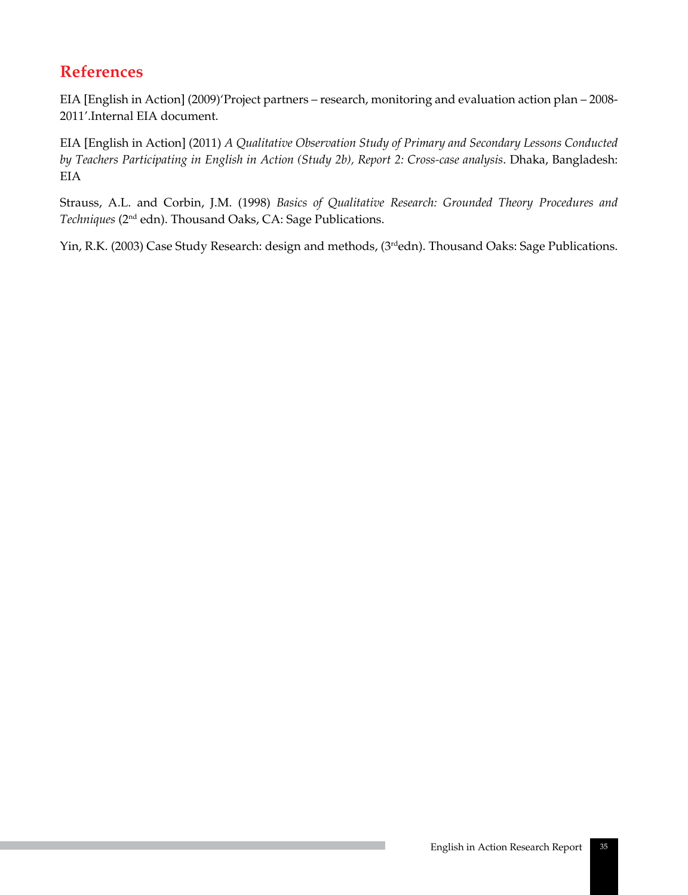## References

EIA [English in Action] (2009)'Project partners – research, monitoring and evaluation action plan – 2008-2011'.Internal EIA document.

EIA [English in Action] (2011) *A Qualitative Observation Study of Primary and Secondary Lessons Conducted by Teachers Participating in English in Action (Study 2b), Report 2: Cross-case analysis*. Dhaka, Bangladesh: EIA

Strauss, A.L. and Corbin, J.M. (1998) *Basics of Qualitative Research: Grounded Theory Procedures and Techniques* (2nd edn). Thousand Oaks, CA: Sage Publications.

Yin, R.K. (2003) Case Study Research: design and methods, (3rdedn). Thousand Oaks: Sage Publications.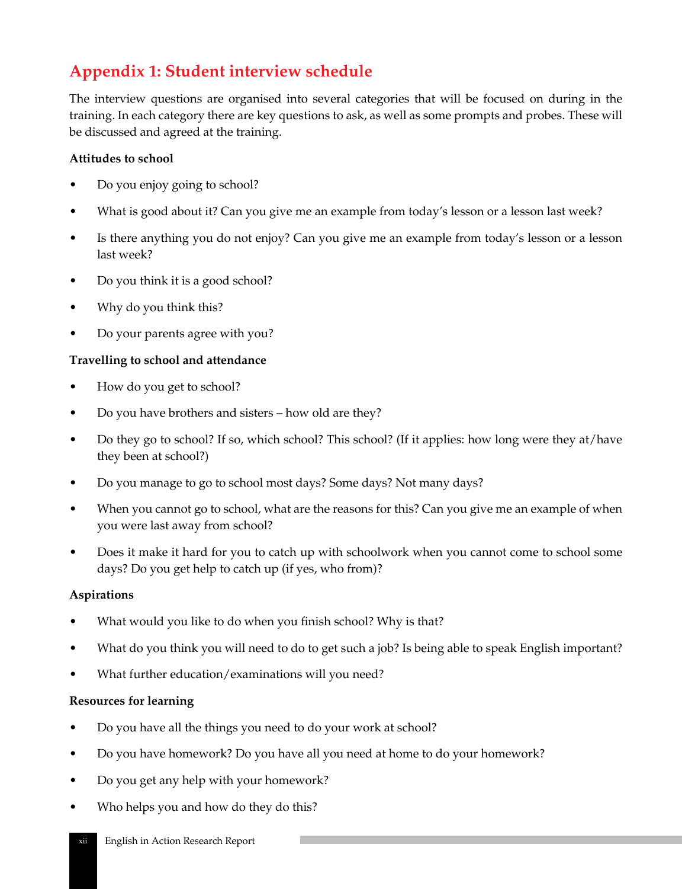## Appendix 1: Student interview schedule

The interview questions are organised into several categories that will be focused on during in the training. In each category there are key questions to ask, as well as some prompts and probes. These will be discussed and agreed at the training.

**Attitudes to school**

- Do you enjoy going to school?
- What is good about it? Can you give me an example from today's lesson or a lesson last week?
- Is there anything you do not enjoy? Can you give me an example from today's lesson or a lesson last week?
- Do you think it is a good school?
- Why do you think this?
- Do your parents agree with you?

**Travelling to school and attendance**

- How do you get to school?
- Do you have brothers and sisters – how old are they?
- Do they go to school? If so, which school? This school? (If it applies: how long were they at/have they been at school?)
- Do you manage to go to school most days? Some days? Not many days?
- When you cannot go to school, what are the reasons for this? Can you give me an example of when you were last away from school?
- Does it make it hard for you to catch up with schoolwork when you cannot come to school some days? Do you get help to catch up (if yes, who from)?

**Aspirations**

- What would you like to do when you finish school? Why is that?
- What do you think you will need to do to get such a job? Is being able to speak English important?
- What further education/examinations will you need?

**Resources for learning**

- Do you have all the things you need to do your work at school?
- Do you have homework? Do you have all you need at home to do your homework?
- Do you get any help with your homework?
- Who helps you and how do they do this?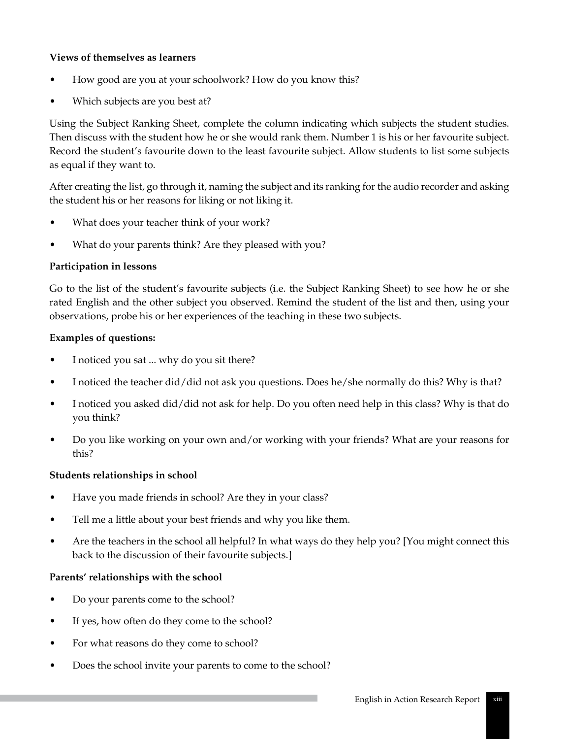**Views of themselves as learners**

- How good are you at your schoolwork? How do you know this?
- Which subjects are you best at?

Using the Subject Ranking Sheet, complete the column indicating which subjects the student studies. Then discuss with the student how he or she would rank them. Number 1 is his or her favourite subject. Record the student's favourite down to the least favourite subject. Allow students to list some subjects as equal if they want to.

After creating the list, go through it, naming the subject and its ranking for the audio recorder and asking the student his or her reasons for liking or not liking it.

- What does your teacher think of your work?
- What do your parents think? Are they pleased with you?

**Participation in lessons**

Go to the list of the student's favourite subjects (i.e. the Subject Ranking Sheet) to see how he or she rated English and the other subject you observed. Remind the student of the list and then, using your observations, probe his or her experiences of the teaching in these two subjects.

**Examples of questions:**

- I noticed you sat ... why do you sit there?
- I noticed the teacher did/did not ask you questions. Does he/she normally do this? Why is that?
- I noticed you asked did/did not ask for help. Do you often need help in this class? Why is that do you think?
- Do you like working on your own and/or working with your friends? What are your reasons for this?

**Students relationships in school**

- Have you made friends in school? Are they in your class?
- Tell me a little about your best friends and why you like them.
- Are the teachers in the school all helpful? In what ways do they help you? [You might connect this back to the discussion of their favourite subjects.]

**Parents' relationships with the school**

- Do your parents come to the school?
- If yes, how often do they come to the school?
- For what reasons do they come to school?
- Does the school invite your parents to come to the school?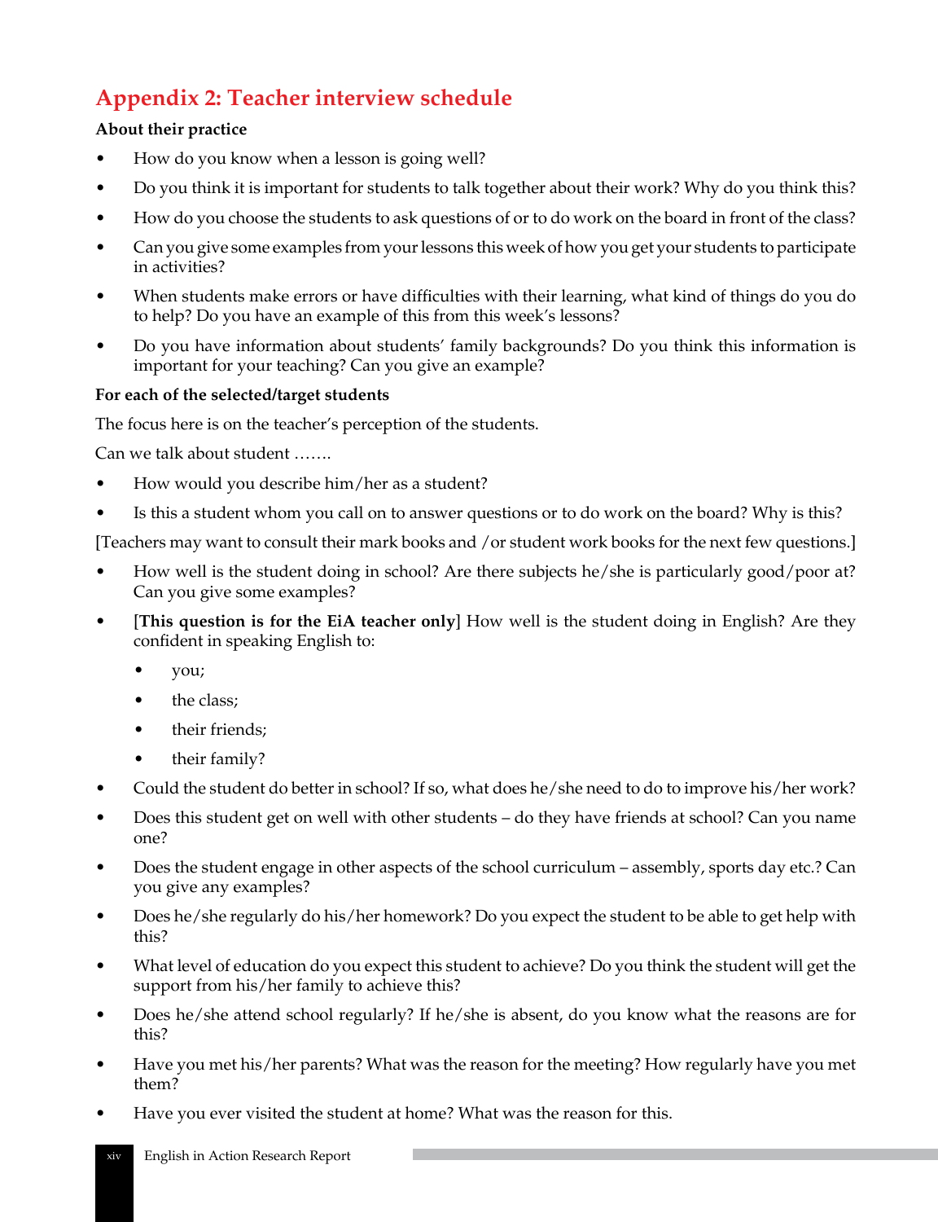## Appendix 2: Teacher interview schedule

**About their practice**

- How do you know when a lesson is going well?
- Do you think it is important for students to talk together about their work? Why do you think this?
- How do you choose the students to ask questions of or to do work on the board in front of the class?
- Can you give some examples from your lessons this week of how you get your students to participate in activities?
- When students make errors or have difficulties with their learning, what kind of things do you do to help? Do you have an example of this from this week's lessons?
- Do you have information about students' family backgrounds? Do you think this information is important for your teaching? Can you give an example?

**For each of the selected/target students**

The focus here is on the teacher's perception of the students.

Can we talk about student …….

- How would you describe him/her as a student?
- Is this a student whom you call on to answer questions or to do work on the board? Why is this?

[Teachers may want to consult their mark books and /or student work books for the next few questions.]

- How well is the student doing in school? Are there subjects he/she is particularly good/poor at? Can you give some examples?
- [**This question is for the EiA teacher only**] How well is the student doing in English? Are they confident in speaking English to:
  - you;
  - the class;
  - their friends;
  - their family?
- Could the student do better in school? If so, what does he/she need to do to improve his/her work?
- Does this student get on well with other students – do they have friends at school? Can you name one?
- Does the student engage in other aspects of the school curriculum – assembly, sports day etc.? Can you give any examples?
- Does he/she regularly do his/her homework? Do you expect the student to be able to get help with this?
- What level of education do you expect this student to achieve? Do you think the student will get the support from his/her family to achieve this?
- Does he/she attend school regularly? If he/she is absent, do you know what the reasons are for this?
- Have you met his/her parents? What was the reason for the meeting? How regularly have you met them?
- Have you ever visited the student at home? What was the reason for this.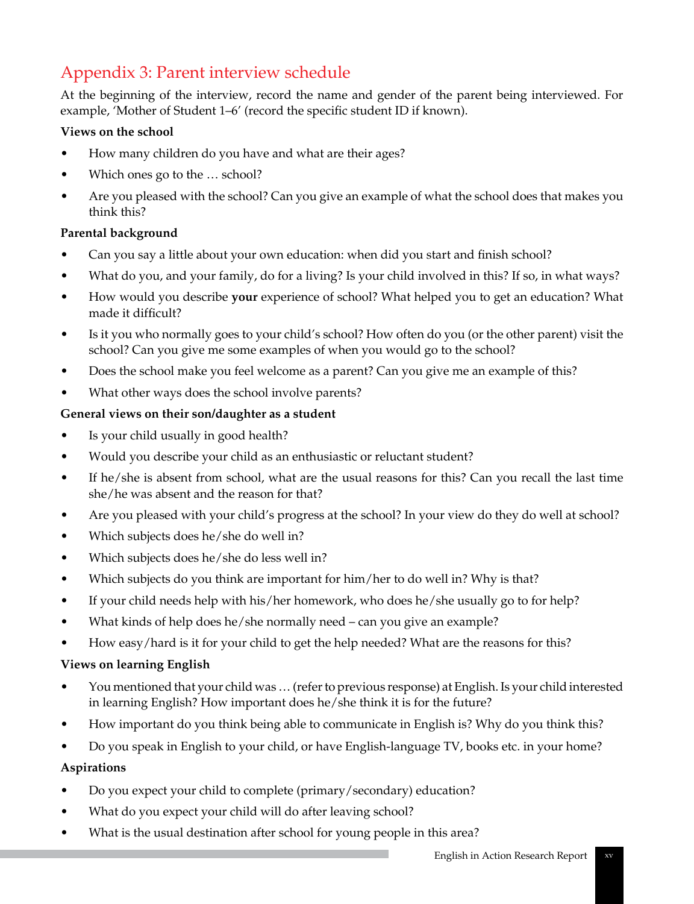## Appendix 3: Parent interview schedule

At the beginning of the interview, record the name and gender of the parent being interviewed. For example, 'Mother of Student 1–6' (record the specific student ID if known).

**Views on the school**

- How many children do you have and what are their ages?
- Which ones go to the … school?
- Are you pleased with the school? Can you give an example of what the school does that makes you think this?

**Parental background**

- Can you say a little about your own education: when did you start and finish school?
- What do you, and your family, do for a living? Is your child involved in this? If so, in what ways?
- How would you describe **your** experience of school? What helped you to get an education? What made it difficult?
- Is it you who normally goes to your child's school? How often do you (or the other parent) visit the school? Can you give me some examples of when you would go to the school?
- Does the school make you feel welcome as a parent? Can you give me an example of this?
- What other ways does the school involve parents?

**General views on their son/daughter as a student**

- Is your child usually in good health?
- Would you describe your child as an enthusiastic or reluctant student?
- If he/she is absent from school, what are the usual reasons for this? Can you recall the last time she/he was absent and the reason for that?
- Are you pleased with your child's progress at the school? In your view do they do well at school?
- Which subjects does he/she do well in?
- Which subjects does he/she do less well in?
- Which subjects do you think are important for him/her to do well in? Why is that?
- If your child needs help with his/her homework, who does he/she usually go to for help?
- What kinds of help does he/she normally need – can you give an example?
- How easy/hard is it for your child to get the help needed? What are the reasons for this?

**Views on learning English**

- You mentioned that your child was … (refer to previous response) at English. Is your child interested in learning English? How important does he/she think it is for the future?
- How important do you think being able to communicate in English is? Why do you think this?
- Do you speak in English to your child, or have English-language TV, books etc. in your home?

**Aspirations**

- Do you expect your child to complete (primary/secondary) education?
- What do you expect your child will do after leaving school?
- What is the usual destination after school for young people in this area?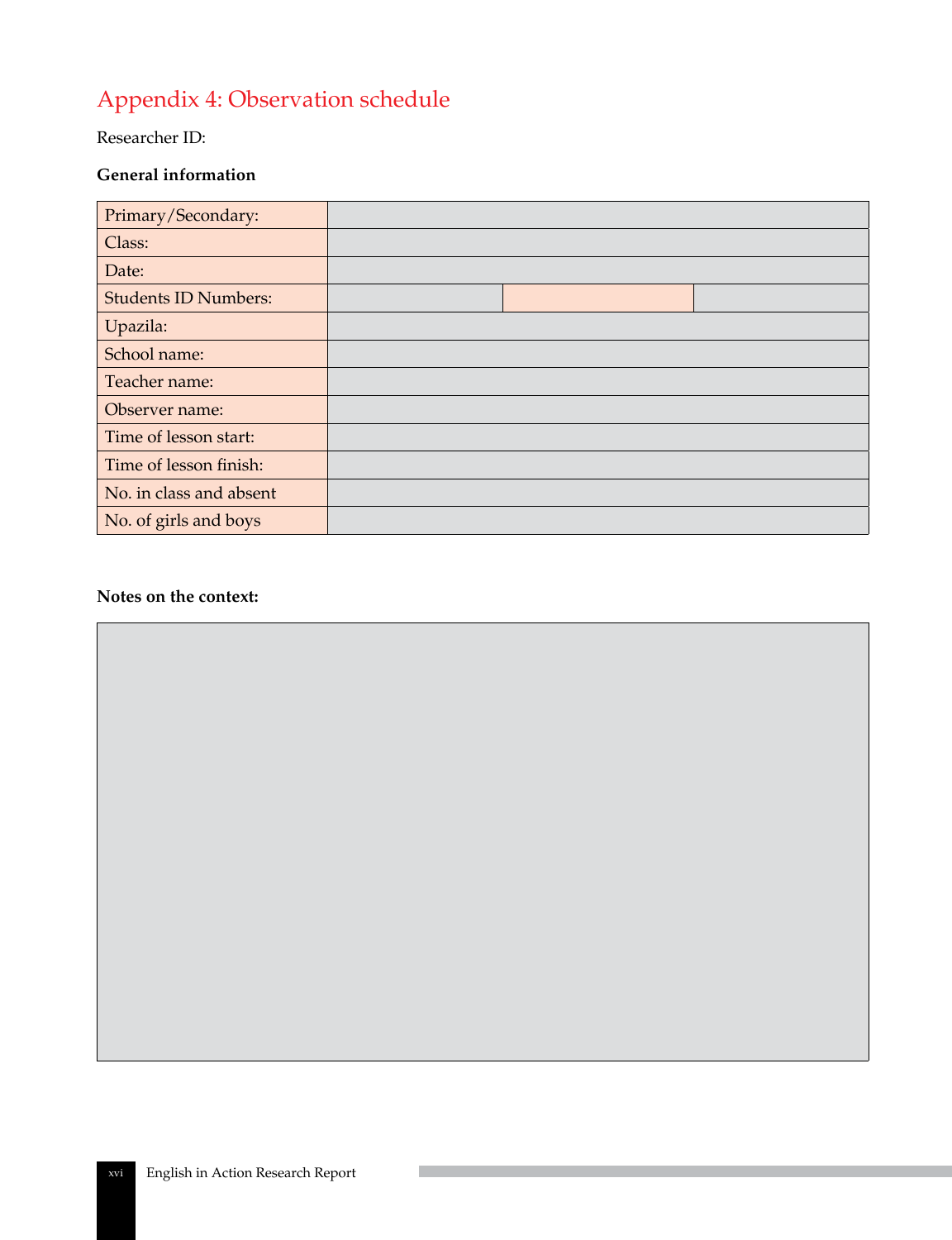# Appendix 4: Observation schedule

Researcher ID:

**General information**

| | | | |
|---|---|---|---|
| Primary/Secondary: | | | |
| Class: | | | |
| Date: | | | |
| Students ID Numbers: | | | |
| Upazila: | | | |
| School name: | | | |
| Teacher name: | | | |
| Observer name: | | | |
| Time of lesson start: | | | |
| Time of lesson finish: | | | |
| No. in class and absent | | | |
| No. of girls and boys | | | |

**Notes on the context:**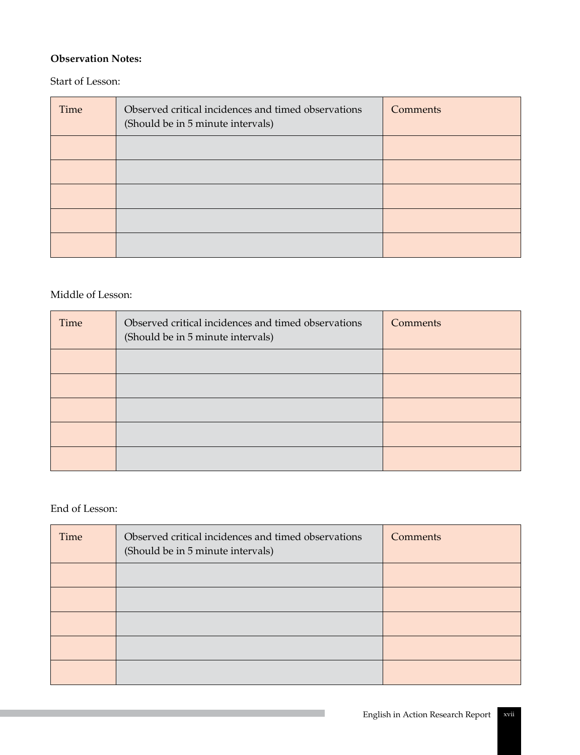**Observation Notes:**

Start of Lesson:

| Time | Observed critical incidences and timed observations (Should be in 5 minute intervals) | Comments |
|---|---|---|
| | | |
| | | |
| | | |
| | | |
| | | |

Middle of Lesson:

| Time | Observed critical incidences and timed observations (Should be in 5 minute intervals) | Comments |
|---|---|---|
| | | |
| | | |
| | | |
| | | |
| | | |

End of Lesson:

| Time | Observed critical incidences and timed observations (Should be in 5 minute intervals) | Comments |
|---|---|---|
| | | |
| | | |
| | | |
| | | |
| | | |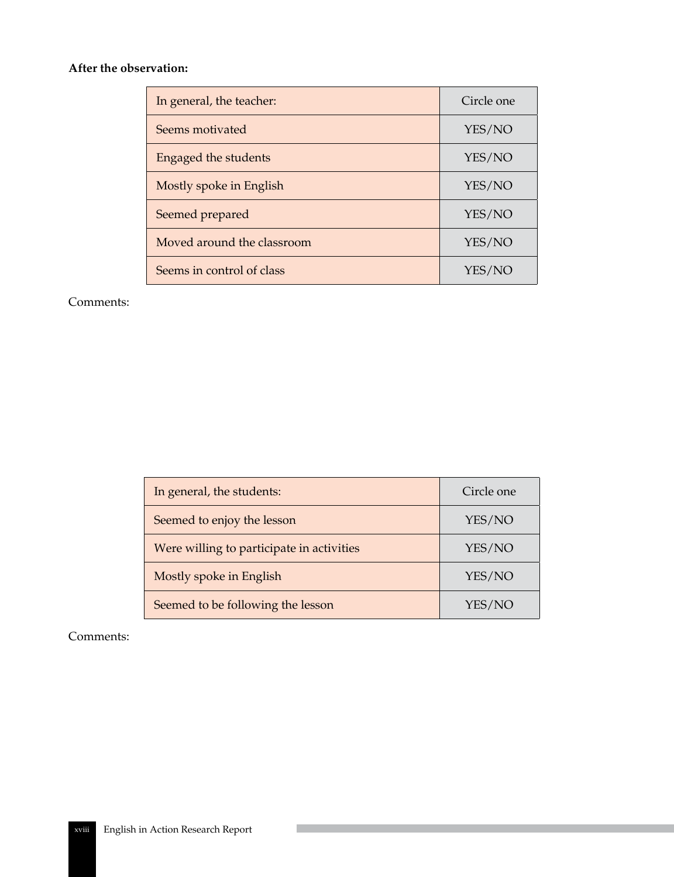**After the observation:**

| In general, the teacher: | Circle one |
| --- | --- |
| Seems motivated | YES/NO |
| Engaged the students | YES/NO |
| Mostly spoke in English | YES/NO |
| Seemed prepared | YES/NO |
| Moved around the classroom | YES/NO |
| Seems in control of class | YES/NO |

Comments:

| In general, the students: | Circle one |
| --- | --- |
| Seemed to enjoy the lesson | YES/NO |
| Were willing to participate in activities | YES/NO |
| Mostly spoke in English | YES/NO |
| Seemed to be following the lesson | YES/NO |

Comments: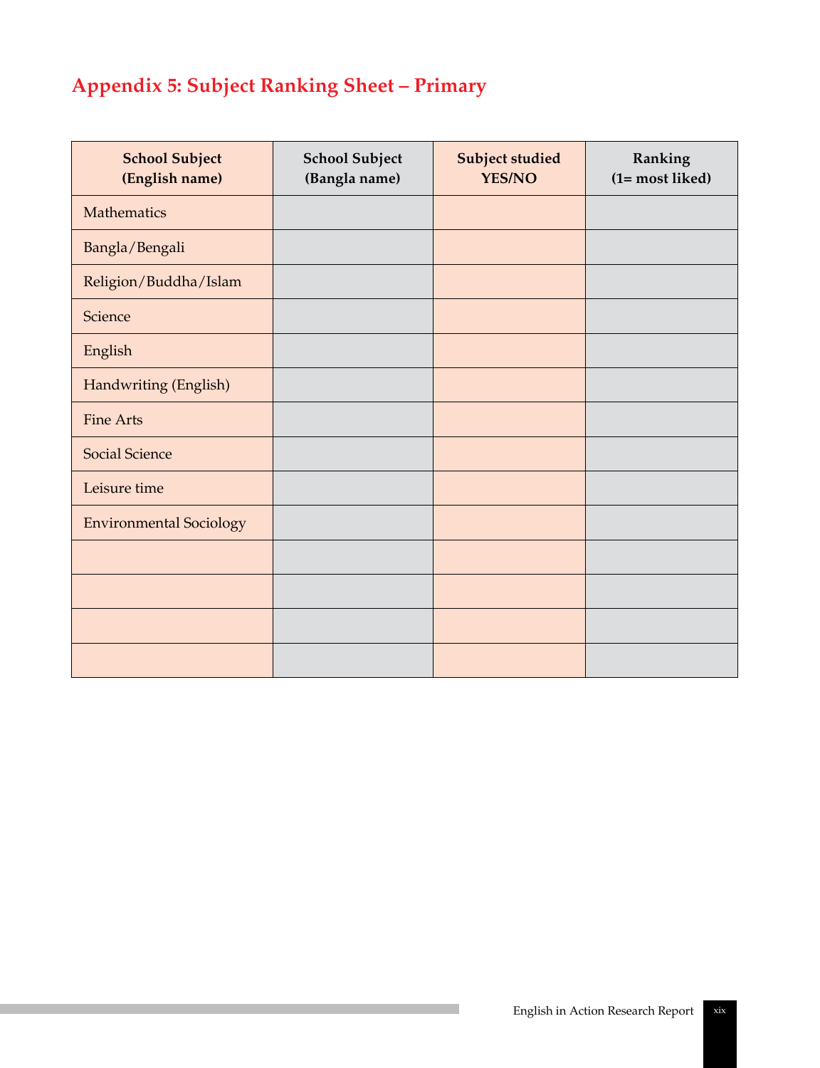## Appendix 5: Subject Ranking Sheet – Primary

| School Subject (English name) | School Subject (Bangla name) | Subject studied YES/NO | Ranking (1= most liked) |
|---|---|---|---|
| Mathematics | | | |
| Bangla/Bengali | | | |
| Religion/Buddha/Islam | | | |
| Science | | | |
| English | | | |
| Handwriting (English) | | | |
| Fine Arts | | | |
| Social Science | | | |
| Leisure time | | | |
| Environmental Sociology | | | |
| | | | |
| | | | |
| | | | |
| | | | |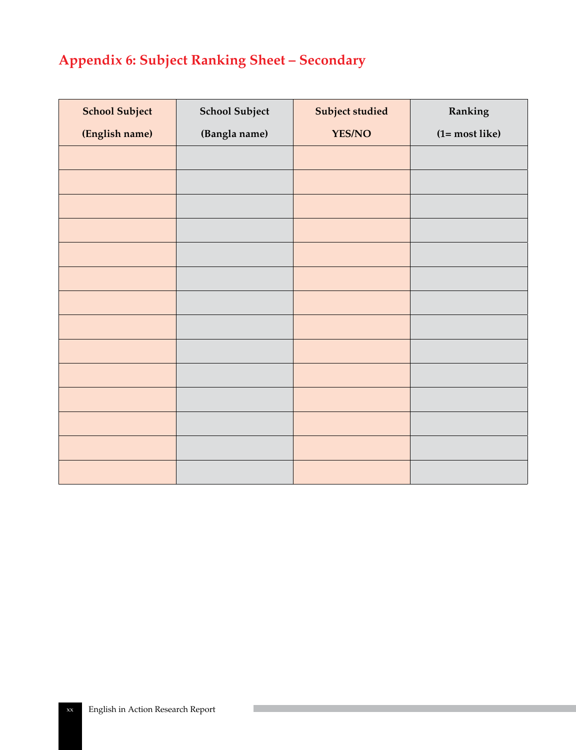## Appendix 6: Subject Ranking Sheet – Secondary

| School Subject (English name) | School Subject (Bangla name) | Subject studied YES/NO | Ranking (1= most like) |
|---|---|---|---|
| | | | |
| | | | |
| | | | |
| | | | |
| | | | |
| | | | |
| | | | |
| | | | |
| | | | |
| | | | |
| | | | |
| | | | |
| | | | |
| | | | |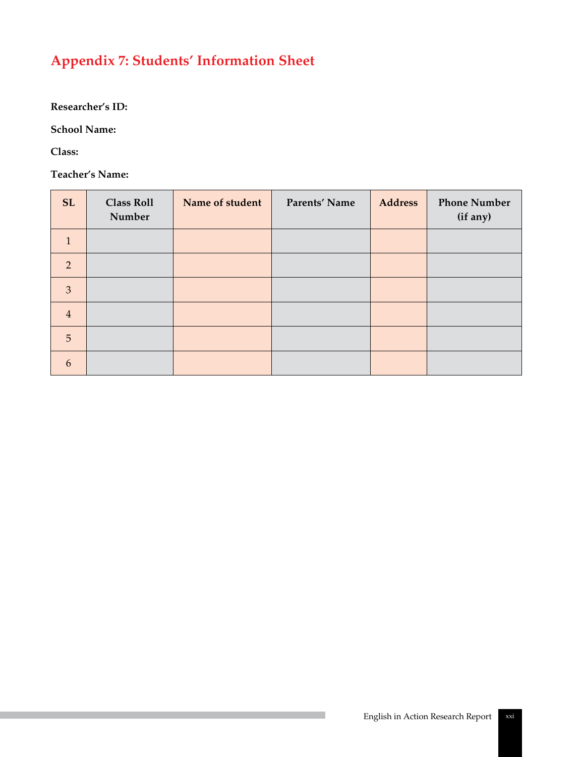## Appendix 7: Students' Information Sheet

**Researcher's ID:**

**School Name:**

**Class:**

**Teacher's Name:**

| SL | Class Roll Number | Name of student | Parents' Name | Address | Phone Number (if any) |
|---|---|---|---|---|---|
| 1 | | | | | |
| 2 | | | | | |
| 3 | | | | | |
| 4 | | | | | |
| 5 | | | | | |
| 6 | | | | | |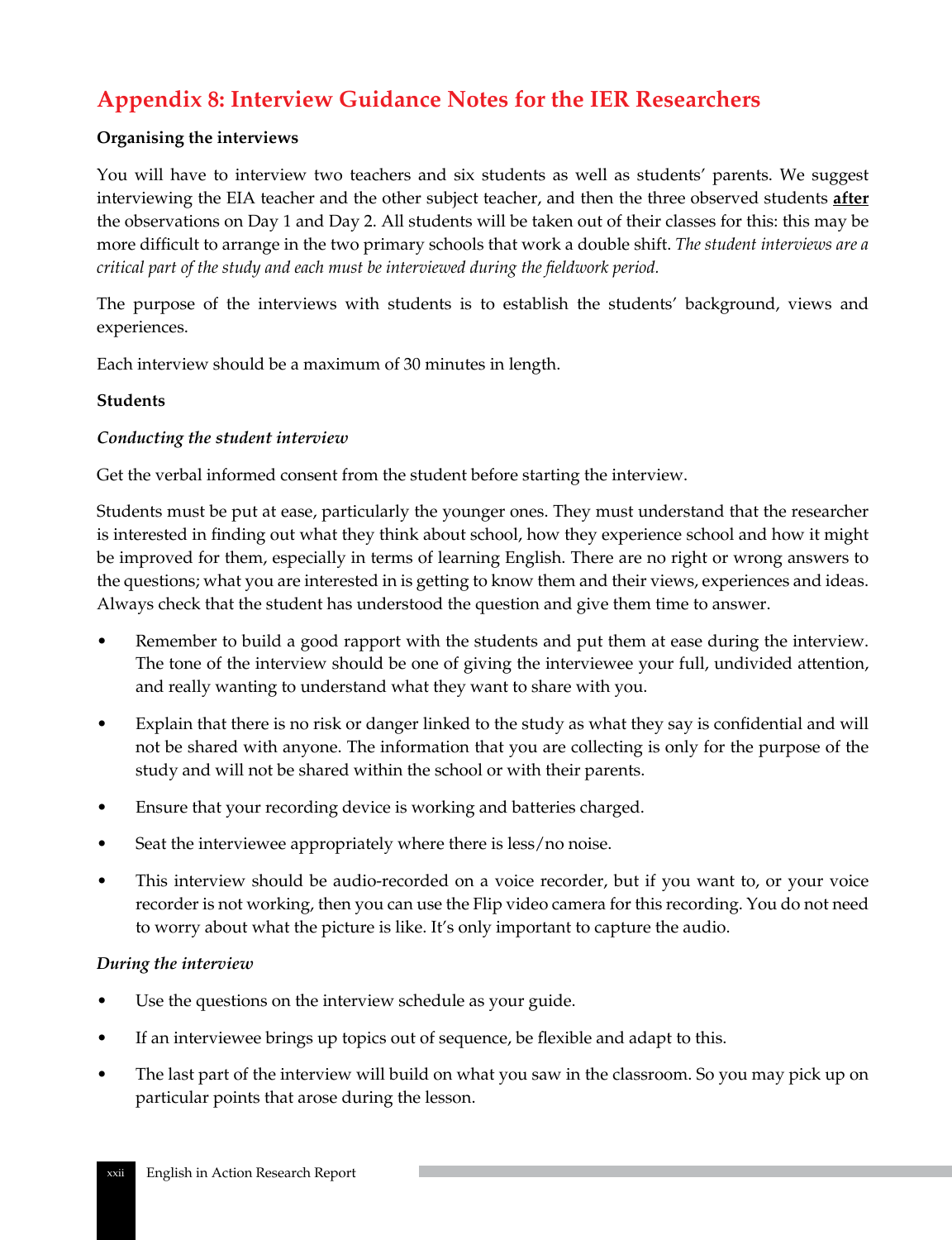# Appendix 8: Interview Guidance Notes for the IER Researchers

**Organising the interviews**

You will have to interview two teachers and six students as well as students' parents. We suggest interviewing the EIA teacher and the other subject teacher, and then the three observed students **after** the observations on Day 1 and Day 2. All students will be taken out of their classes for this: this may be more difficult to arrange in the two primary schools that work a double shift. *The student interviews are a critical part of the study and each must be interviewed during the fieldwork period.*

The purpose of the interviews with students is to establish the students' background, views and experiences.

Each interview should be a maximum of 30 minutes in length.

**Students**

*Conducting the student interview*

Get the verbal informed consent from the student before starting the interview.

Students must be put at ease, particularly the younger ones. They must understand that the researcher is interested in finding out what they think about school, how they experience school and how it might be improved for them, especially in terms of learning English. There are no right or wrong answers to the questions; what you are interested in is getting to know them and their views, experiences and ideas. Always check that the student has understood the question and give them time to answer.

- Remember to build a good rapport with the students and put them at ease during the interview. The tone of the interview should be one of giving the interviewee your full, undivided attention, and really wanting to understand what they want to share with you.
- Explain that there is no risk or danger linked to the study as what they say is confidential and will not be shared with anyone. The information that you are collecting is only for the purpose of the study and will not be shared within the school or with their parents.
- Ensure that your recording device is working and batteries charged.
- Seat the interviewee appropriately where there is less/no noise.
- This interview should be audio-recorded on a voice recorder, but if you want to, or your voice recorder is not working, then you can use the Flip video camera for this recording. You do not need to worry about what the picture is like. It's only important to capture the audio.

*During the interview*

- Use the questions on the interview schedule as your guide.
- If an interviewee brings up topics out of sequence, be flexible and adapt to this.
- The last part of the interview will build on what you saw in the classroom. So you may pick up on particular points that arose during the lesson.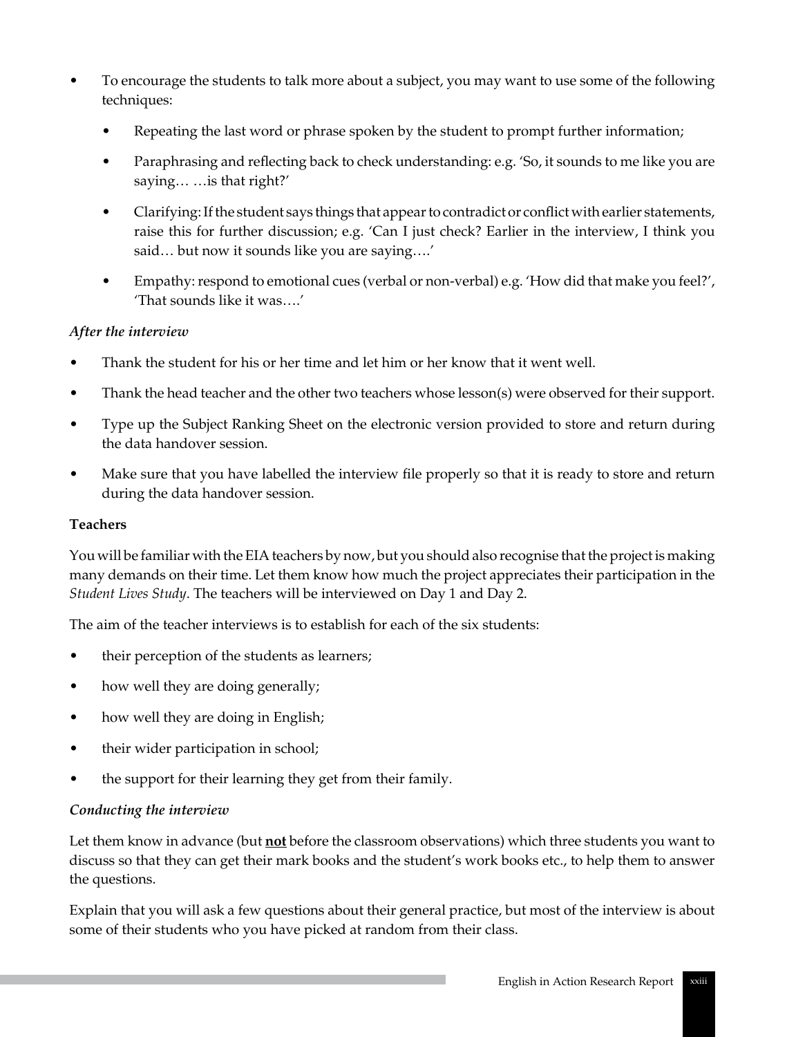- To encourage the students to talk more about a subject, you may want to use some of the following techniques:
  - Repeating the last word or phrase spoken by the student to prompt further information;
  - Paraphrasing and reflecting back to check understanding: e.g. 'So, it sounds to me like you are saying… …is that right?'
  - Clarifying: If the student says things that appear to contradict or conflict with earlier statements, raise this for further discussion; e.g. 'Can I just check? Earlier in the interview, I think you said… but now it sounds like you are saying….'
  - Empathy: respond to emotional cues (verbal or non-verbal) e.g. 'How did that make you feel?', 'That sounds like it was….'

*After the interview*

- Thank the student for his or her time and let him or her know that it went well.
- Thank the head teacher and the other two teachers whose lesson(s) were observed for their support.
- Type up the Subject Ranking Sheet on the electronic version provided to store and return during the data handover session.
- Make sure that you have labelled the interview file properly so that it is ready to store and return during the data handover session.

**Teachers**

You will be familiar with the EIA teachers by now, but you should also recognise that the project is making many demands on their time. Let them know how much the project appreciates their participation in the *Student Lives Study*. The teachers will be interviewed on Day 1 and Day 2.

The aim of the teacher interviews is to establish for each of the six students:

- their perception of the students as learners;
- how well they are doing generally;
- how well they are doing in English;
- their wider participation in school;
- the support for their learning they get from their family.

*Conducting the interview*

Let them know in advance (but **<u>not</u>** before the classroom observations) which three students you want to discuss so that they can get their mark books and the student's work books etc., to help them to answer the questions.

Explain that you will ask a few questions about their general practice, but most of the interview is about some of their students who you have picked at random from their class.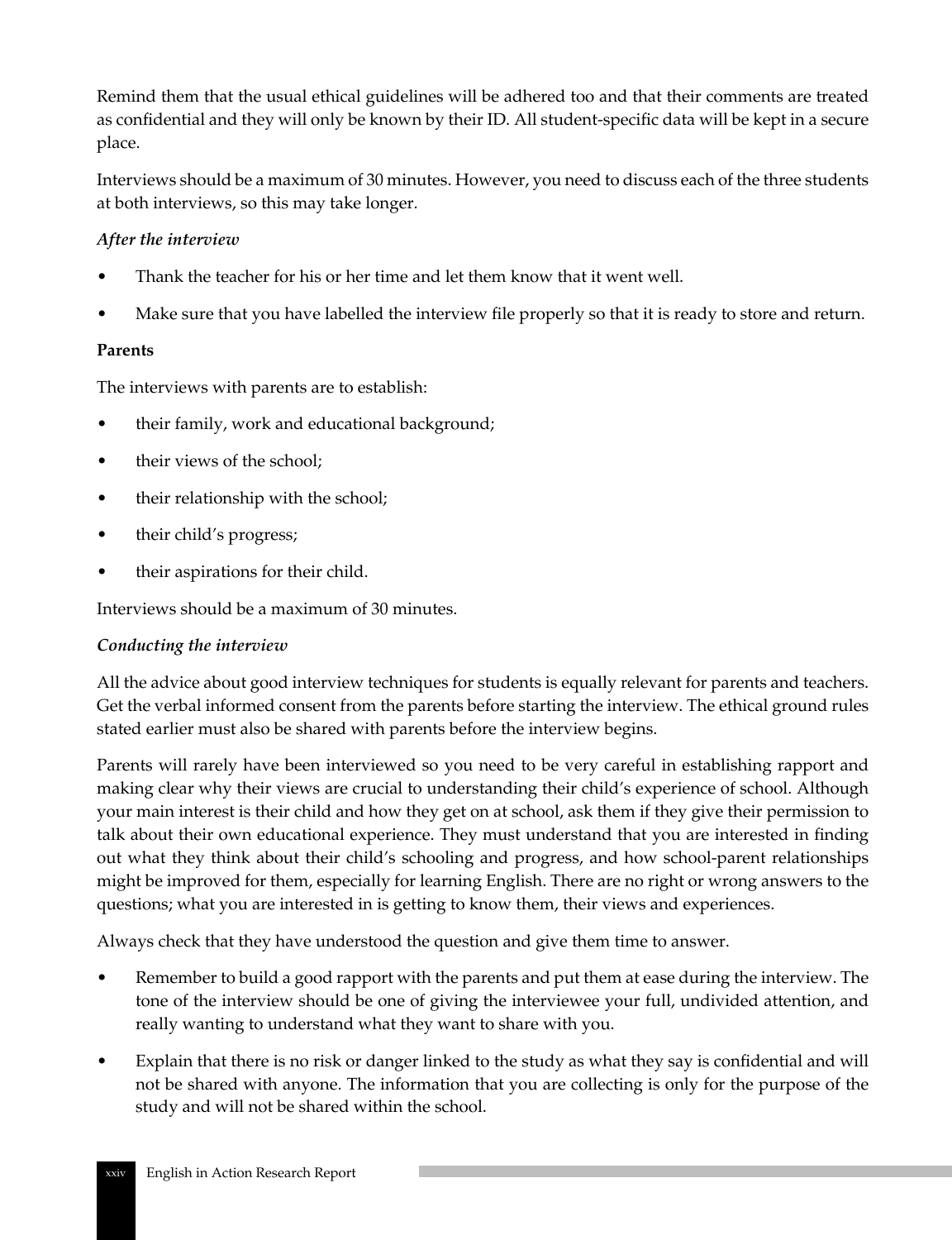Remind them that the usual ethical guidelines will be adhered too and that their comments are treated as confidential and they will only be known by their ID. All student-specific data will be kept in a secure place.

Interviews should be a maximum of 30 minutes. However, you need to discuss each of the three students at both interviews, so this may take longer.

*After the interview*

- Thank the teacher for his or her time and let them know that it went well.
- Make sure that you have labelled the interview file properly so that it is ready to store and return.

**Parents**

The interviews with parents are to establish:

- their family, work and educational background;
- their views of the school;
- their relationship with the school;
- their child's progress;
- their aspirations for their child.

Interviews should be a maximum of 30 minutes.

*Conducting the interview*

All the advice about good interview techniques for students is equally relevant for parents and teachers. Get the verbal informed consent from the parents before starting the interview. The ethical ground rules stated earlier must also be shared with parents before the interview begins.

Parents will rarely have been interviewed so you need to be very careful in establishing rapport and making clear why their views are crucial to understanding their child's experience of school. Although your main interest is their child and how they get on at school, ask them if they give their permission to talk about their own educational experience. They must understand that you are interested in finding out what they think about their child's schooling and progress, and how school-parent relationships might be improved for them, especially for learning English. There are no right or wrong answers to the questions; what you are interested in is getting to know them, their views and experiences.

Always check that they have understood the question and give them time to answer.

- Remember to build a good rapport with the parents and put them at ease during the interview. The tone of the interview should be one of giving the interviewee your full, undivided attention, and really wanting to understand what they want to share with you.
- Explain that there is no risk or danger linked to the study as what they say is confidential and will not be shared with anyone. The information that you are collecting is only for the purpose of the study and will not be shared within the school.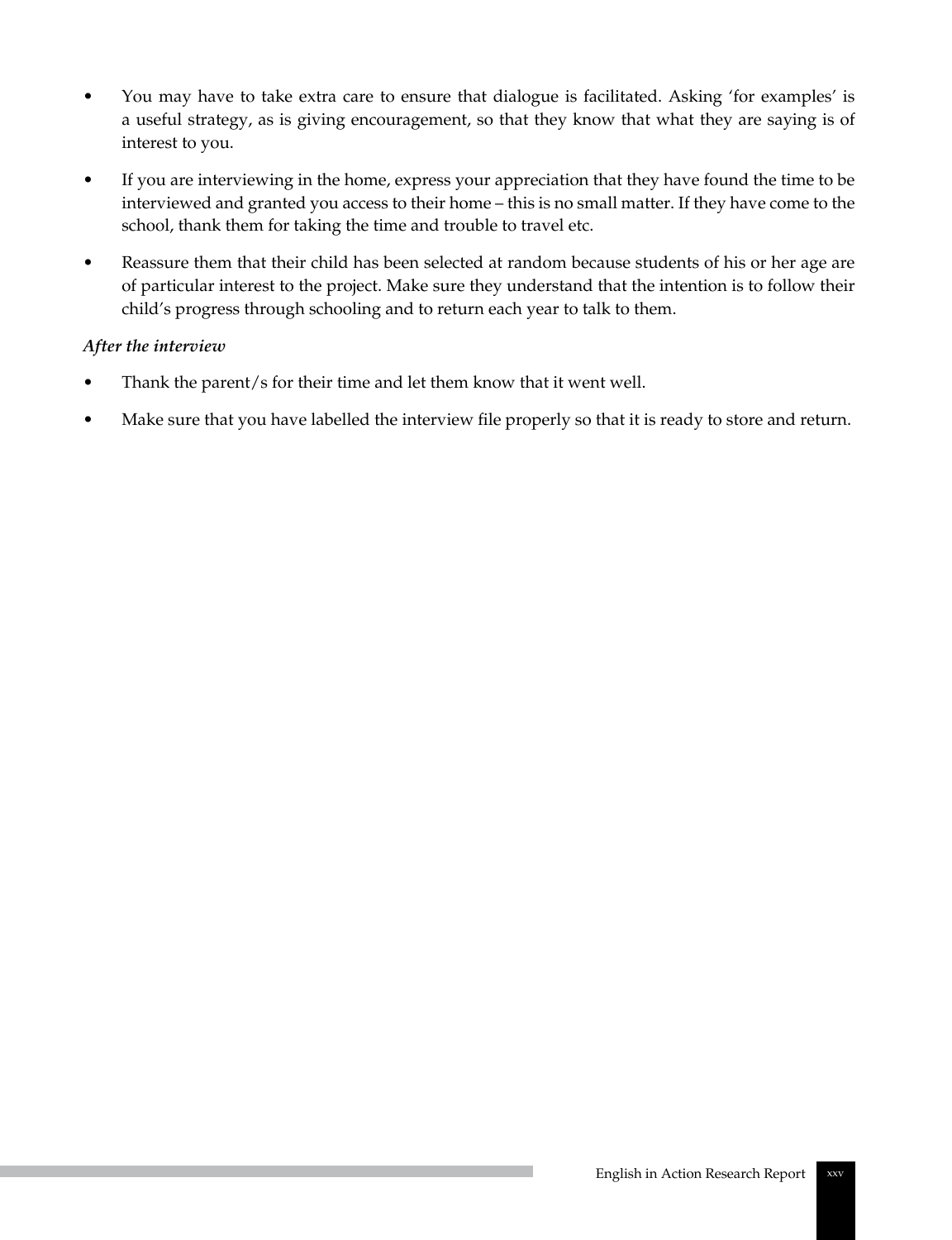- You may have to take extra care to ensure that dialogue is facilitated. Asking 'for examples' is a useful strategy, as is giving encouragement, so that they know that what they are saying is of interest to you.
- If you are interviewing in the home, express your appreciation that they have found the time to be interviewed and granted you access to their home – this is no small matter. If they have come to the school, thank them for taking the time and trouble to travel etc.
- Reassure them that their child has been selected at random because students of his or her age are of particular interest to the project. Make sure they understand that the intention is to follow their child's progress through schooling and to return each year to talk to them.

*After the interview*

- Thank the parent/s for their time and let them know that it went well.
- Make sure that you have labelled the interview file properly so that it is ready to store and return.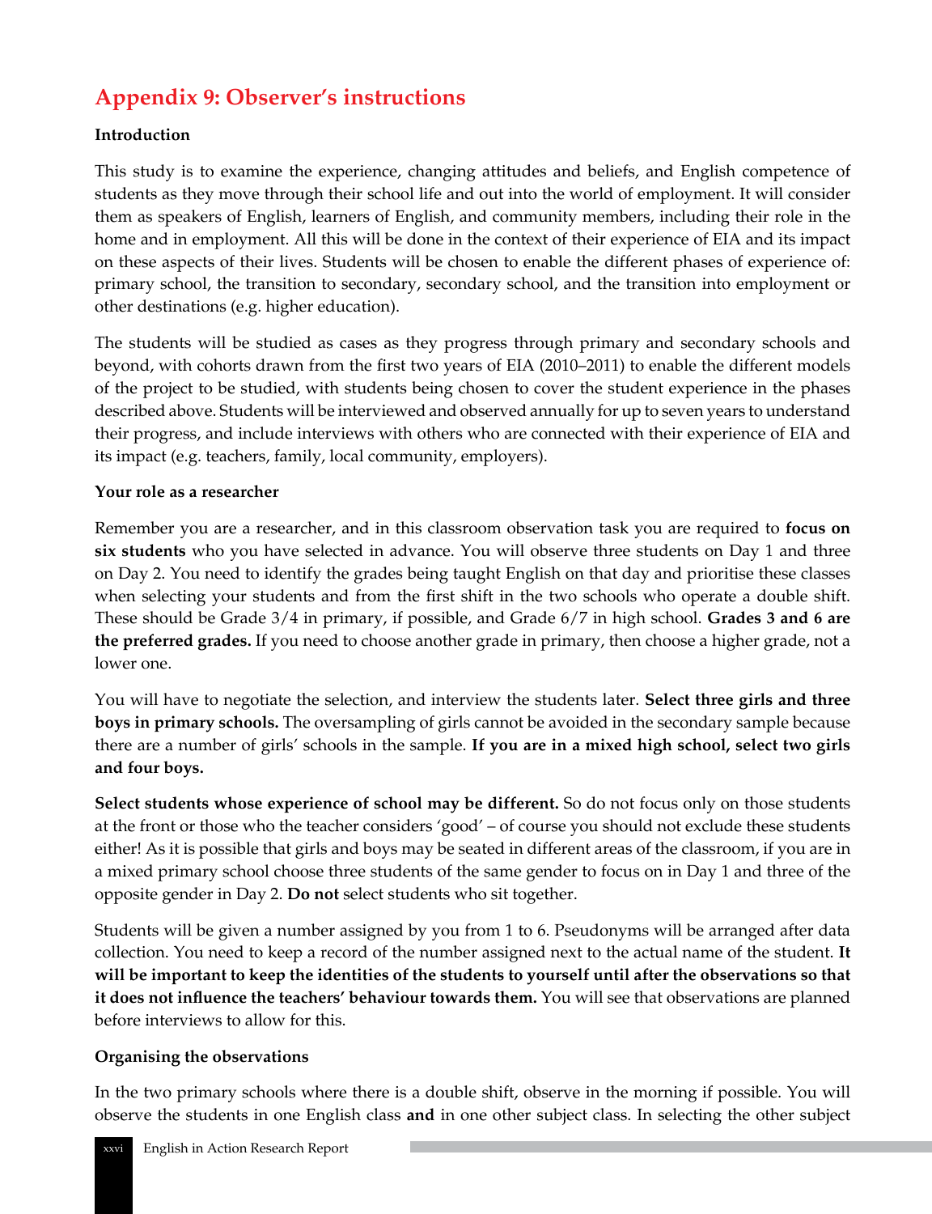# Appendix 9: Observer's instructions

**Introduction**

This study is to examine the experience, changing attitudes and beliefs, and English competence of students as they move through their school life and out into the world of employment. It will consider them as speakers of English, learners of English, and community members, including their role in the home and in employment. All this will be done in the context of their experience of EIA and its impact on these aspects of their lives. Students will be chosen to enable the different phases of experience of: primary school, the transition to secondary, secondary school, and the transition into employment or other destinations (e.g. higher education).

The students will be studied as cases as they progress through primary and secondary schools and beyond, with cohorts drawn from the first two years of EIA (2010–2011) to enable the different models of the project to be studied, with students being chosen to cover the student experience in the phases described above. Students will be interviewed and observed annually for up to seven years to understand their progress, and include interviews with others who are connected with their experience of EIA and its impact (e.g. teachers, family, local community, employers).

**Your role as a researcher**

Remember you are a researcher, and in this classroom observation task you are required to **focus on six students** who you have selected in advance. You will observe three students on Day 1 and three on Day 2. You need to identify the grades being taught English on that day and prioritise these classes when selecting your students and from the first shift in the two schools who operate a double shift. These should be Grade 3/4 in primary, if possible, and Grade 6/7 in high school. **Grades 3 and 6 are the preferred grades.** If you need to choose another grade in primary, then choose a higher grade, not a lower one.

You will have to negotiate the selection, and interview the students later. **Select three girls and three boys in primary schools.** The oversampling of girls cannot be avoided in the secondary sample because there are a number of girls' schools in the sample. **If you are in a mixed high school, select two girls and four boys.**

**Select students whose experience of school may be different.** So do not focus only on those students at the front or those who the teacher considers 'good' – of course you should not exclude these students either! As it is possible that girls and boys may be seated in different areas of the classroom, if you are in a mixed primary school choose three students of the same gender to focus on in Day 1 and three of the opposite gender in Day 2. **Do not** select students who sit together.

Students will be given a number assigned by you from 1 to 6. Pseudonyms will be arranged after data collection. You need to keep a record of the number assigned next to the actual name of the student. **It will be important to keep the identities of the students to yourself until after the observations so that it does not influence the teachers' behaviour towards them.** You will see that observations are planned before interviews to allow for this.

**Organising the observations**

In the two primary schools where there is a double shift, observe in the morning if possible. You will observe the students in one English class **and** in one other subject class. In selecting the other subject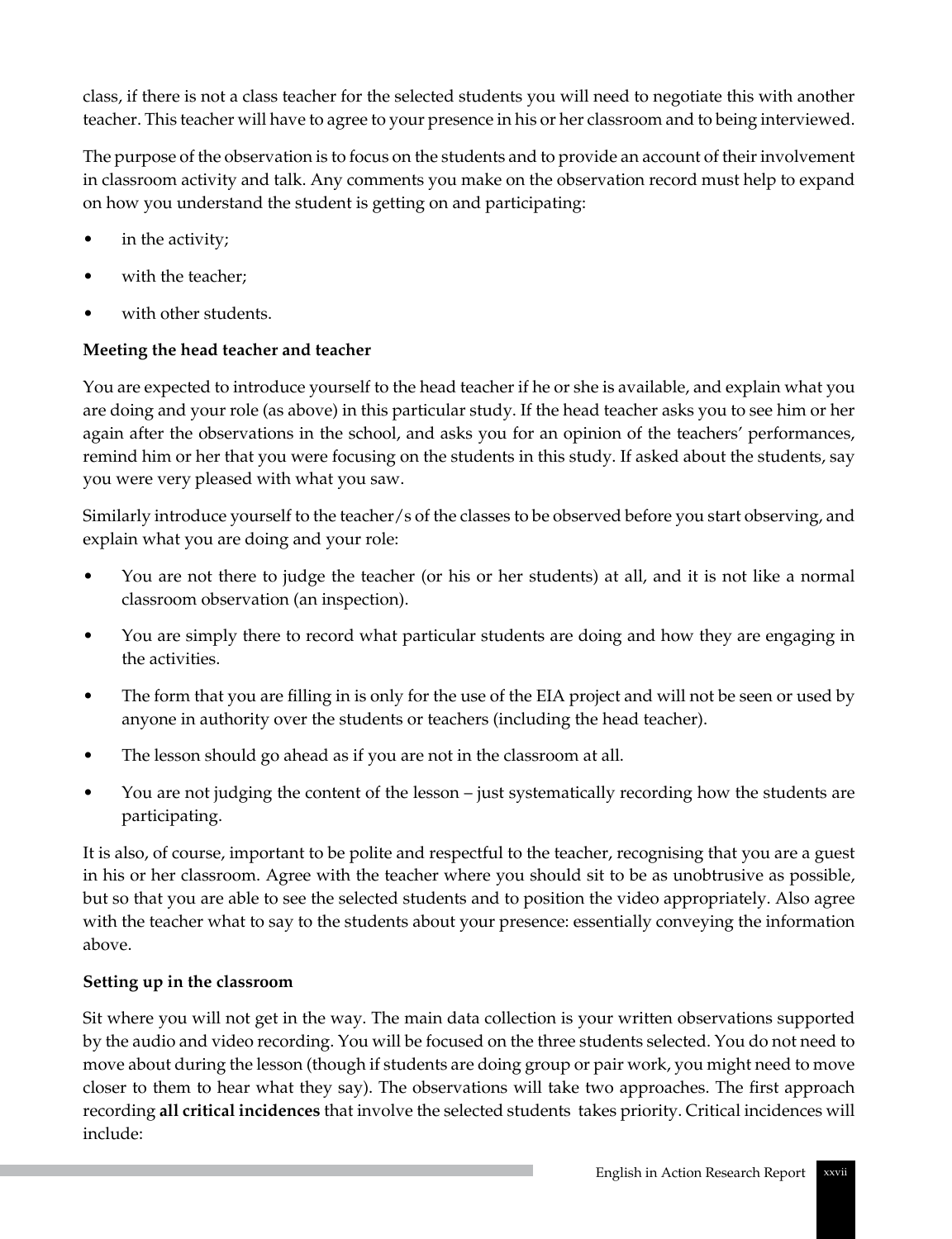class, if there is not a class teacher for the selected students you will need to negotiate this with another teacher. This teacher will have to agree to your presence in his or her classroom and to being interviewed.

The purpose of the observation is to focus on the students and to provide an account of their involvement in classroom activity and talk. Any comments you make on the observation record must help to expand on how you understand the student is getting on and participating:

- in the activity;
- with the teacher;
- with other students.

**Meeting the head teacher and teacher**

You are expected to introduce yourself to the head teacher if he or she is available, and explain what you are doing and your role (as above) in this particular study. If the head teacher asks you to see him or her again after the observations in the school, and asks you for an opinion of the teachers' performances, remind him or her that you were focusing on the students in this study. If asked about the students, say you were very pleased with what you saw.

Similarly introduce yourself to the teacher/s of the classes to be observed before you start observing, and explain what you are doing and your role:

- You are not there to judge the teacher (or his or her students) at all, and it is not like a normal classroom observation (an inspection).
- You are simply there to record what particular students are doing and how they are engaging in the activities.
- The form that you are filling in is only for the use of the EIA project and will not be seen or used by anyone in authority over the students or teachers (including the head teacher).
- The lesson should go ahead as if you are not in the classroom at all.
- You are not judging the content of the lesson – just systematically recording how the students are participating.

It is also, of course, important to be polite and respectful to the teacher, recognising that you are a guest in his or her classroom. Agree with the teacher where you should sit to be as unobtrusive as possible, but so that you are able to see the selected students and to position the video appropriately. Also agree with the teacher what to say to the students about your presence: essentially conveying the information above.

**Setting up in the classroom**

Sit where you will not get in the way. The main data collection is your written observations supported by the audio and video recording. You will be focused on the three students selected. You do not need to move about during the lesson (though if students are doing group or pair work, you might need to move closer to them to hear what they say). The observations will take two approaches. The first approach recording **all critical incidences** that involve the selected students takes priority. Critical incidences will include: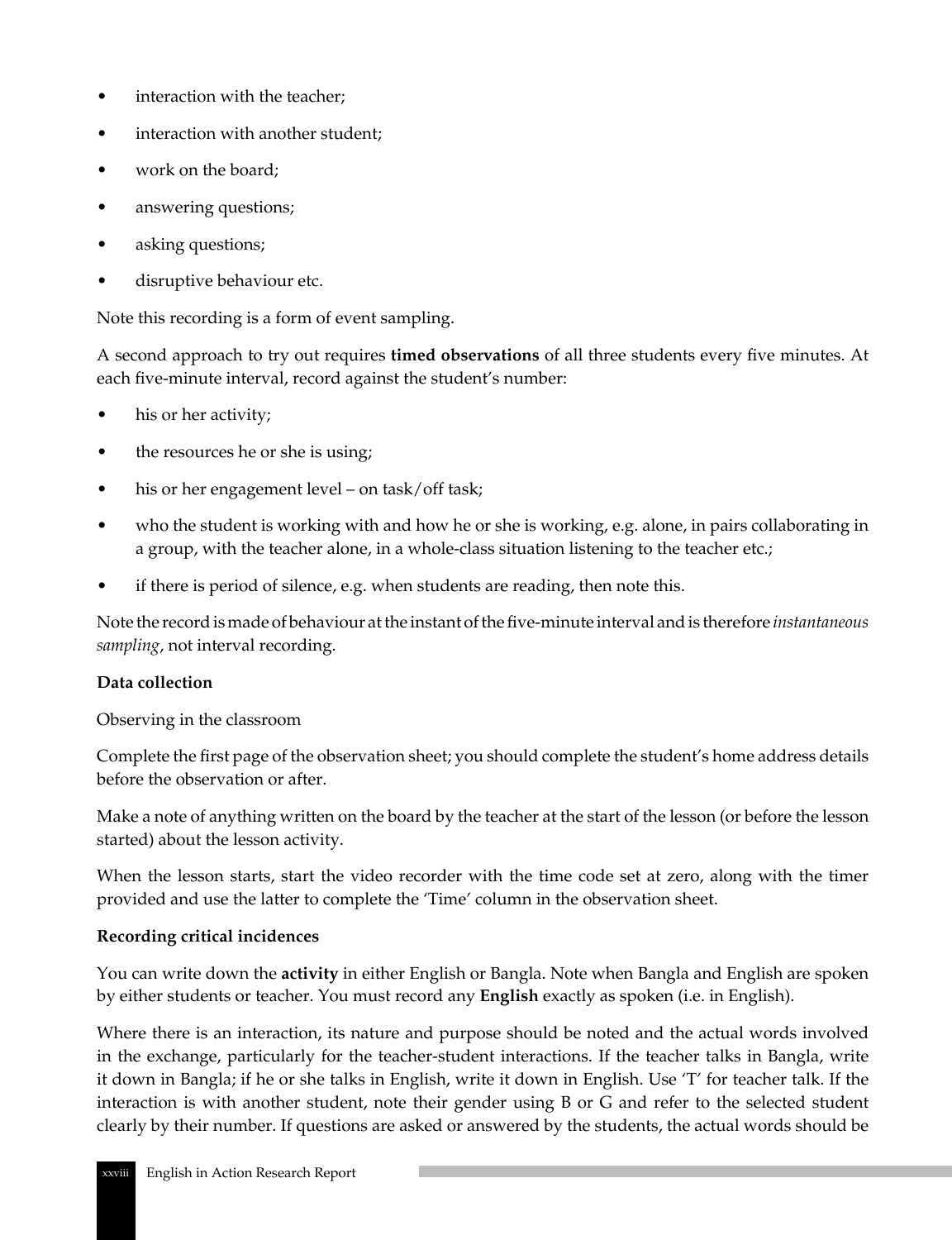- interaction with the teacher;
- interaction with another student;
- work on the board;
- answering questions;
- asking questions;
- disruptive behaviour etc.

Note this recording is a form of event sampling.

A second approach to try out requires **timed observations** of all three students every five minutes. At each five-minute interval, record against the student's number:

- his or her activity;
- the resources he or she is using;
- his or her engagement level – on task/off task;
- who the student is working with and how he or she is working, e.g. alone, in pairs collaborating in a group, with the teacher alone, in a whole-class situation listening to the teacher etc.;
- if there is period of silence, e.g. when students are reading, then note this.

Note the record is made of behaviour at the instant of the five-minute interval and is therefore *instantaneous sampling*, not interval recording.

**Data collection**

Observing in the classroom

Complete the first page of the observation sheet; you should complete the student's home address details before the observation or after.

Make a note of anything written on the board by the teacher at the start of the lesson (or before the lesson started) about the lesson activity.

When the lesson starts, start the video recorder with the time code set at zero, along with the timer provided and use the latter to complete the 'Time' column in the observation sheet.

**Recording critical incidences**

You can write down the **activity** in either English or Bangla. Note when Bangla and English are spoken by either students or teacher. You must record any **English** exactly as spoken (i.e. in English).

Where there is an interaction, its nature and purpose should be noted and the actual words involved in the exchange, particularly for the teacher-student interactions. If the teacher talks in Bangla, write it down in Bangla; if he or she talks in English, write it down in English. Use 'T' for teacher talk. If the interaction is with another student, note their gender using B or G and refer to the selected student clearly by their number. If questions are asked or answered by the students, the actual words should be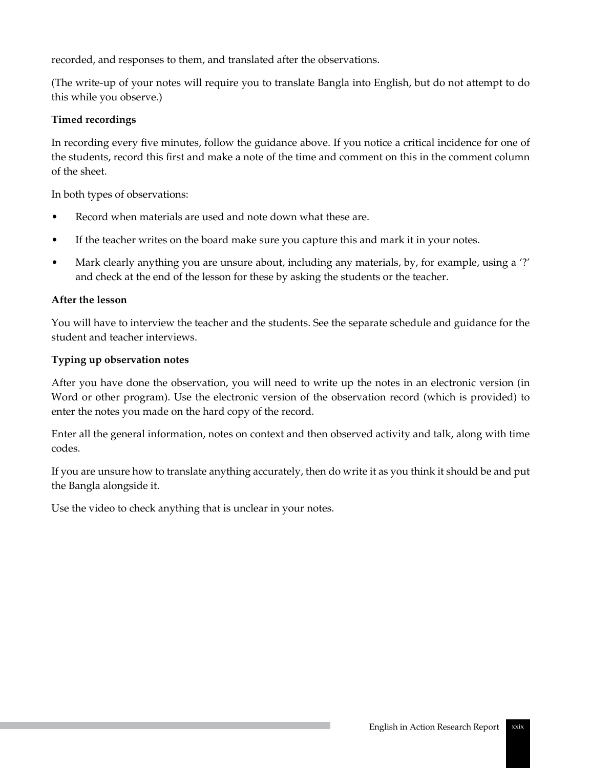recorded, and responses to them, and translated after the observations.

(The write-up of your notes will require you to translate Bangla into English, but do not attempt to do this while you observe.)

**Timed recordings**

In recording every five minutes, follow the guidance above. If you notice a critical incidence for one of the students, record this first and make a note of the time and comment on this in the comment column of the sheet.

In both types of observations:

- Record when materials are used and note down what these are.
- If the teacher writes on the board make sure you capture this and mark it in your notes.
- Mark clearly anything you are unsure about, including any materials, by, for example, using a '?' and check at the end of the lesson for these by asking the students or the teacher.

**After the lesson**

You will have to interview the teacher and the students. See the separate schedule and guidance for the student and teacher interviews.

**Typing up observation notes**

After you have done the observation, you will need to write up the notes in an electronic version (in Word or other program). Use the electronic version of the observation record (which is provided) to enter the notes you made on the hard copy of the record.

Enter all the general information, notes on context and then observed activity and talk, along with time codes.

If you are unsure how to translate anything accurately, then do write it as you think it should be and put the Bangla alongside it.

Use the video to check anything that is unclear in your notes.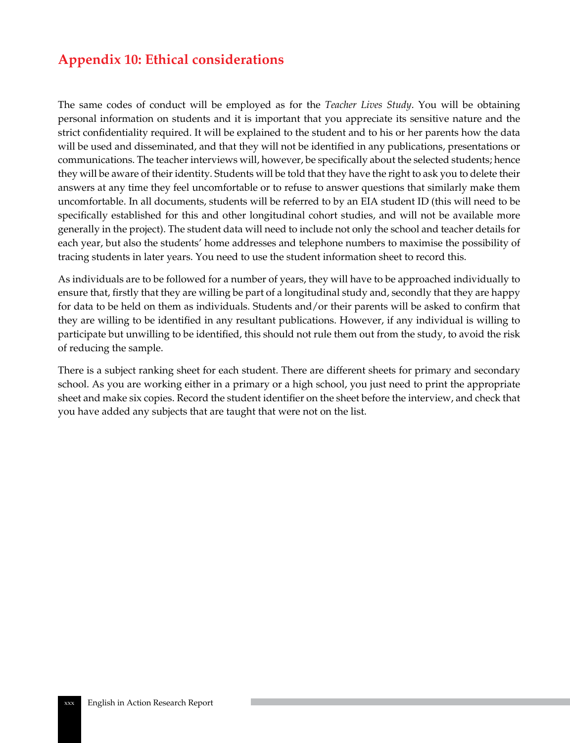## Appendix 10: Ethical considerations

The same codes of conduct will be employed as for the *Teacher Lives Study*. You will be obtaining personal information on students and it is important that you appreciate its sensitive nature and the strict confidentiality required. It will be explained to the student and to his or her parents how the data will be used and disseminated, and that they will not be identified in any publications, presentations or communications. The teacher interviews will, however, be specifically about the selected students; hence they will be aware of their identity. Students will be told that they have the right to ask you to delete their answers at any time they feel uncomfortable or to refuse to answer questions that similarly make them uncomfortable. In all documents, students will be referred to by an EIA student ID (this will need to be specifically established for this and other longitudinal cohort studies, and will not be available more generally in the project). The student data will need to include not only the school and teacher details for each year, but also the students' home addresses and telephone numbers to maximise the possibility of tracing students in later years. You need to use the student information sheet to record this.

As individuals are to be followed for a number of years, they will have to be approached individually to ensure that, firstly that they are willing be part of a longitudinal study and, secondly that they are happy for data to be held on them as individuals. Students and/or their parents will be asked to confirm that they are willing to be identified in any resultant publications. However, if any individual is willing to participate but unwilling to be identified, this should not rule them out from the study, to avoid the risk of reducing the sample.

There is a subject ranking sheet for each student. There are different sheets for primary and secondary school. As you are working either in a primary or a high school, you just need to print the appropriate sheet and make six copies. Record the student identifier on the sheet before the interview, and check that you have added any subjects that are taught that were not on the list.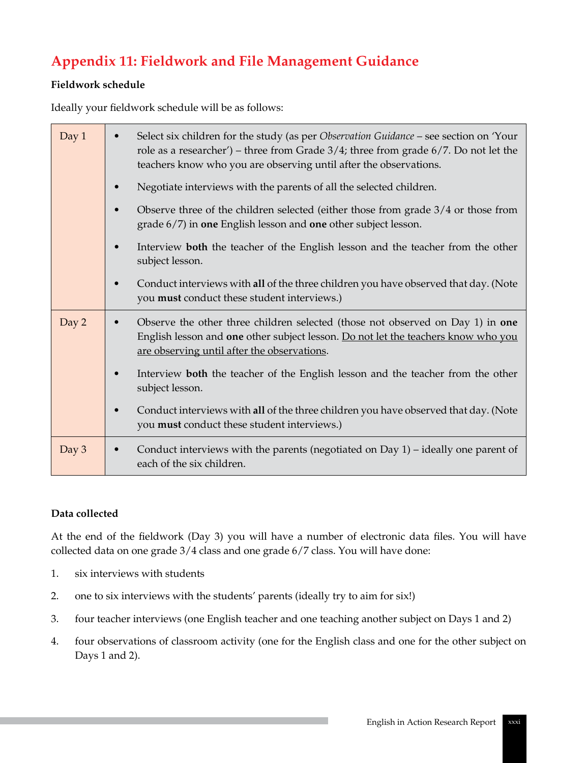# Appendix 11: Fieldwork and File Management Guidance

**Fieldwork schedule**

Ideally your fieldwork schedule will be as follows:

| Day | Activities |
|---|---|
| Day 1 | • Select six children for the study (as per *Observation Guidance* – see section on 'Your role as a researcher') – three from Grade 3/4; three from grade 6/7. Do not let the teachers know who you are observing until after the observations.<br>• Negotiate interviews with the parents of all the selected children.<br>• Observe three of the children selected (either those from grade 3/4 or those from grade 6/7) in **one** English lesson and **one** other subject lesson.<br>• Interview **both** the teacher of the English lesson and the teacher from the other subject lesson.<br>• Conduct interviews with **all** of the three children you have observed that day. (Note you **must** conduct these student interviews.) |
| Day 2 | • Observe the other three children selected (those not observed on Day 1) in **one** English lesson and **one** other subject lesson. <u>Do not let the teachers know who you are observing until after the observations</u>.<br>• Interview **both** the teacher of the English lesson and the teacher from the other subject lesson.<br>• Conduct interviews with **all** of the three children you have observed that day. (Note you **must** conduct these student interviews.) |
| Day 3 | • Conduct interviews with the parents (negotiated on Day 1) – ideally one parent of each of the six children. |

**Data collected**

At the end of the fieldwork (Day 3) you will have a number of electronic data files. You will have collected data on one grade 3/4 class and one grade 6/7 class. You will have done:

1. six interviews with students
2. one to six interviews with the students' parents (ideally try to aim for six!)
3. four teacher interviews (one English teacher and one teaching another subject on Days 1 and 2)
4. four observations of classroom activity (one for the English class and one for the other subject on Days 1 and 2).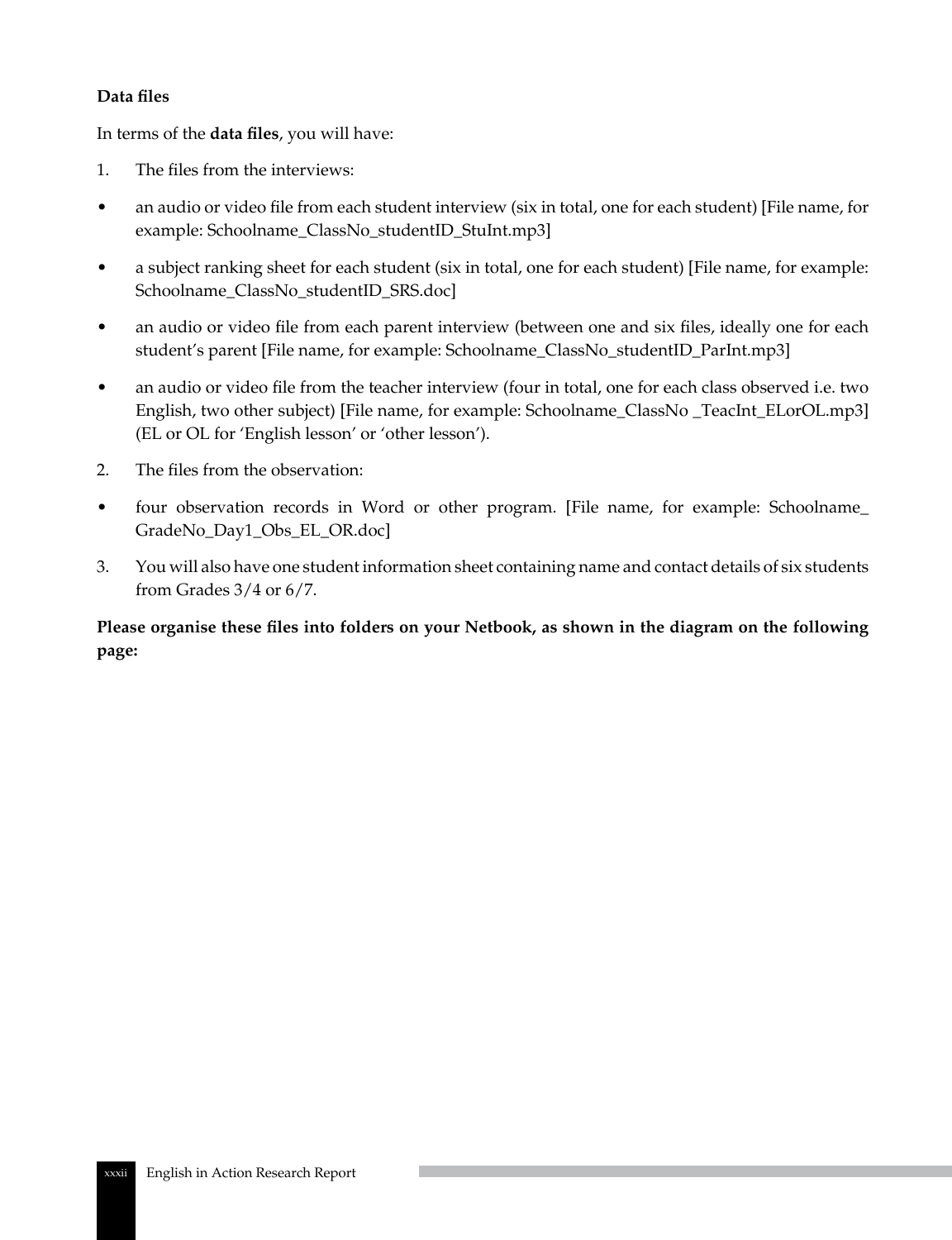**Data files**

In terms of the **data files**, you will have:

1. The files from the interviews:

- an audio or video file from each student interview (six in total, one for each student) [File name, for example: Schoolname_ClassNo_studentID_StuInt.mp3]
- a subject ranking sheet for each student (six in total, one for each student) [File name, for example: Schoolname_ClassNo_studentID_SRS.doc]
- an audio or video file from each parent interview (between one and six files, ideally one for each student's parent [File name, for example: Schoolname_ClassNo_studentID_ParInt.mp3]
- an audio or video file from the teacher interview (four in total, one for each class observed i.e. two English, two other subject) [File name, for example: Schoolname_ClassNo _TeacInt_ELorOL.mp3] (EL or OL for 'English lesson' or 'other lesson').

2. The files from the observation:

- four observation records in Word or other program. [File name, for example: Schoolname_GradeNo_Day1_Obs_EL_OR.doc]

3. You will also have one student information sheet containing name and contact details of six students from Grades 3/4 or 6/7.

**Please organise these files into folders on your Netbook, as shown in the diagram on the following page:**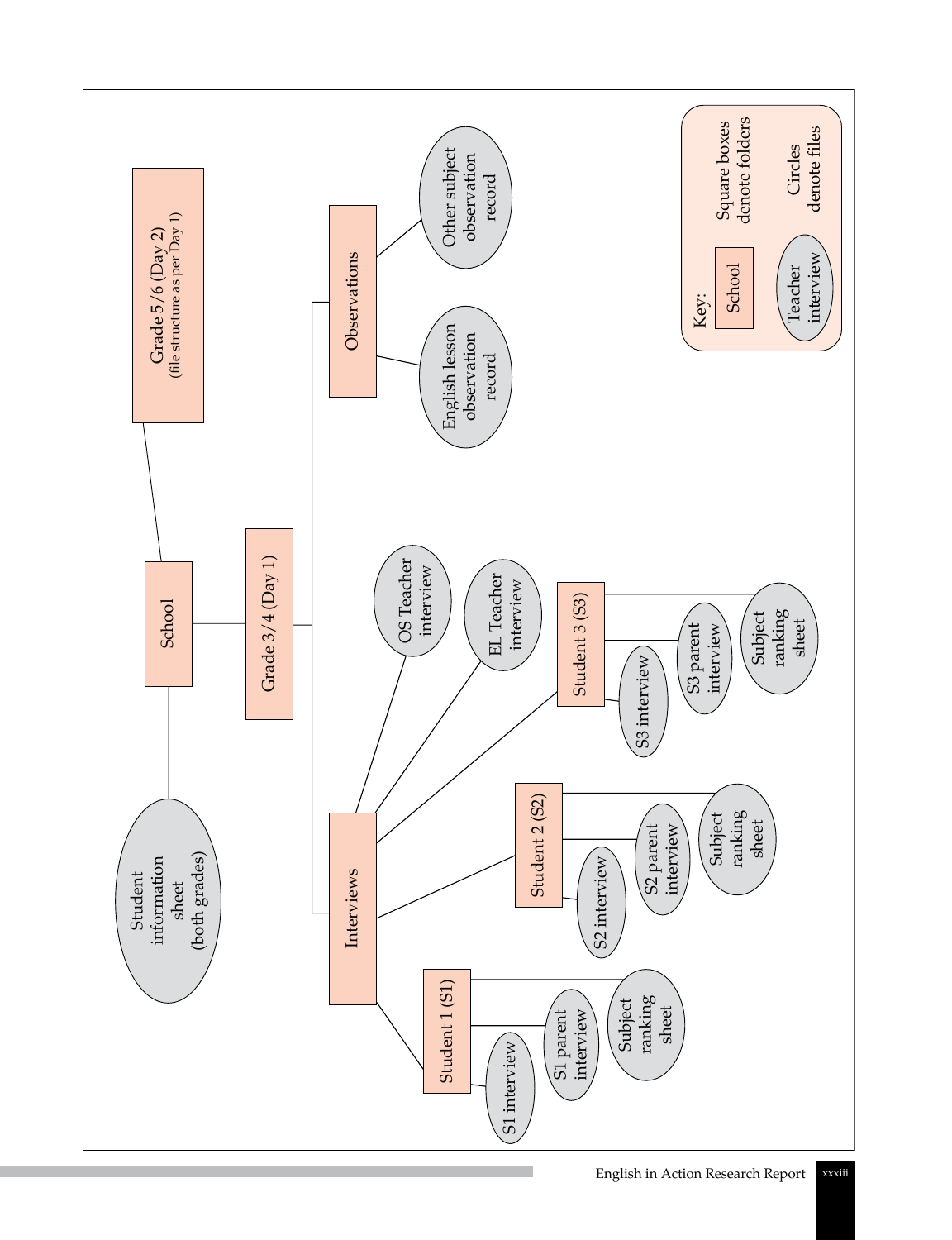- School
  - Student information sheet (both grades)
  - Grade 3/4 (Day 1)
    - Interviews
      - Student 1 (S1)
        - S1 interview
        - S1 parent interview
        - Subject ranking sheet
      - Student 2 (S2)
        - S2 interview
        - S2 parent interview
        - Subject ranking sheet
      - Student 3 (S3)
        - S3 interview
        - S3 parent interview
        - Subject ranking sheet
      - EL Teacher interview
      - OS Teacher interview
    - Observations
      - English lesson observation record
      - Other subject observation record
  - Grade 5/6 (Day 2) (file structure as per Day 1)

Key:

- School — Square boxes denote folders
- Teacher interview — Circles denote files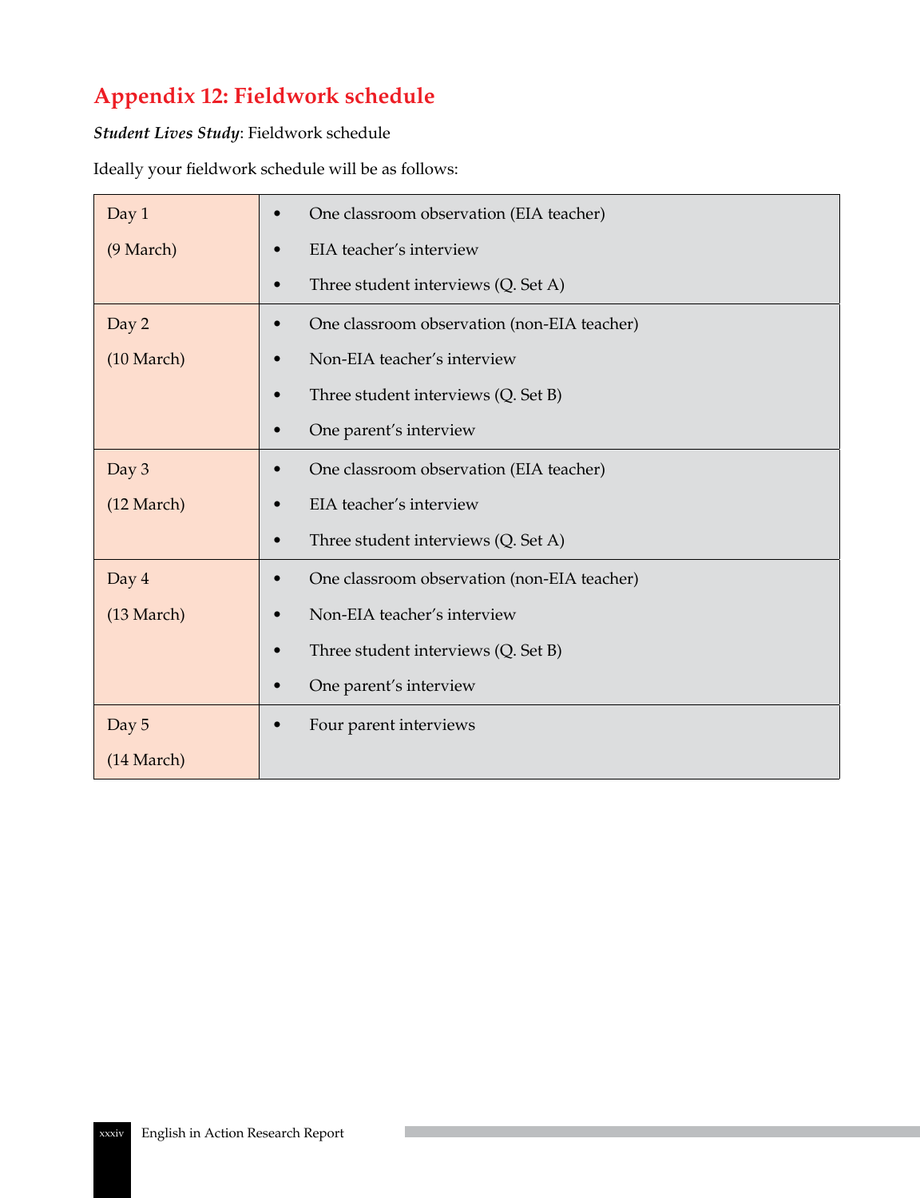# Appendix 12: Fieldwork schedule

***Student Lives Study***: Fieldwork schedule

Ideally your fieldwork schedule will be as follows:

| | |
|---|---|
| Day 1 (9 March) | • One classroom observation (EIA teacher)<br>• EIA teacher's interview<br>• Three student interviews (Q. Set A) |
| Day 2 (10 March) | • One classroom observation (non-EIA teacher)<br>• Non-EIA teacher's interview<br>• Three student interviews (Q. Set B)<br>• One parent's interview |
| Day 3 (12 March) | • One classroom observation (EIA teacher)<br>• EIA teacher's interview<br>• Three student interviews (Q. Set A) |
| Day 4 (13 March) | • One classroom observation (non-EIA teacher)<br>• Non-EIA teacher's interview<br>• Three student interviews (Q. Set B)<br>• One parent's interview |
| Day 5 (14 March) | • Four parent interviews |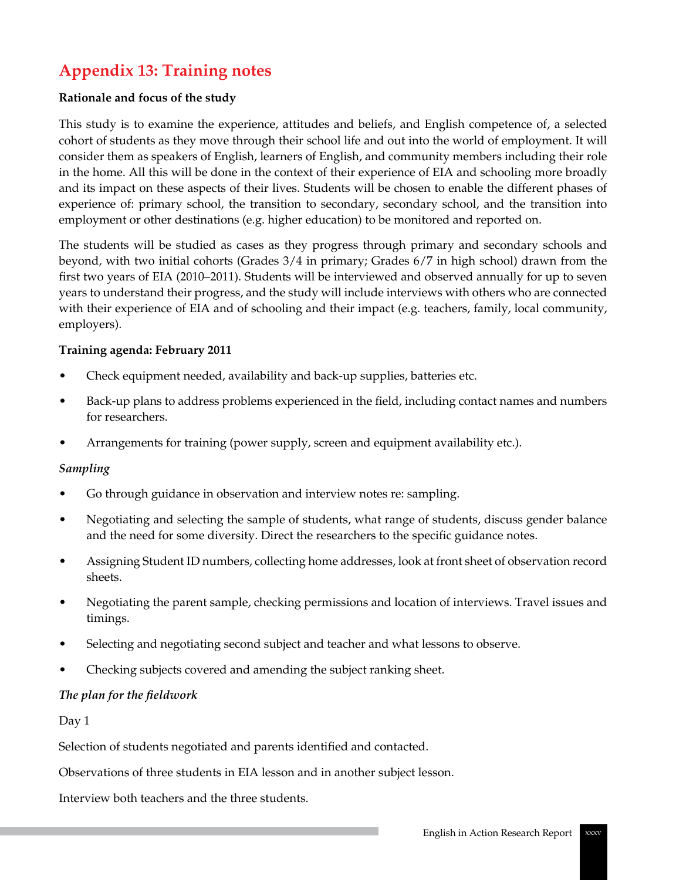## Appendix 13: Training notes

**Rationale and focus of the study**

This study is to examine the experience, attitudes and beliefs, and English competence of, a selected cohort of students as they move through their school life and out into the world of employment. It will consider them as speakers of English, learners of English, and community members including their role in the home. All this will be done in the context of their experience of EIA and schooling more broadly and its impact on these aspects of their lives. Students will be chosen to enable the different phases of experience of: primary school, the transition to secondary, secondary school, and the transition into employment or other destinations (e.g. higher education) to be monitored and reported on.

The students will be studied as cases as they progress through primary and secondary schools and beyond, with two initial cohorts (Grades 3/4 in primary; Grades 6/7 in high school) drawn from the first two years of EIA (2010–2011). Students will be interviewed and observed annually for up to seven years to understand their progress, and the study will include interviews with others who are connected with their experience of EIA and of schooling and their impact (e.g. teachers, family, local community, employers).

**Training agenda: February 2011**

- Check equipment needed, availability and back-up supplies, batteries etc.
- Back-up plans to address problems experienced in the field, including contact names and numbers for researchers.
- Arrangements for training (power supply, screen and equipment availability etc.).

*Sampling*

- Go through guidance in observation and interview notes re: sampling.
- Negotiating and selecting the sample of students, what range of students, discuss gender balance and the need for some diversity. Direct the researchers to the specific guidance notes.
- Assigning Student ID numbers, collecting home addresses, look at front sheet of observation record sheets.
- Negotiating the parent sample, checking permissions and location of interviews. Travel issues and timings.
- Selecting and negotiating second subject and teacher and what lessons to observe.
- Checking subjects covered and amending the subject ranking sheet.

*The plan for the fieldwork*

Day 1

Selection of students negotiated and parents identified and contacted.

Observations of three students in EIA lesson and in another subject lesson.

Interview both teachers and the three students.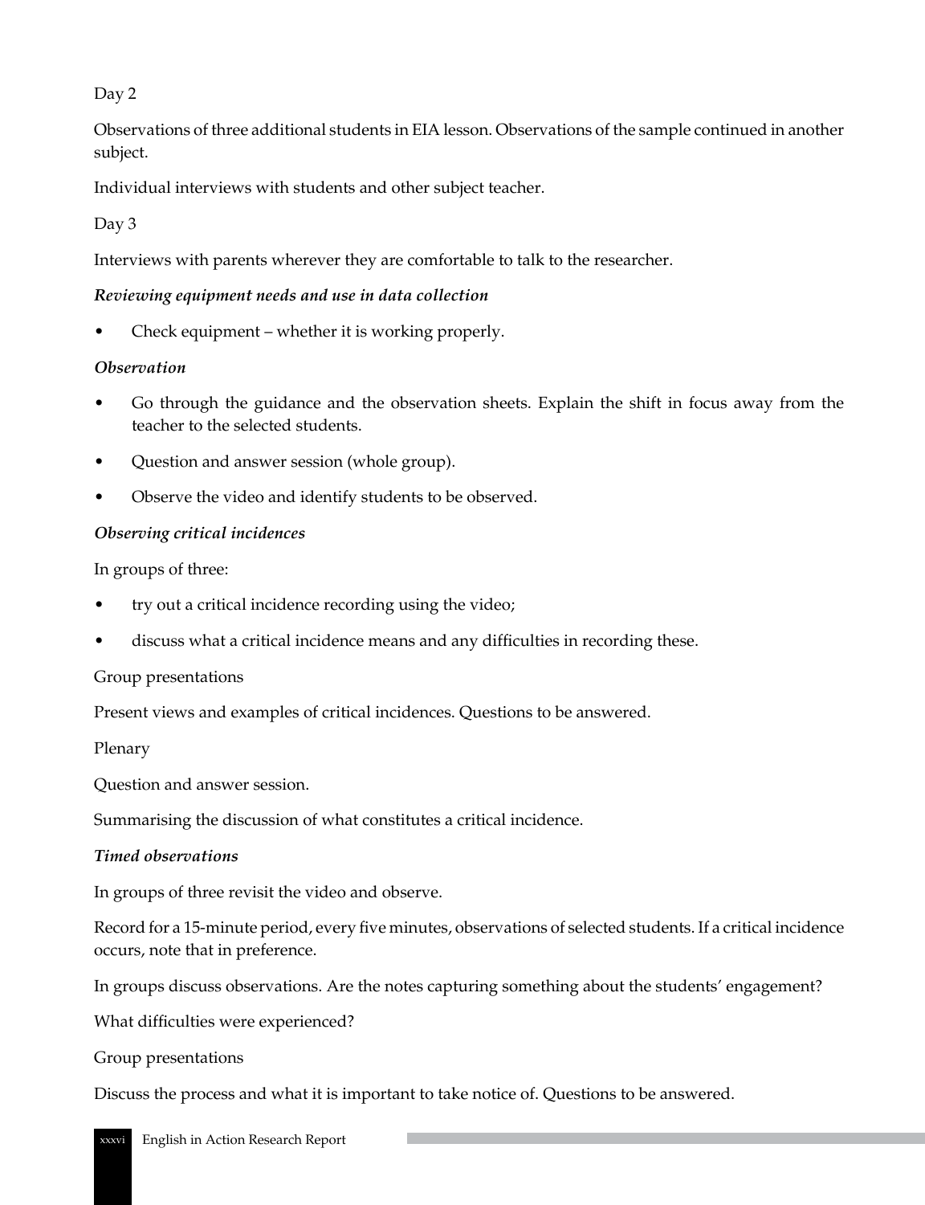Day 2

Observations of three additional students in EIA lesson. Observations of the sample continued in another subject.

Individual interviews with students and other subject teacher.

Day 3

Interviews with parents wherever they are comfortable to talk to the researcher.

***Reviewing equipment needs and use in data collection***

- Check equipment – whether it is working properly.

***Observation***

- Go through the guidance and the observation sheets. Explain the shift in focus away from the teacher to the selected students.
- Question and answer session (whole group).
- Observe the video and identify students to be observed.

***Observing critical incidences***

In groups of three:

- try out a critical incidence recording using the video;
- discuss what a critical incidence means and any difficulties in recording these.

Group presentations

Present views and examples of critical incidences. Questions to be answered.

Plenary

Question and answer session.

Summarising the discussion of what constitutes a critical incidence.

***Timed observations***

In groups of three revisit the video and observe.

Record for a 15-minute period, every five minutes, observations of selected students. If a critical incidence occurs, note that in preference.

In groups discuss observations. Are the notes capturing something about the students' engagement?

What difficulties were experienced?

Group presentations

Discuss the process and what it is important to take notice of. Questions to be answered.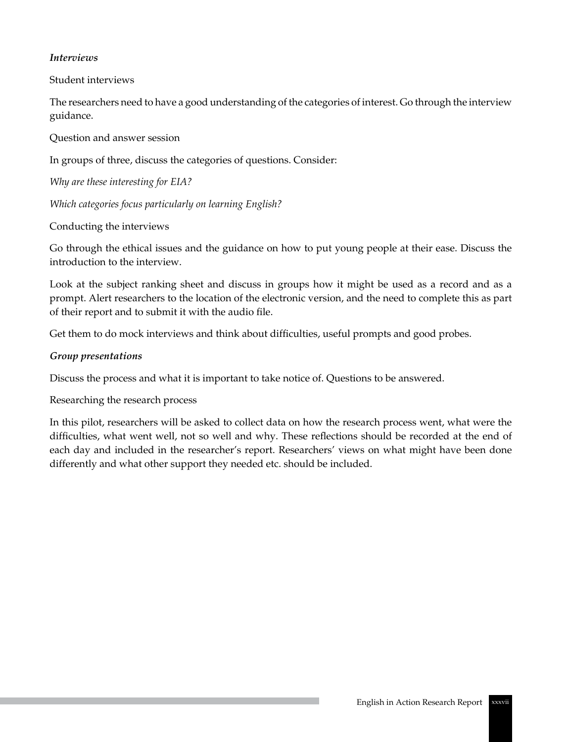***Interviews***

Student interviews

The researchers need to have a good understanding of the categories of interest. Go through the interview guidance.

Question and answer session

In groups of three, discuss the categories of questions. Consider:

*Why are these interesting for EIA?*

*Which categories focus particularly on learning English?*

Conducting the interviews

Go through the ethical issues and the guidance on how to put young people at their ease. Discuss the introduction to the interview.

Look at the subject ranking sheet and discuss in groups how it might be used as a record and as a prompt. Alert researchers to the location of the electronic version, and the need to complete this as part of their report and to submit it with the audio file.

Get them to do mock interviews and think about difficulties, useful prompts and good probes.

***Group presentations***

Discuss the process and what it is important to take notice of. Questions to be answered.

Researching the research process

In this pilot, researchers will be asked to collect data on how the research process went, what were the difficulties, what went well, not so well and why. These reflections should be recorded at the end of each day and included in the researcher's report. Researchers' views on what might have been done differently and what other support they needed etc. should be included.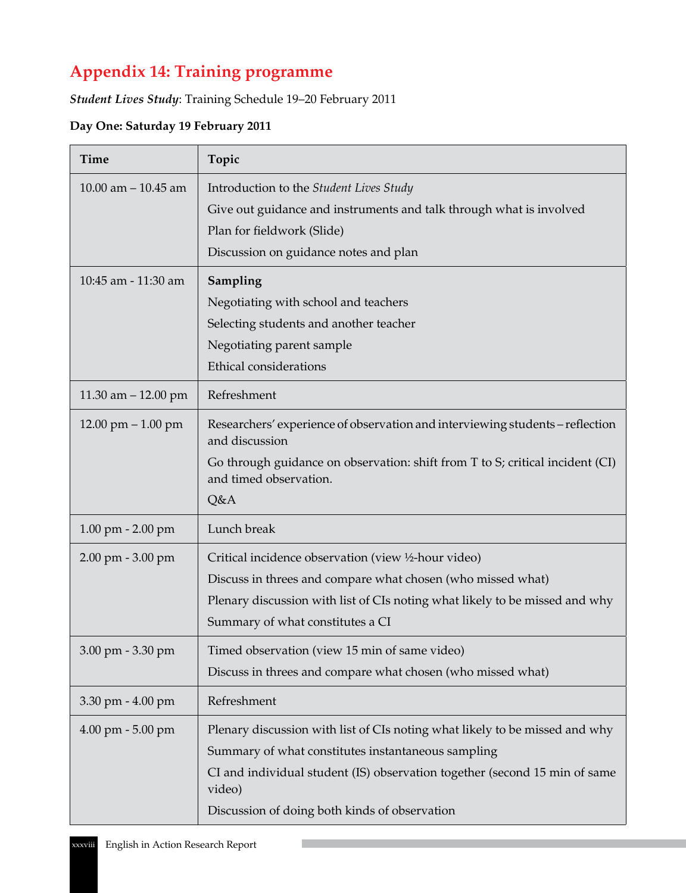## Appendix 14: Training programme

***Student Lives Study***: Training Schedule 19–20 February 2011

**Day One: Saturday 19 February 2011**

| Time | Topic |
|---|---|
| 10.00 am – 10.45 am | Introduction to the *Student Lives Study*<br>Give out guidance and instruments and talk through what is involved<br>Plan for fieldwork (Slide)<br>Discussion on guidance notes and plan |
| 10:45 am - 11:30 am | **Sampling**<br>Negotiating with school and teachers<br>Selecting students and another teacher<br>Negotiating parent sample<br>Ethical considerations |
| 11.30 am – 12.00 pm | Refreshment |
| 12.00 pm – 1.00 pm | Researchers' experience of observation and interviewing students – reflection and discussion<br>Go through guidance on observation: shift from T to S; critical incident (CI) and timed observation.<br>Q&A |
| 1.00 pm - 2.00 pm | Lunch break |
| 2.00 pm - 3.00 pm | Critical incidence observation (view ½-hour video)<br>Discuss in threes and compare what chosen (who missed what)<br>Plenary discussion with list of CIs noting what likely to be missed and why<br>Summary of what constitutes a CI |
| 3.00 pm - 3.30 pm | Timed observation (view 15 min of same video)<br>Discuss in threes and compare what chosen (who missed what) |
| 3.30 pm - 4.00 pm | Refreshment |
| 4.00 pm - 5.00 pm | Plenary discussion with list of CIs noting what likely to be missed and why<br>Summary of what constitutes instantaneous sampling<br>CI and individual student (IS) observation together (second 15 min of same video)<br>Discussion of doing both kinds of observation |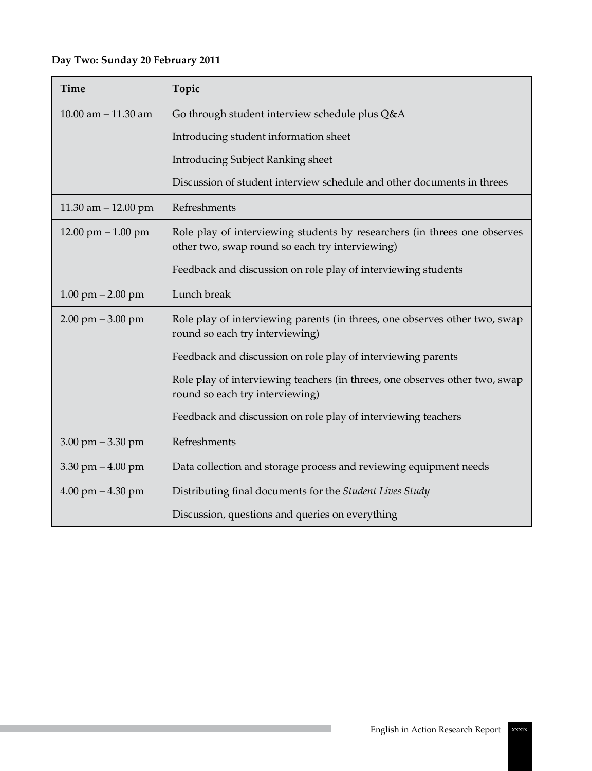**Day Two: Sunday 20 February 2011**

| Time | Topic |
|---|---|
| 10.00 am – 11.30 am | Go through student interview schedule plus Q&A<br>Introducing student information sheet<br>Introducing Subject Ranking sheet<br>Discussion of student interview schedule and other documents in threes |
| 11.30 am – 12.00 pm | Refreshments |
| 12.00 pm – 1.00 pm | Role play of interviewing students by researchers (in threes one observes other two, swap round so each try interviewing)<br>Feedback and discussion on role play of interviewing students |
| 1.00 pm – 2.00 pm | Lunch break |
| 2.00 pm – 3.00 pm | Role play of interviewing parents (in threes, one observes other two, swap round so each try interviewing)<br>Feedback and discussion on role play of interviewing parents<br>Role play of interviewing teachers (in threes, one observes other two, swap round so each try interviewing)<br>Feedback and discussion on role play of interviewing teachers |
| 3.00 pm – 3.30 pm | Refreshments |
| 3.30 pm – 4.00 pm | Data collection and storage process and reviewing equipment needs |
| 4.00 pm – 4.30 pm | Distributing final documents for the *Student Lives Study*<br>Discussion, questions and queries on everything |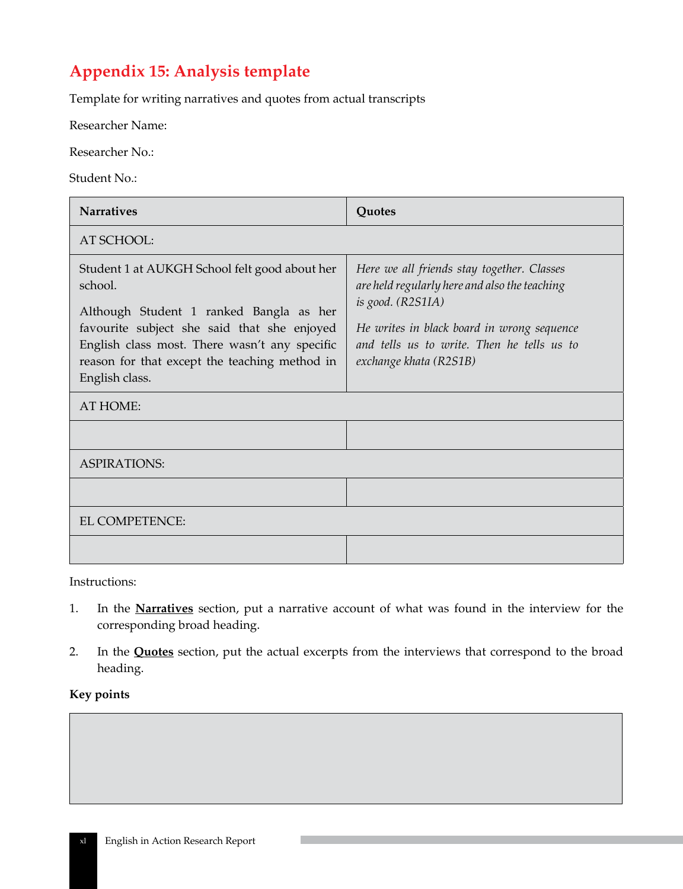# Appendix 15: Analysis template

Template for writing narratives and quotes from actual transcripts

Researcher Name:

Researcher No.:

Student No.:

| Narratives | Quotes |
|---|---|
| AT SCHOOL: | |
| Student 1 at AUKGH School felt good about her school.<br><br>Although Student 1 ranked Bangla as her favourite subject she said that she enjoyed English class most. There wasn't any specific reason for that except the teaching method in English class. | *Here we all friends stay together. Classes are held regularly here and also the teaching is good. (R2S1IA)*<br><br>*He writes in black board in wrong sequence and tells us to write. Then he tells us to exchange khata (R2S1B)* |
| AT HOME: | |
| | |
| ASPIRATIONS: | |
| | |
| EL COMPETENCE: | |
| | |

Instructions:

1. In the **Narratives** section, put a narrative account of what was found in the interview for the corresponding broad heading.

2. In the **Quotes** section, put the actual excerpts from the interviews that correspond to the broad heading.

**Key points**

| |
|---|
| |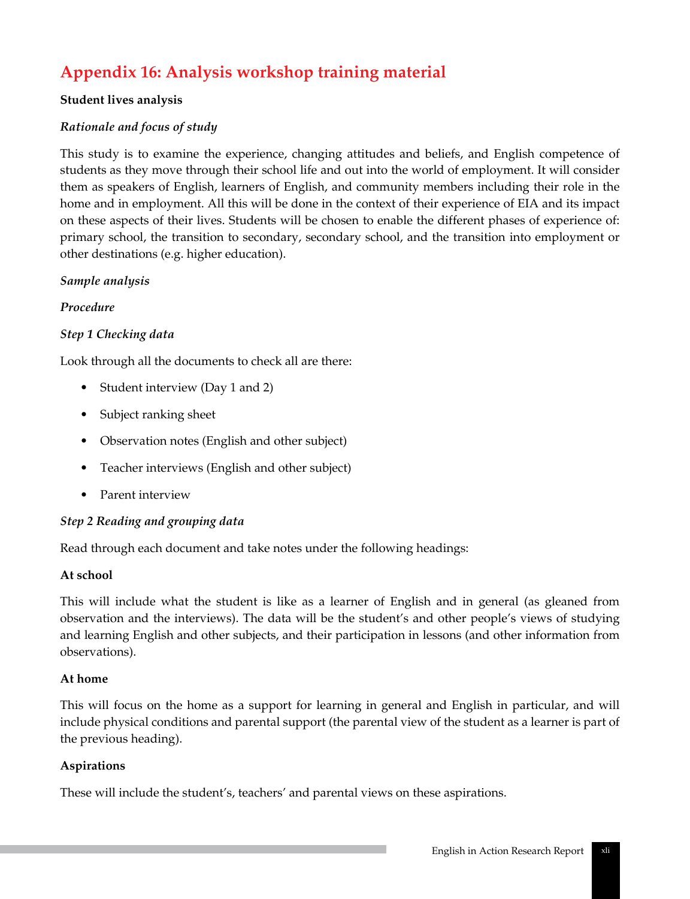# Appendix 16: Analysis workshop training material

**Student lives analysis**

***Rationale and focus of study***

This study is to examine the experience, changing attitudes and beliefs, and English competence of students as they move through their school life and out into the world of employment. It will consider them as speakers of English, learners of English, and community members including their role in the home and in employment. All this will be done in the context of their experience of EIA and its impact on these aspects of their lives. Students will be chosen to enable the different phases of experience of: primary school, the transition to secondary, secondary school, and the transition into employment or other destinations (e.g. higher education).

***Sample analysis***

***Procedure***

***Step 1 Checking data***

Look through all the documents to check all are there:

- Student interview (Day 1 and 2)
- Subject ranking sheet
- Observation notes (English and other subject)
- Teacher interviews (English and other subject)
- Parent interview

***Step 2 Reading and grouping data***

Read through each document and take notes under the following headings:

**At school**

This will include what the student is like as a learner of English and in general (as gleaned from observation and the interviews). The data will be the student's and other people's views of studying and learning English and other subjects, and their participation in lessons (and other information from observations).

**At home**

This will focus on the home as a support for learning in general and English in particular, and will include physical conditions and parental support (the parental view of the student as a learner is part of the previous heading).

**Aspirations**

These will include the student's, teachers' and parental views on these aspirations.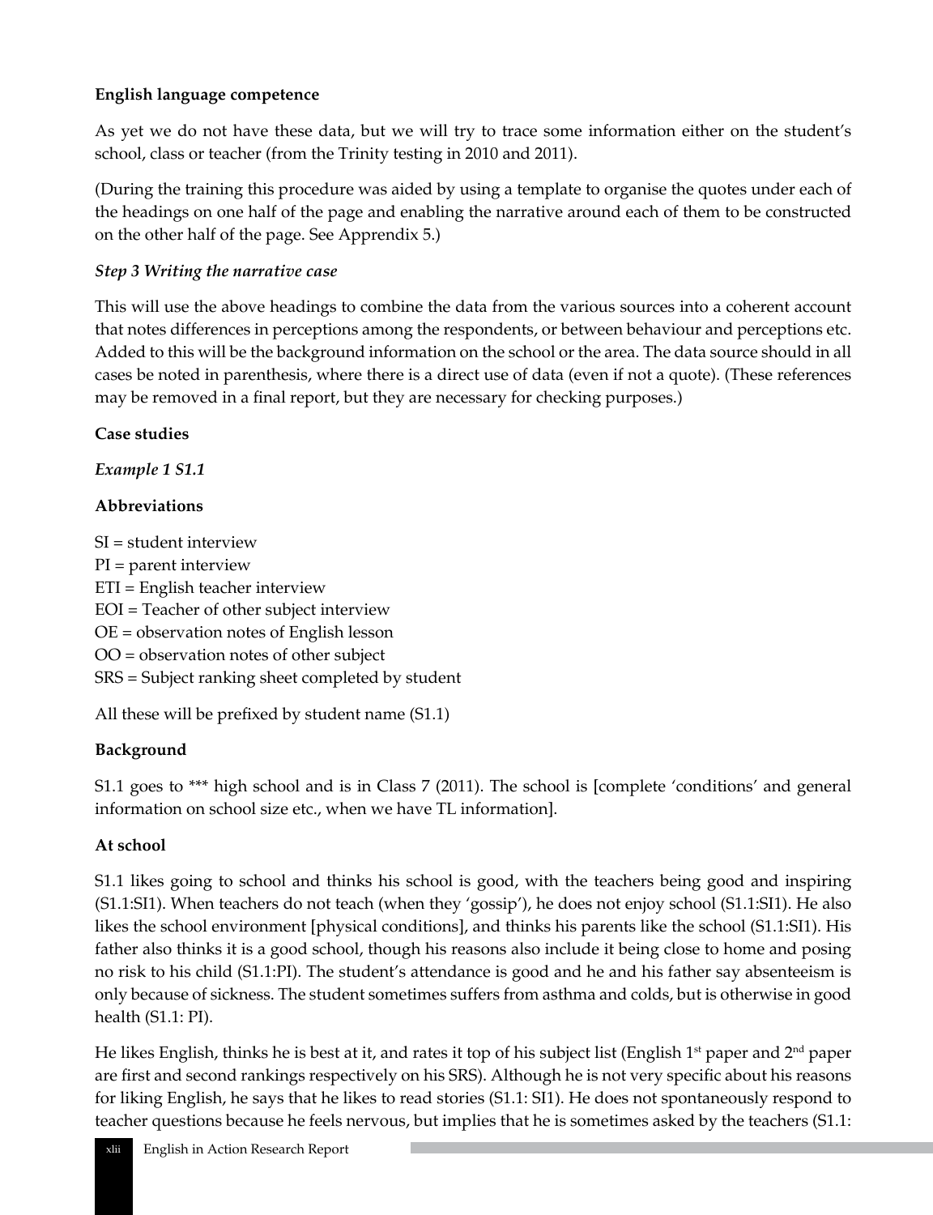**English language competence**

As yet we do not have these data, but we will try to trace some information either on the student's school, class or teacher (from the Trinity testing in 2010 and 2011).

(During the training this procedure was aided by using a template to organise the quotes under each of the headings on one half of the page and enabling the narrative around each of them to be constructed on the other half of the page. See Apprendix 5.)

***Step 3 Writing the narrative case***

This will use the above headings to combine the data from the various sources into a coherent account that notes differences in perceptions among the respondents, or between behaviour and perceptions etc. Added to this will be the background information on the school or the area. The data source should in all cases be noted in parenthesis, where there is a direct use of data (even if not a quote). (These references may be removed in a final report, but they are necessary for checking purposes.)

**Case studies**

***Example 1 S1.1***

**Abbreviations**

SI = student interview
PI = parent interview
ETI = English teacher interview
EOI = Teacher of other subject interview
OE = observation notes of English lesson
OO = observation notes of other subject
SRS = Subject ranking sheet completed by student

All these will be prefixed by student name (S1.1)

**Background**

S1.1 goes to *** high school and is in Class 7 (2011). The school is [complete 'conditions' and general information on school size etc., when we have TL information].

**At school**

S1.1 likes going to school and thinks his school is good, with the teachers being good and inspiring (S1.1:SI1). When teachers do not teach (when they 'gossip'), he does not enjoy school (S1.1:SI1). He also likes the school environment [physical conditions], and thinks his parents like the school (S1.1:SI1). His father also thinks it is a good school, though his reasons also include it being close to home and posing no risk to his child (S1.1:PI). The student's attendance is good and he and his father say absenteeism is only because of sickness. The student sometimes suffers from asthma and colds, but is otherwise in good health (S1.1: PI).

He likes English, thinks he is best at it, and rates it top of his subject list (English 1st paper and 2nd paper are first and second rankings respectively on his SRS). Although he is not very specific about his reasons for liking English, he says that he likes to read stories (S1.1: SI1). He does not spontaneously respond to teacher questions because he feels nervous, but implies that he is sometimes asked by the teachers (S1.1: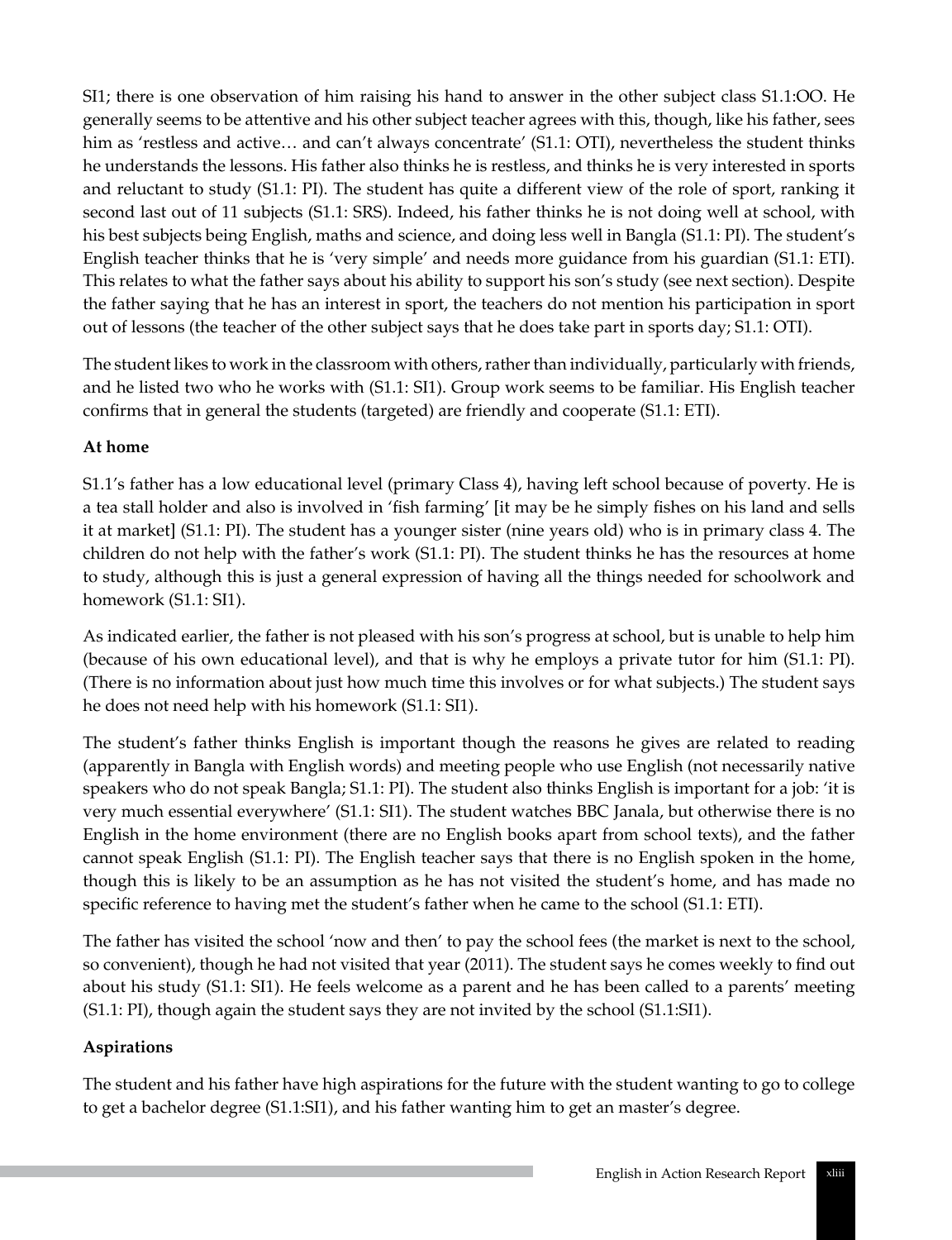SI1; there is one observation of him raising his hand to answer in the other subject class S1.1:OO. He generally seems to be attentive and his other subject teacher agrees with this, though, like his father, sees him as 'restless and active… and can't always concentrate' (S1.1: OTI), nevertheless the student thinks he understands the lessons. His father also thinks he is restless, and thinks he is very interested in sports and reluctant to study (S1.1: PI). The student has quite a different view of the role of sport, ranking it second last out of 11 subjects (S1.1: SRS). Indeed, his father thinks he is not doing well at school, with his best subjects being English, maths and science, and doing less well in Bangla (S1.1: PI). The student's English teacher thinks that he is 'very simple' and needs more guidance from his guardian (S1.1: ETI). This relates to what the father says about his ability to support his son's study (see next section). Despite the father saying that he has an interest in sport, the teachers do not mention his participation in sport out of lessons (the teacher of the other subject says that he does take part in sports day; S1.1: OTI).

The student likes to work in the classroom with others, rather than individually, particularly with friends, and he listed two who he works with (S1.1: SI1). Group work seems to be familiar. His English teacher confirms that in general the students (targeted) are friendly and cooperate (S1.1: ETI).

**At home**

S1.1's father has a low educational level (primary Class 4), having left school because of poverty. He is a tea stall holder and also is involved in 'fish farming' [it may be he simply fishes on his land and sells it at market] (S1.1: PI). The student has a younger sister (nine years old) who is in primary class 4. The children do not help with the father's work (S1.1: PI). The student thinks he has the resources at home to study, although this is just a general expression of having all the things needed for schoolwork and homework (S1.1: SI1).

As indicated earlier, the father is not pleased with his son's progress at school, but is unable to help him (because of his own educational level), and that is why he employs a private tutor for him (S1.1: PI). (There is no information about just how much time this involves or for what subjects.) The student says he does not need help with his homework (S1.1: SI1).

The student's father thinks English is important though the reasons he gives are related to reading (apparently in Bangla with English words) and meeting people who use English (not necessarily native speakers who do not speak Bangla; S1.1: PI). The student also thinks English is important for a job: 'it is very much essential everywhere' (S1.1: SI1). The student watches BBC Janala, but otherwise there is no English in the home environment (there are no English books apart from school texts), and the father cannot speak English (S1.1: PI). The English teacher says that there is no English spoken in the home, though this is likely to be an assumption as he has not visited the student's home, and has made no specific reference to having met the student's father when he came to the school (S1.1: ETI).

The father has visited the school 'now and then' to pay the school fees (the market is next to the school, so convenient), though he had not visited that year (2011). The student says he comes weekly to find out about his study (S1.1: SI1). He feels welcome as a parent and he has been called to a parents' meeting (S1.1: PI), though again the student says they are not invited by the school (S1.1:SI1).

**Aspirations**

The student and his father have high aspirations for the future with the student wanting to go to college to get a bachelor degree (S1.1:SI1), and his father wanting him to get an master's degree.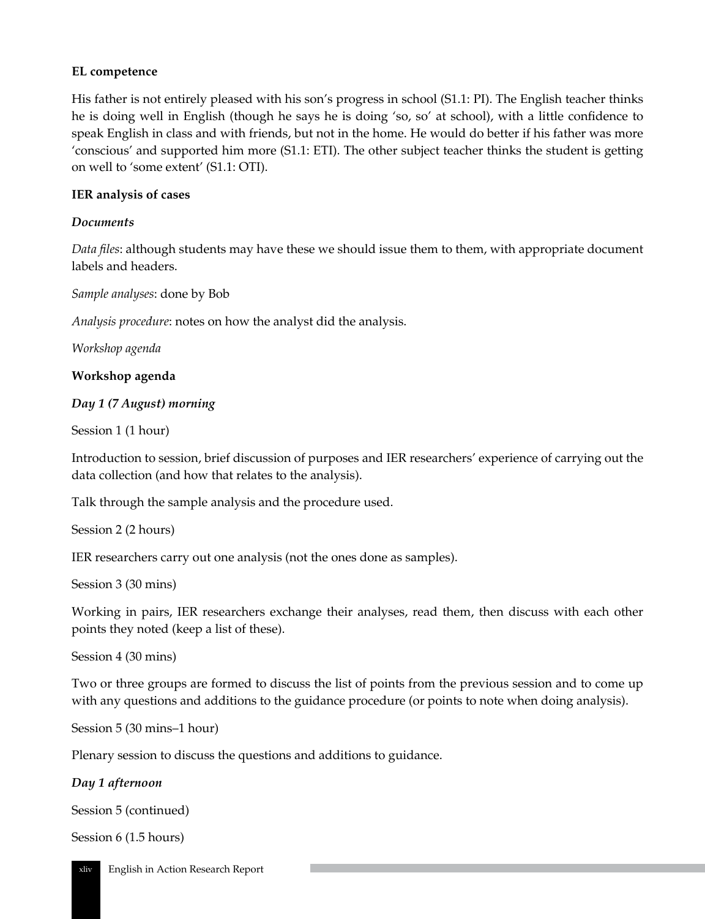**EL competence**

His father is not entirely pleased with his son's progress in school (S1.1: PI). The English teacher thinks he is doing well in English (though he says he is doing 'so, so' at school), with a little confidence to speak English in class and with friends, but not in the home. He would do better if his father was more 'conscious' and supported him more (S1.1: ETI). The other subject teacher thinks the student is getting on well to 'some extent' (S1.1: OTI).

**IER analysis of cases**

***Documents***

*Data files*: although students may have these we should issue them to them, with appropriate document labels and headers.

*Sample analyses*: done by Bob

*Analysis procedure*: notes on how the analyst did the analysis.

*Workshop agenda*

**Workshop agenda**

***Day 1 (7 August) morning***

Session 1 (1 hour)

Introduction to session, brief discussion of purposes and IER researchers' experience of carrying out the data collection (and how that relates to the analysis).

Talk through the sample analysis and the procedure used.

Session 2 (2 hours)

IER researchers carry out one analysis (not the ones done as samples).

Session 3 (30 mins)

Working in pairs, IER researchers exchange their analyses, read them, then discuss with each other points they noted (keep a list of these).

Session 4 (30 mins)

Two or three groups are formed to discuss the list of points from the previous session and to come up with any questions and additions to the guidance procedure (or points to note when doing analysis).

Session 5 (30 mins–1 hour)

Plenary session to discuss the questions and additions to guidance.

***Day 1 afternoon***

Session 5 (continued)

Session 6 (1.5 hours)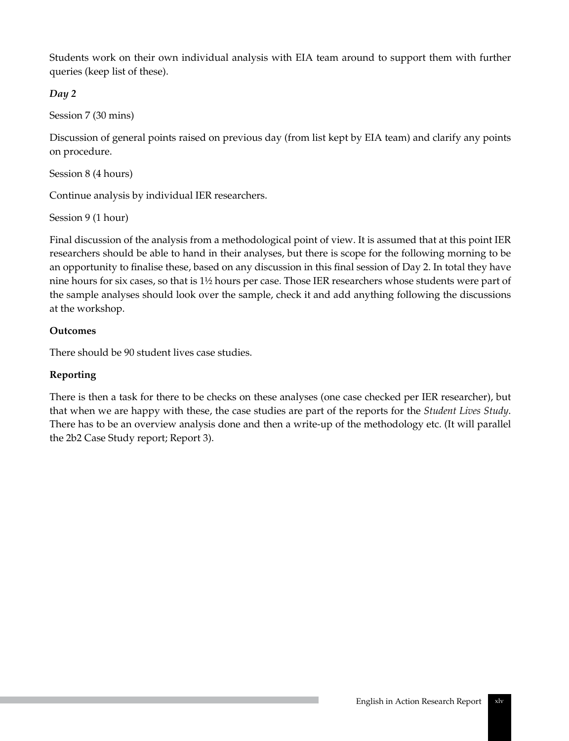Students work on their own individual analysis with EIA team around to support them with further queries (keep list of these).

***Day 2***

Session 7 (30 mins)

Discussion of general points raised on previous day (from list kept by EIA team) and clarify any points on procedure.

Session 8 (4 hours)

Continue analysis by individual IER researchers.

Session 9 (1 hour)

Final discussion of the analysis from a methodological point of view. It is assumed that at this point IER researchers should be able to hand in their analyses, but there is scope for the following morning to be an opportunity to finalise these, based on any discussion in this final session of Day 2. In total they have nine hours for six cases, so that is 1½ hours per case. Those IER researchers whose students were part of the sample analyses should look over the sample, check it and add anything following the discussions at the workshop.

**Outcomes**

There should be 90 student lives case studies.

**Reporting**

There is then a task for there to be checks on these analyses (one case checked per IER researcher), but that when we are happy with these, the case studies are part of the reports for the *Student Lives Study*. There has to be an overview analysis done and then a write-up of the methodology etc. (It will parallel the 2b2 Case Study report; Report 3).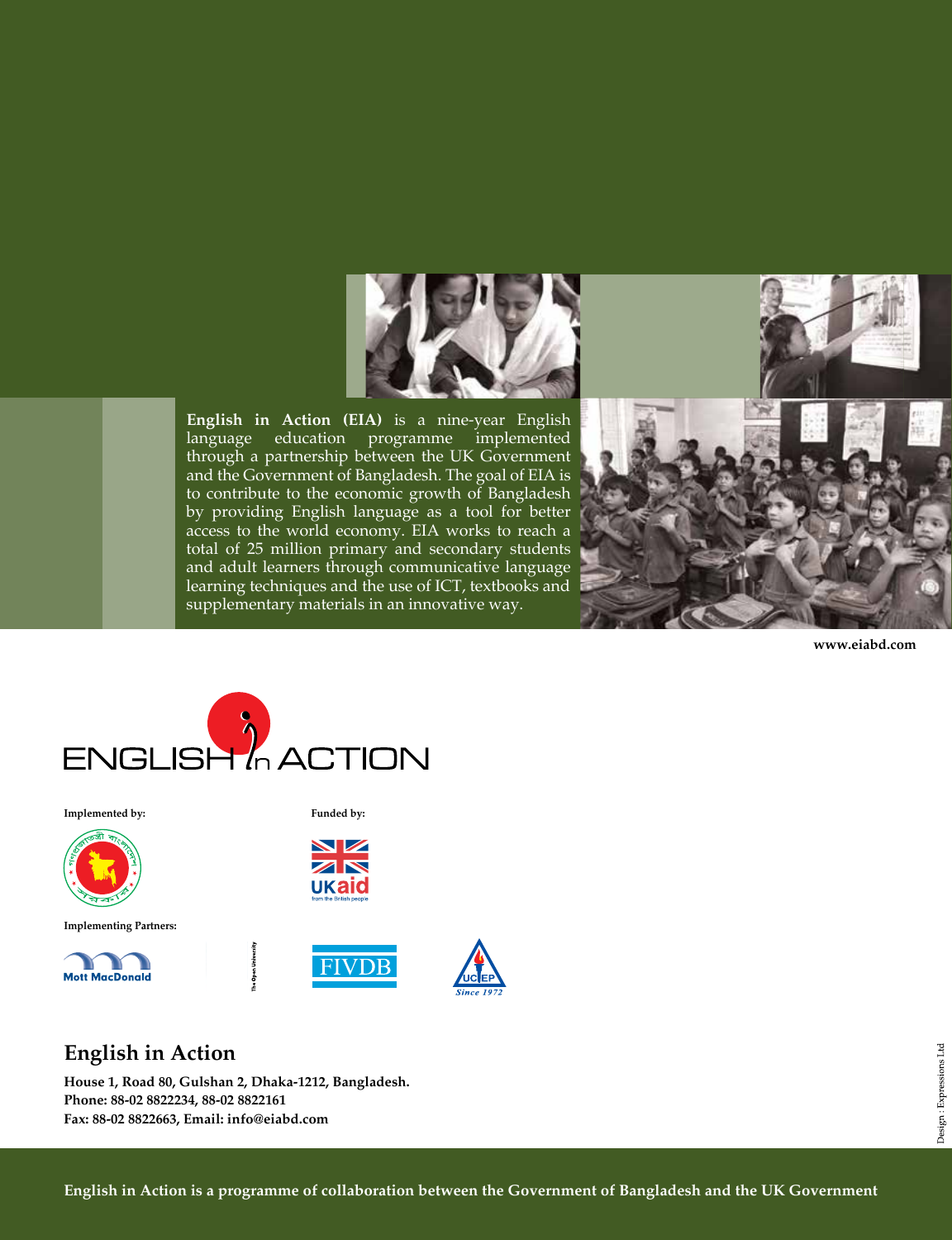**English in Action (EIA)** is a nine-year English language education programme implemented through a partnership between the UK Government and the Government of Bangladesh. The goal of EIA is to contribute to the economic growth of Bangladesh by providing English language as a tool for better access to the world economy. EIA works to reach a total of 25 million primary and secondary students and adult learners through communicative language learning techniques and the use of ICT, textbooks and supplementary materials in an innovative way.

**www.eiabd.com**

ENGLISH in ACTION

**Implemented by:**

**Funded by:**

UKaid from the British people

**Implementing Partners:**

Mott MacDonald

The Open University

FIVDB

UCEP Since 1972

## English in Action

**House 1, Road 80, Gulshan 2, Dhaka-1212, Bangladesh.**
**Phone: 88-02 8822234, 88-02 8822161**
**Fax: 88-02 8822663, Email: info@eiabd.com**

Design : Expressions Ltd

**English in Action is a programme of collaboration between the Government of Bangladesh and the UK Government**